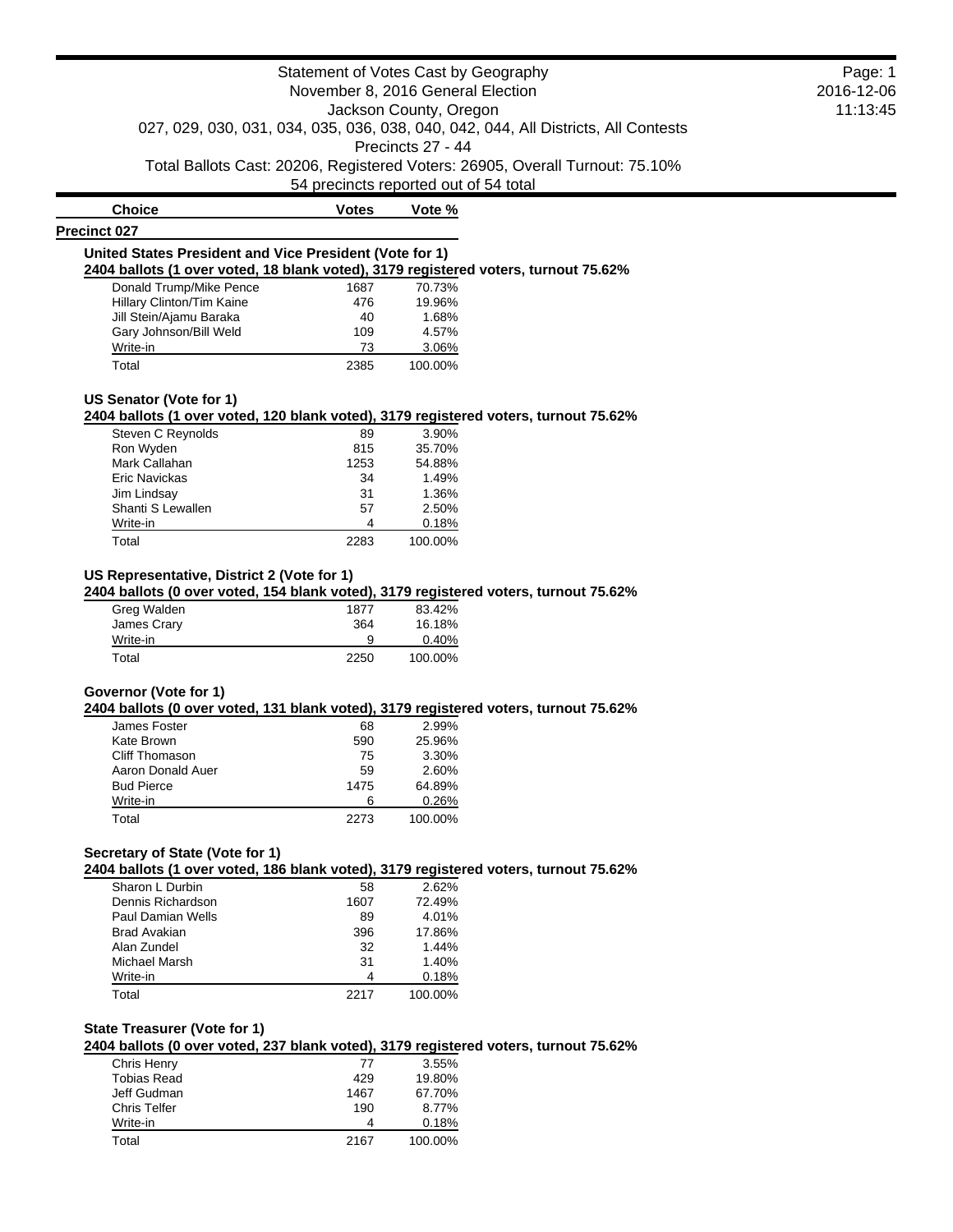# Statement of Votes Cast by Geography

November 8, 2016 General Election

Jackson County, Oregon

027, 029, 030, 031, 034, 035, 036, 038, 040, 042, 044, All Districts, All Contests

Precincts 27 - 44

Total Ballots Cast: 20206, Registered Voters: 26905, Overall Turnout: 75.10%

54 precincts reported out of 54 total

## Precinct 027

### United States President and Vice President (Vote for 1)

**2404 ballots (1 over voted, 18 blank voted), 3179 registered voters, turnout 75.62%**

| Choice | Votes | Vote % |
|---|---|---|
| Donald Trump/Mike Pence | 1687 | 70.73% |
| Hillary Clinton/Tim Kaine | 476 | 19.96% |
| Jill Stein/Ajamu Baraka | 40 | 1.68% |
| Gary Johnson/Bill Weld | 109 | 4.57% |
| Write-in | 73 | 3.06% |
| Total | 2385 | 100.00% |

### US Senator (Vote for 1)

**2404 ballots (1 over voted, 120 blank voted), 3179 registered voters, turnout 75.62%**

| Choice | Votes | Vote % |
|---|---|---|
| Steven C Reynolds | 89 | 3.90% |
| Ron Wyden | 815 | 35.70% |
| Mark Callahan | 1253 | 54.88% |
| Eric Navickas | 34 | 1.49% |
| Jim Lindsay | 31 | 1.36% |
| Shanti S Lewallen | 57 | 2.50% |
| Write-in | 4 | 0.18% |
| Total | 2283 | 100.00% |

### US Representative, District 2 (Vote for 1)

**2404 ballots (0 over voted, 154 blank voted), 3179 registered voters, turnout 75.62%**

| Choice | Votes | Vote % |
|---|---|---|
| Greg Walden | 1877 | 83.42% |
| James Crary | 364 | 16.18% |
| Write-in | 9 | 0.40% |
| Total | 2250 | 100.00% |

### Governor (Vote for 1)

**2404 ballots (0 over voted, 131 blank voted), 3179 registered voters, turnout 75.62%**

| Choice | Votes | Vote % |
|---|---|---|
| James Foster | 68 | 2.99% |
| Kate Brown | 590 | 25.96% |
| Cliff Thomason | 75 | 3.30% |
| Aaron Donald Auer | 59 | 2.60% |
| Bud Pierce | 1475 | 64.89% |
| Write-in | 6 | 0.26% |
| Total | 2273 | 100.00% |

### Secretary of State (Vote for 1)

**2404 ballots (1 over voted, 186 blank voted), 3179 registered voters, turnout 75.62%**

| Choice | Votes | Vote % |
|---|---|---|
| Sharon L Durbin | 58 | 2.62% |
| Dennis Richardson | 1607 | 72.49% |
| Paul Damian Wells | 89 | 4.01% |
| Brad Avakian | 396 | 17.86% |
| Alan Zundel | 32 | 1.44% |
| Michael Marsh | 31 | 1.40% |
| Write-in | 4 | 0.18% |
| Total | 2217 | 100.00% |

### State Treasurer (Vote for 1)

**2404 ballots (0 over voted, 237 blank voted), 3179 registered voters, turnout 75.62%**

| Choice | Votes | Vote % |
|---|---|---|
| Chris Henry | 77 | 3.55% |
| Tobias Read | 429 | 19.80% |
| Jeff Gudman | 1467 | 67.70% |
| Chris Telfer | 190 | 8.77% |
| Write-in | 4 | 0.18% |
| Total | 2167 | 100.00% |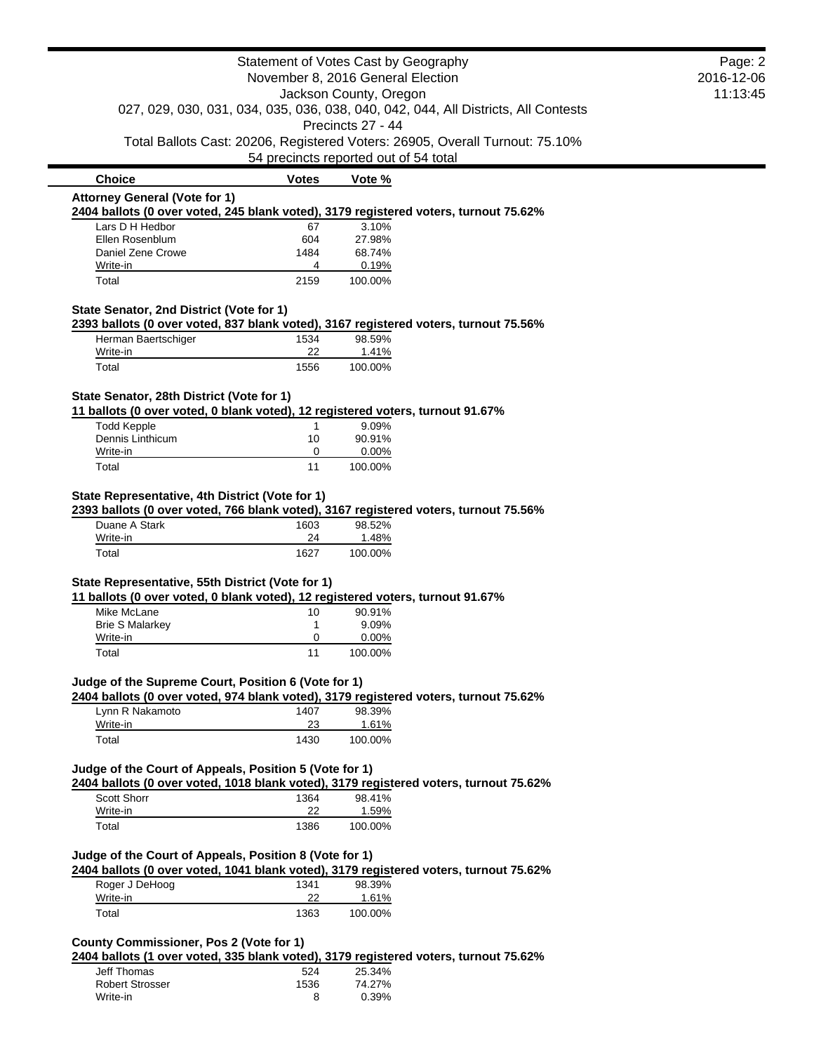Statement of Votes Cast by Geography
November 8, 2016 General Election
Jackson County, Oregon
027, 029, 030, 031, 034, 035, 036, 038, 040, 042, 044, All Districts, All Contests
Precincts 27 - 44
Total Ballots Cast: 20206, Registered Voters: 26905, Overall Turnout: 75.10%
54 precincts reported out of 54 total

### Attorney General (Vote for 1)

**2404 ballots (0 over voted, 245 blank voted), 3179 registered voters, turnout 75.62%**

| Choice | Votes | Vote % |
|---|---|---|
| Lars D H Hedbor | 67 | 3.10% |
| Ellen Rosenblum | 604 | 27.98% |
| Daniel Zene Crowe | 1484 | 68.74% |
| Write-in | 4 | 0.19% |
| Total | 2159 | 100.00% |

### State Senator, 2nd District (Vote for 1)

**2393 ballots (0 over voted, 837 blank voted), 3167 registered voters, turnout 75.56%**

| Choice | Votes | Vote % |
|---|---|---|
| Herman Baertschiger | 1534 | 98.59% |
| Write-in | 22 | 1.41% |
| Total | 1556 | 100.00% |

### State Senator, 28th District (Vote for 1)

**11 ballots (0 over voted, 0 blank voted), 12 registered voters, turnout 91.67%**

| Choice | Votes | Vote % |
|---|---|---|
| Todd Kepple | 1 | 9.09% |
| Dennis Linthicum | 10 | 90.91% |
| Write-in | 0 | 0.00% |
| Total | 11 | 100.00% |

### State Representative, 4th District (Vote for 1)

**2393 ballots (0 over voted, 766 blank voted), 3167 registered voters, turnout 75.56%**

| Choice | Votes | Vote % |
|---|---|---|
| Duane A Stark | 1603 | 98.52% |
| Write-in | 24 | 1.48% |
| Total | 1627 | 100.00% |

### State Representative, 55th District (Vote for 1)

**11 ballots (0 over voted, 0 blank voted), 12 registered voters, turnout 91.67%**

| Choice | Votes | Vote % |
|---|---|---|
| Mike McLane | 10 | 90.91% |
| Brie S Malarkey | 1 | 9.09% |
| Write-in | 0 | 0.00% |
| Total | 11 | 100.00% |

### Judge of the Supreme Court, Position 6 (Vote for 1)

**2404 ballots (0 over voted, 974 blank voted), 3179 registered voters, turnout 75.62%**

| Choice | Votes | Vote % |
|---|---|---|
| Lynn R Nakamoto | 1407 | 98.39% |
| Write-in | 23 | 1.61% |
| Total | 1430 | 100.00% |

### Judge of the Court of Appeals, Position 5 (Vote for 1)

**2404 ballots (0 over voted, 1018 blank voted), 3179 registered voters, turnout 75.62%**

| Choice | Votes | Vote % |
|---|---|---|
| Scott Shorr | 1364 | 98.41% |
| Write-in | 22 | 1.59% |
| Total | 1386 | 100.00% |

### Judge of the Court of Appeals, Position 8 (Vote for 1)

**2404 ballots (0 over voted, 1041 blank voted), 3179 registered voters, turnout 75.62%**

| Choice | Votes | Vote % |
|---|---|---|
| Roger J DeHoog | 1341 | 98.39% |
| Write-in | 22 | 1.61% |
| Total | 1363 | 100.00% |

### County Commissioner, Pos 2 (Vote for 1)

**2404 ballots (1 over voted, 335 blank voted), 3179 registered voters, turnout 75.62%**

| Choice | Votes | Vote % |
|---|---|---|
| Jeff Thomas | 524 | 25.34% |
| Robert Strosser | 1536 | 74.27% |
| Write-in | 8 | 0.39% |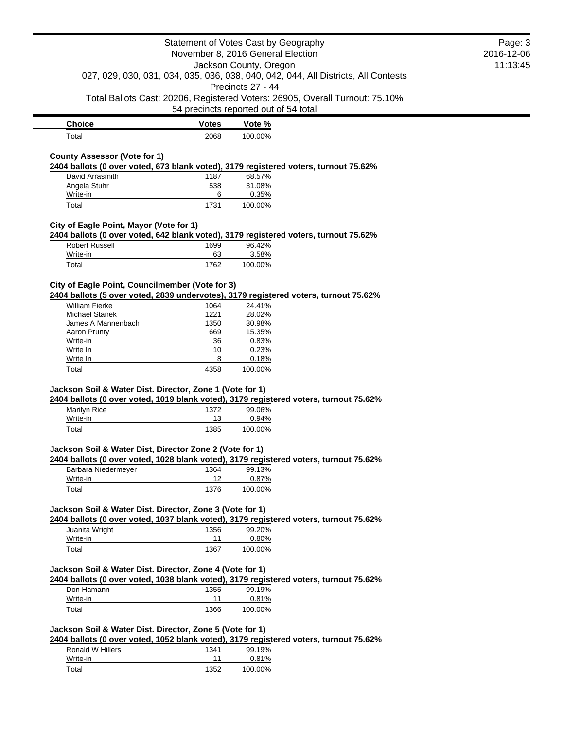| Choice | Votes | Vote % |
| --- | --- | --- |
| Total | 2068 | 100.00% |

**County Assessor (Vote for 1)**

**2404 ballots (0 over voted, 673 blank voted), 3179 registered voters, turnout 75.62%**

| Choice | Votes | Vote % |
| --- | --- | --- |
| David Arrasmith | 1187 | 68.57% |
| Angela Stuhr | 538 | 31.08% |
| Write-in | 6 | 0.35% |
| Total | 1731 | 100.00% |

**City of Eagle Point, Mayor (Vote for 1)**

**2404 ballots (0 over voted, 642 blank voted), 3179 registered voters, turnout 75.62%**

| Choice | Votes | Vote % |
| --- | --- | --- |
| Robert Russell | 1699 | 96.42% |
| Write-in | 63 | 3.58% |
| Total | 1762 | 100.00% |

**City of Eagle Point, Councilmember (Vote for 3)**

**2404 ballots (5 over voted, 2839 undervotes), 3179 registered voters, turnout 75.62%**

| Choice | Votes | Vote % |
| --- | --- | --- |
| William Fierke | 1064 | 24.41% |
| Michael Stanek | 1221 | 28.02% |
| James A Mannenbach | 1350 | 30.98% |
| Aaron Prunty | 669 | 15.35% |
| Write-in | 36 | 0.83% |
| Write In | 10 | 0.23% |
| Write In | 8 | 0.18% |
| Total | 4358 | 100.00% |

**Jackson Soil & Water Dist. Director, Zone 1 (Vote for 1)**

**2404 ballots (0 over voted, 1019 blank voted), 3179 registered voters, turnout 75.62%**

| Choice | Votes | Vote % |
| --- | --- | --- |
| Marilyn Rice | 1372 | 99.06% |
| Write-in | 13 | 0.94% |
| Total | 1385 | 100.00% |

**Jackson Soil & Water Dist, Director Zone 2 (Vote for 1)**

**2404 ballots (0 over voted, 1028 blank voted), 3179 registered voters, turnout 75.62%**

| Choice | Votes | Vote % |
| --- | --- | --- |
| Barbara Niedermeyer | 1364 | 99.13% |
| Write-in | 12 | 0.87% |
| Total | 1376 | 100.00% |

**Jackson Soil & Water Dist. Director, Zone 3 (Vote for 1)**

**2404 ballots (0 over voted, 1037 blank voted), 3179 registered voters, turnout 75.62%**

| Choice | Votes | Vote % |
| --- | --- | --- |
| Juanita Wright | 1356 | 99.20% |
| Write-in | 11 | 0.80% |
| Total | 1367 | 100.00% |

**Jackson Soil & Water Dist. Director, Zone 4 (Vote for 1)**

**2404 ballots (0 over voted, 1038 blank voted), 3179 registered voters, turnout 75.62%**

| Choice | Votes | Vote % |
| --- | --- | --- |
| Don Hamann | 1355 | 99.19% |
| Write-in | 11 | 0.81% |
| Total | 1366 | 100.00% |

**Jackson Soil & Water Dist. Director, Zone 5 (Vote for 1)**

**2404 ballots (0 over voted, 1052 blank voted), 3179 registered voters, turnout 75.62%**

| Choice | Votes | Vote % |
| --- | --- | --- |
| Ronald W Hillers | 1341 | 99.19% |
| Write-in | 11 | 0.81% |
| Total | 1352 | 100.00% |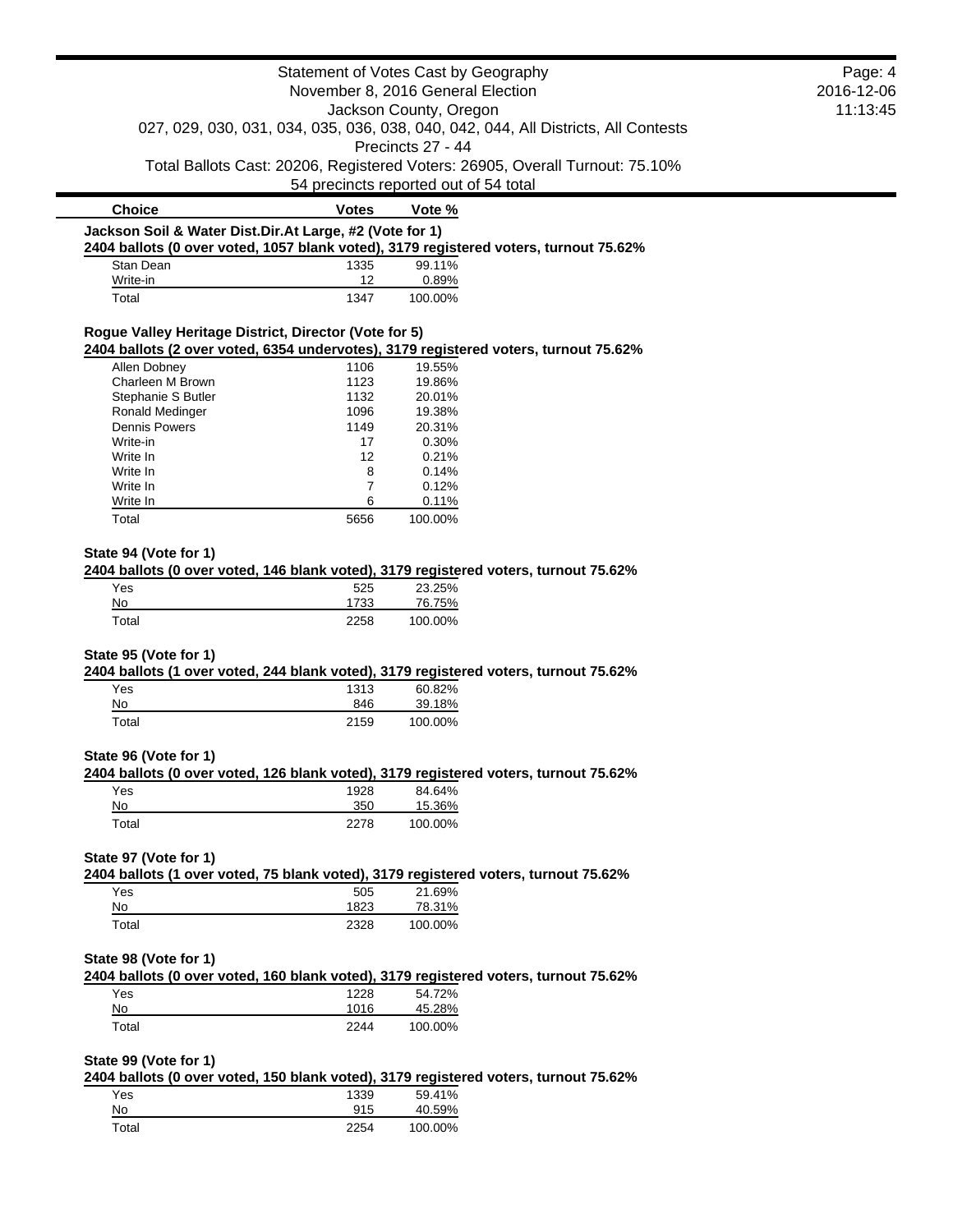Statement of Votes Cast by Geography
November 8, 2016 General Election
Jackson County, Oregon
027, 029, 030, 031, 034, 035, 036, 038, 040, 042, 044, All Districts, All Contests
Precincts 27 - 44
Total Ballots Cast: 20206, Registered Voters: 26905, Overall Turnout: 75.10%
54 precincts reported out of 54 total

| Choice | Votes | Vote % |
|---|---|---|

**Jackson Soil & Water Dist.Dir.At Large, #2 (Vote for 1)**
**2404 ballots (0 over voted, 1057 blank voted), 3179 registered voters, turnout 75.62%**

| Choice | Votes | Vote % |
|---|---|---|
| Stan Dean | 1335 | 99.11% |
| Write-in | 12 | 0.89% |
| Total | 1347 | 100.00% |

**Rogue Valley Heritage District, Director (Vote for 5)**
**2404 ballots (2 over voted, 6354 undervotes), 3179 registered voters, turnout 75.62%**

| Choice | Votes | Vote % |
|---|---|---|
| Allen Dobney | 1106 | 19.55% |
| Charleen M Brown | 1123 | 19.86% |
| Stephanie S Butler | 1132 | 20.01% |
| Ronald Medinger | 1096 | 19.38% |
| Dennis Powers | 1149 | 20.31% |
| Write-in | 17 | 0.30% |
| Write In | 12 | 0.21% |
| Write In | 8 | 0.14% |
| Write In | 7 | 0.12% |
| Write In | 6 | 0.11% |
| Total | 5656 | 100.00% |

**State 94 (Vote for 1)**
**2404 ballots (0 over voted, 146 blank voted), 3179 registered voters, turnout 75.62%**

| Choice | Votes | Vote % |
|---|---|---|
| Yes | 525 | 23.25% |
| No | 1733 | 76.75% |
| Total | 2258 | 100.00% |

**State 95 (Vote for 1)**
**2404 ballots (1 over voted, 244 blank voted), 3179 registered voters, turnout 75.62%**

| Choice | Votes | Vote % |
|---|---|---|
| Yes | 1313 | 60.82% |
| No | 846 | 39.18% |
| Total | 2159 | 100.00% |

**State 96 (Vote for 1)**
**2404 ballots (0 over voted, 126 blank voted), 3179 registered voters, turnout 75.62%**

| Choice | Votes | Vote % |
|---|---|---|
| Yes | 1928 | 84.64% |
| No | 350 | 15.36% |
| Total | 2278 | 100.00% |

**State 97 (Vote for 1)**
**2404 ballots (1 over voted, 75 blank voted), 3179 registered voters, turnout 75.62%**

| Choice | Votes | Vote % |
|---|---|---|
| Yes | 505 | 21.69% |
| No | 1823 | 78.31% |
| Total | 2328 | 100.00% |

**State 98 (Vote for 1)**
**2404 ballots (0 over voted, 160 blank voted), 3179 registered voters, turnout 75.62%**

| Choice | Votes | Vote % |
|---|---|---|
| Yes | 1228 | 54.72% |
| No | 1016 | 45.28% |
| Total | 2244 | 100.00% |

**State 99 (Vote for 1)**
**2404 ballots (0 over voted, 150 blank voted), 3179 registered voters, turnout 75.62%**

| Choice | Votes | Vote % |
|---|---|---|
| Yes | 1339 | 59.41% |
| No | 915 | 40.59% |
| Total | 2254 | 100.00% |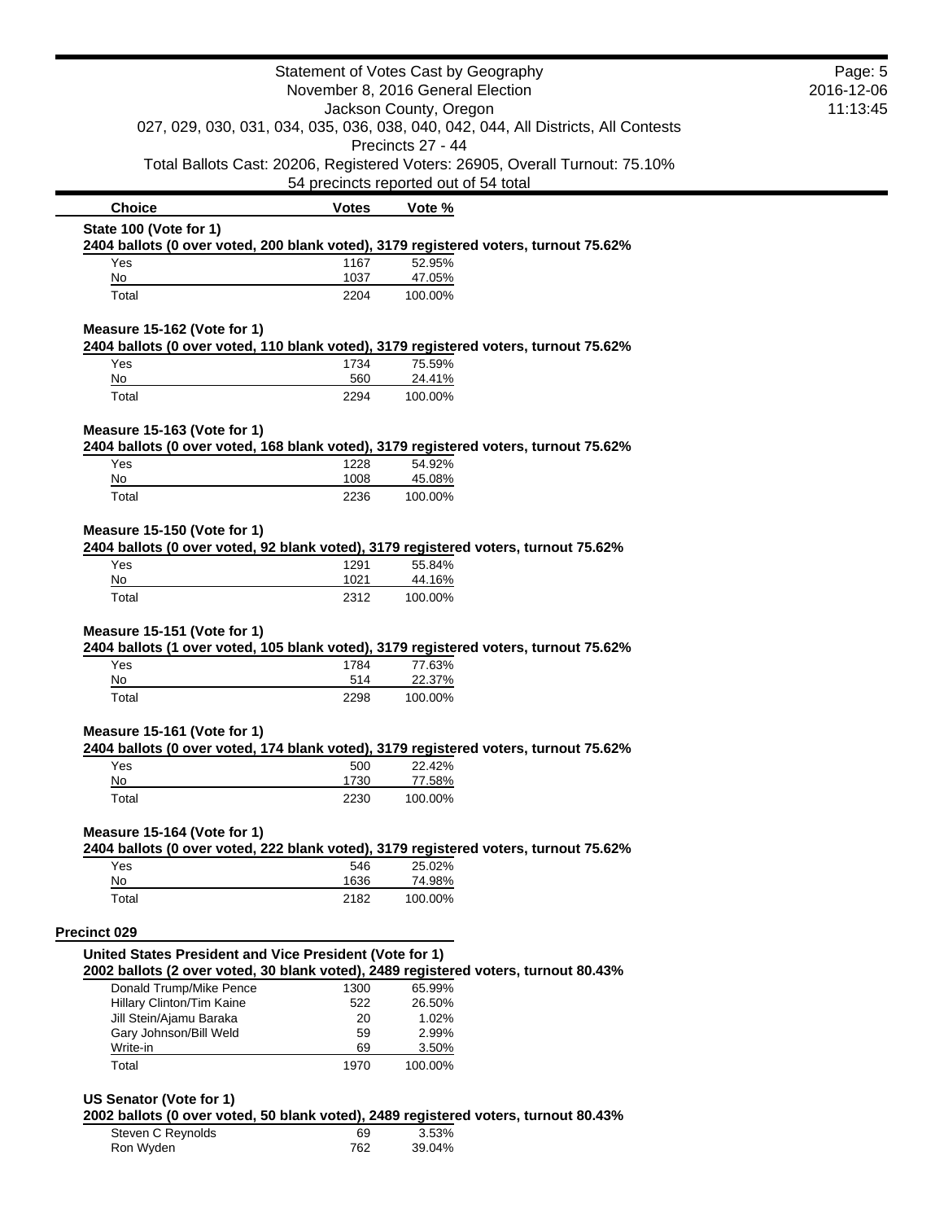**State 100 (Vote for 1)**

**2404 ballots (0 over voted, 200 blank voted), 3179 registered voters, turnout 75.62%**

| Choice | Votes | Vote % |
|---|---|---|
| Yes | 1167 | 52.95% |
| No | 1037 | 47.05% |
| Total | 2204 | 100.00% |

**Measure 15-162 (Vote for 1)**

**2404 ballots (0 over voted, 110 blank voted), 3179 registered voters, turnout 75.62%**

| Choice | Votes | Vote % |
|---|---|---|
| Yes | 1734 | 75.59% |
| No | 560 | 24.41% |
| Total | 2294 | 100.00% |

**Measure 15-163 (Vote for 1)**

**2404 ballots (0 over voted, 168 blank voted), 3179 registered voters, turnout 75.62%**

| Choice | Votes | Vote % |
|---|---|---|
| Yes | 1228 | 54.92% |
| No | 1008 | 45.08% |
| Total | 2236 | 100.00% |

**Measure 15-150 (Vote for 1)**

**2404 ballots (0 over voted, 92 blank voted), 3179 registered voters, turnout 75.62%**

| Choice | Votes | Vote % |
|---|---|---|
| Yes | 1291 | 55.84% |
| No | 1021 | 44.16% |
| Total | 2312 | 100.00% |

**Measure 15-151 (Vote for 1)**

**2404 ballots (1 over voted, 105 blank voted), 3179 registered voters, turnout 75.62%**

| Choice | Votes | Vote % |
|---|---|---|
| Yes | 1784 | 77.63% |
| No | 514 | 22.37% |
| Total | 2298 | 100.00% |

**Measure 15-161 (Vote for 1)**

**2404 ballots (0 over voted, 174 blank voted), 3179 registered voters, turnout 75.62%**

| Choice | Votes | Vote % |
|---|---|---|
| Yes | 500 | 22.42% |
| No | 1730 | 77.58% |
| Total | 2230 | 100.00% |

**Measure 15-164 (Vote for 1)**

**2404 ballots (0 over voted, 222 blank voted), 3179 registered voters, turnout 75.62%**

| Choice | Votes | Vote % |
|---|---|---|
| Yes | 546 | 25.02% |
| No | 1636 | 74.98% |
| Total | 2182 | 100.00% |

## Precinct 029

**United States President and Vice President (Vote for 1)**

**2002 ballots (2 over voted, 30 blank voted), 2489 registered voters, turnout 80.43%**

| Choice | Votes | Vote % |
|---|---|---|
| Donald Trump/Mike Pence | 1300 | 65.99% |
| Hillary Clinton/Tim Kaine | 522 | 26.50% |
| Jill Stein/Ajamu Baraka | 20 | 1.02% |
| Gary Johnson/Bill Weld | 59 | 2.99% |
| Write-in | 69 | 3.50% |
| Total | 1970 | 100.00% |

**US Senator (Vote for 1)**

**2002 ballots (0 over voted, 50 blank voted), 2489 registered voters, turnout 80.43%**

| Choice | Votes | Vote % |
|---|---|---|
| Steven C Reynolds | 69 | 3.53% |
| Ron Wyden | 762 | 39.04% |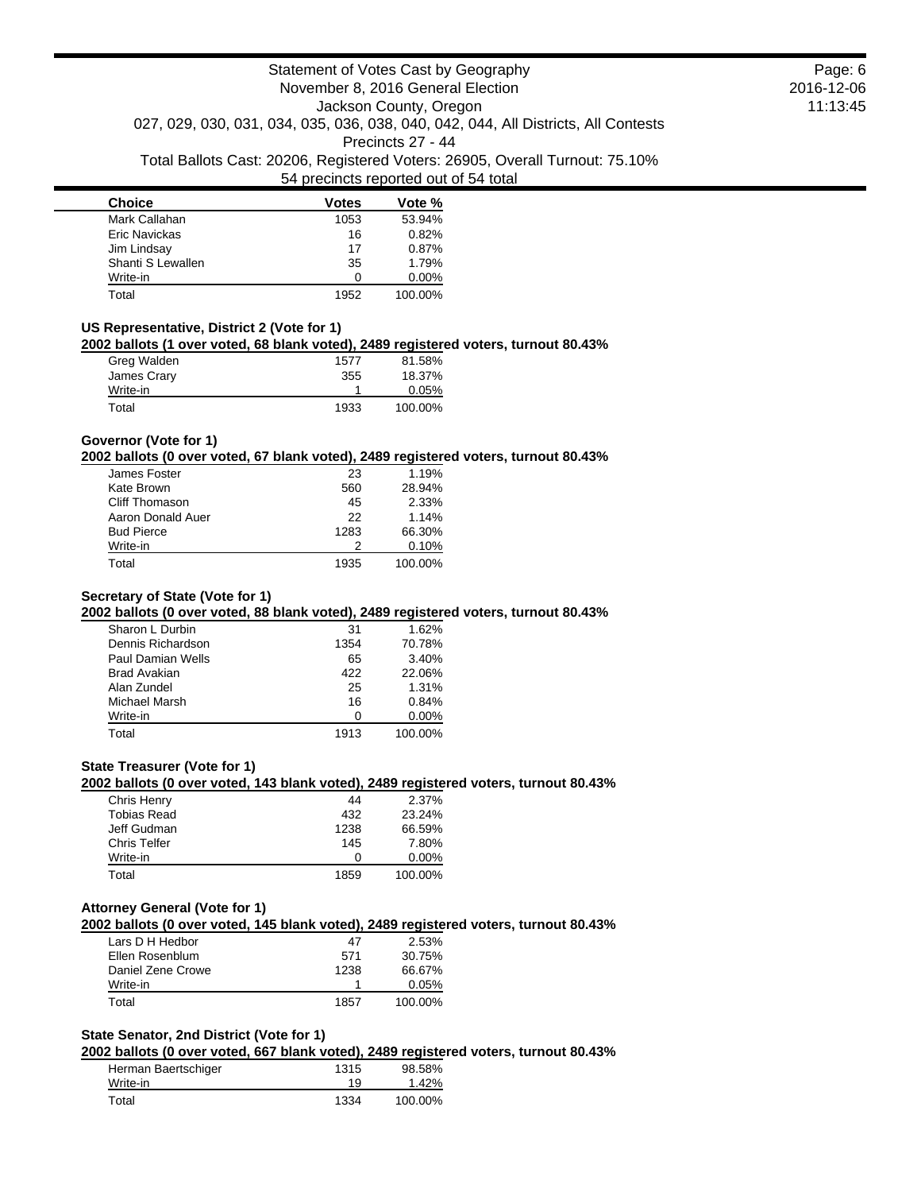| Choice | Votes | Vote % |
|---|---|---|
| Mark Callahan | 1053 | 53.94% |
| Eric Navickas | 16 | 0.82% |
| Jim Lindsay | 17 | 0.87% |
| Shanti S Lewallen | 35 | 1.79% |
| Write-in | 0 | 0.00% |
| Total | 1952 | 100.00% |

### US Representative, District 2 (Vote for 1)

**2002 ballots (1 over voted, 68 blank voted), 2489 registered voters, turnout 80.43%**

| Choice | Votes | Vote % |
|---|---|---|
| Greg Walden | 1577 | 81.58% |
| James Crary | 355 | 18.37% |
| Write-in | 1 | 0.05% |
| Total | 1933 | 100.00% |

### Governor (Vote for 1)

**2002 ballots (0 over voted, 67 blank voted), 2489 registered voters, turnout 80.43%**

| Choice | Votes | Vote % |
|---|---|---|
| James Foster | 23 | 1.19% |
| Kate Brown | 560 | 28.94% |
| Cliff Thomason | 45 | 2.33% |
| Aaron Donald Auer | 22 | 1.14% |
| Bud Pierce | 1283 | 66.30% |
| Write-in | 2 | 0.10% |
| Total | 1935 | 100.00% |

### Secretary of State (Vote for 1)

**2002 ballots (0 over voted, 88 blank voted), 2489 registered voters, turnout 80.43%**

| Choice | Votes | Vote % |
|---|---|---|
| Sharon L Durbin | 31 | 1.62% |
| Dennis Richardson | 1354 | 70.78% |
| Paul Damian Wells | 65 | 3.40% |
| Brad Avakian | 422 | 22.06% |
| Alan Zundel | 25 | 1.31% |
| Michael Marsh | 16 | 0.84% |
| Write-in | 0 | 0.00% |
| Total | 1913 | 100.00% |

### State Treasurer (Vote for 1)

**2002 ballots (0 over voted, 143 blank voted), 2489 registered voters, turnout 80.43%**

| Choice | Votes | Vote % |
|---|---|---|
| Chris Henry | 44 | 2.37% |
| Tobias Read | 432 | 23.24% |
| Jeff Gudman | 1238 | 66.59% |
| Chris Telfer | 145 | 7.80% |
| Write-in | 0 | 0.00% |
| Total | 1859 | 100.00% |

### Attorney General (Vote for 1)

**2002 ballots (0 over voted, 145 blank voted), 2489 registered voters, turnout 80.43%**

| Choice | Votes | Vote % |
|---|---|---|
| Lars D H Hedbor | 47 | 2.53% |
| Ellen Rosenblum | 571 | 30.75% |
| Daniel Zene Crowe | 1238 | 66.67% |
| Write-in | 1 | 0.05% |
| Total | 1857 | 100.00% |

### State Senator, 2nd District (Vote for 1)

**2002 ballots (0 over voted, 667 blank voted), 2489 registered voters, turnout 80.43%**

| Choice | Votes | Vote % |
|---|---|---|
| Herman Baertschiger | 1315 | 98.58% |
| Write-in | 19 | 1.42% |
| Total | 1334 | 100.00% |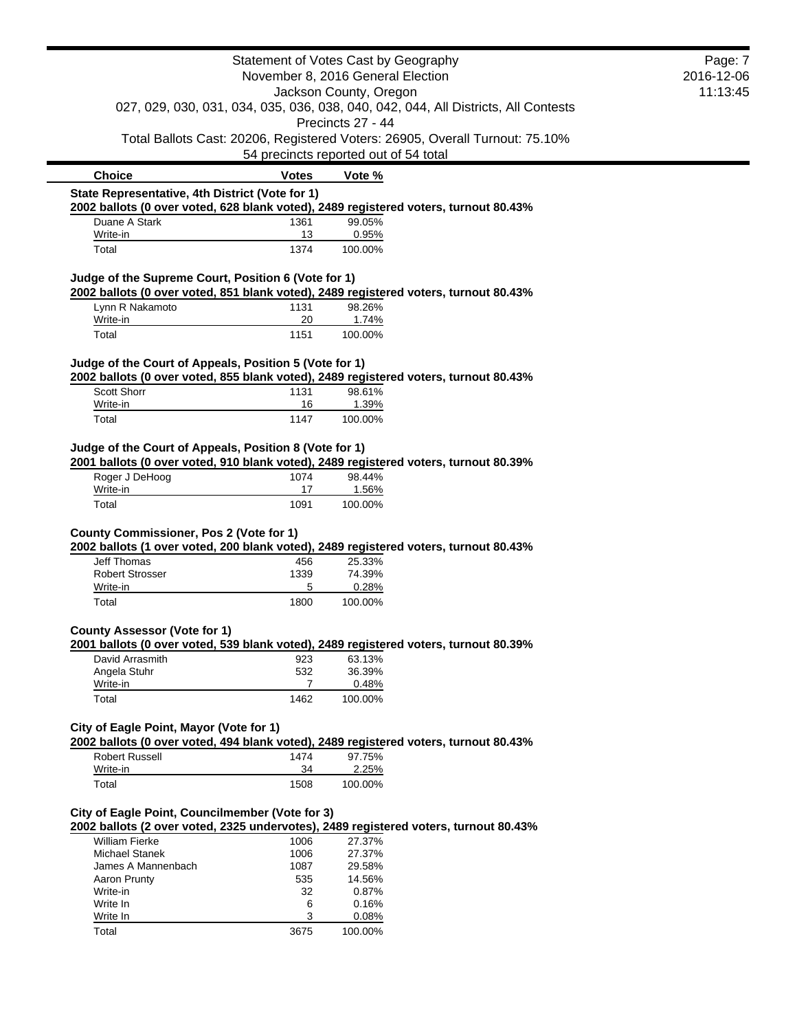Statement of Votes Cast by Geography
November 8, 2016 General Election
Jackson County, Oregon
027, 029, 030, 031, 034, 035, 036, 038, 040, 042, 044, All Districts, All Contests
Precincts 27 - 44
Total Ballots Cast: 20206, Registered Voters: 26905, Overall Turnout: 75.10%
54 precincts reported out of 54 total

2016-12-06
11:13:45

### State Representative, 4th District (Vote for 1)

**2002 ballots (0 over voted, 628 blank voted), 2489 registered voters, turnout 80.43%**

| Choice | Votes | Vote % |
|---|---|---|
| Duane A Stark | 1361 | 99.05% |
| Write-in | 13 | 0.95% |
| Total | 1374 | 100.00% |

### Judge of the Supreme Court, Position 6 (Vote for 1)

**2002 ballots (0 over voted, 851 blank voted), 2489 registered voters, turnout 80.43%**

| Choice | Votes | Vote % |
|---|---|---|
| Lynn R Nakamoto | 1131 | 98.26% |
| Write-in | 20 | 1.74% |
| Total | 1151 | 100.00% |

### Judge of the Court of Appeals, Position 5 (Vote for 1)

**2002 ballots (0 over voted, 855 blank voted), 2489 registered voters, turnout 80.43%**

| Choice | Votes | Vote % |
|---|---|---|
| Scott Shorr | 1131 | 98.61% |
| Write-in | 16 | 1.39% |
| Total | 1147 | 100.00% |

### Judge of the Court of Appeals, Position 8 (Vote for 1)

**2001 ballots (0 over voted, 910 blank voted), 2489 registered voters, turnout 80.39%**

| Choice | Votes | Vote % |
|---|---|---|
| Roger J DeHoog | 1074 | 98.44% |
| Write-in | 17 | 1.56% |
| Total | 1091 | 100.00% |

### County Commissioner, Pos 2 (Vote for 1)

**2002 ballots (1 over voted, 200 blank voted), 2489 registered voters, turnout 80.43%**

| Choice | Votes | Vote % |
|---|---|---|
| Jeff Thomas | 456 | 25.33% |
| Robert Strosser | 1339 | 74.39% |
| Write-in | 5 | 0.28% |
| Total | 1800 | 100.00% |

### County Assessor (Vote for 1)

**2001 ballots (0 over voted, 539 blank voted), 2489 registered voters, turnout 80.39%**

| Choice | Votes | Vote % |
|---|---|---|
| David Arrasmith | 923 | 63.13% |
| Angela Stuhr | 532 | 36.39% |
| Write-in | 7 | 0.48% |
| Total | 1462 | 100.00% |

### City of Eagle Point, Mayor (Vote for 1)

**2002 ballots (0 over voted, 494 blank voted), 2489 registered voters, turnout 80.43%**

| Choice | Votes | Vote % |
|---|---|---|
| Robert Russell | 1474 | 97.75% |
| Write-in | 34 | 2.25% |
| Total | 1508 | 100.00% |

### City of Eagle Point, Councilmember (Vote for 3)

**2002 ballots (2 over voted, 2325 undervotes), 2489 registered voters, turnout 80.43%**

| Choice | Votes | Vote % |
|---|---|---|
| William Fierke | 1006 | 27.37% |
| Michael Stanek | 1006 | 27.37% |
| James A Mannenbach | 1087 | 29.58% |
| Aaron Prunty | 535 | 14.56% |
| Write-in | 32 | 0.87% |
| Write In | 6 | 0.16% |
| Write In | 3 | 0.08% |
| Total | 3675 | 100.00% |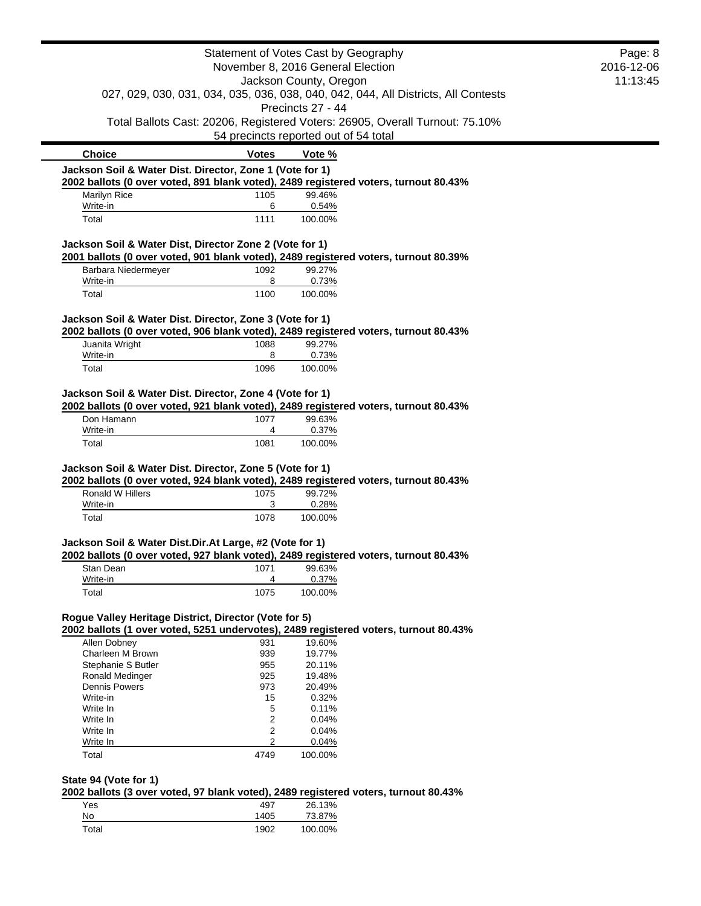Statement of Votes Cast by Geography
November 8, 2016 General Election
Jackson County, Oregon
027, 029, 030, 031, 034, 035, 036, 038, 040, 042, 044, All Districts, All Contests
Precincts 27 - 44
Total Ballots Cast: 20206, Registered Voters: 26905, Overall Turnout: 75.10%
54 precincts reported out of 54 total

| Choice | Votes | Vote % |
|---|---|---|

### Jackson Soil & Water Dist. Director, Zone 1 (Vote for 1)

**2002 ballots (0 over voted, 891 blank voted), 2489 registered voters, turnout 80.43%**

| Choice | Votes | Vote % |
|---|---|---|
| Marilyn Rice | 1105 | 99.46% |
| Write-in | 6 | 0.54% |
| Total | 1111 | 100.00% |

### Jackson Soil & Water Dist, Director Zone 2 (Vote for 1)

**2001 ballots (0 over voted, 901 blank voted), 2489 registered voters, turnout 80.39%**

| Choice | Votes | Vote % |
|---|---|---|
| Barbara Niedermeyer | 1092 | 99.27% |
| Write-in | 8 | 0.73% |
| Total | 1100 | 100.00% |

### Jackson Soil & Water Dist. Director, Zone 3 (Vote for 1)

**2002 ballots (0 over voted, 906 blank voted), 2489 registered voters, turnout 80.43%**

| Choice | Votes | Vote % |
|---|---|---|
| Juanita Wright | 1088 | 99.27% |
| Write-in | 8 | 0.73% |
| Total | 1096 | 100.00% |

### Jackson Soil & Water Dist. Director, Zone 4 (Vote for 1)

**2002 ballots (0 over voted, 921 blank voted), 2489 registered voters, turnout 80.43%**

| Choice | Votes | Vote % |
|---|---|---|
| Don Hamann | 1077 | 99.63% |
| Write-in | 4 | 0.37% |
| Total | 1081 | 100.00% |

### Jackson Soil & Water Dist. Director, Zone 5 (Vote for 1)

**2002 ballots (0 over voted, 924 blank voted), 2489 registered voters, turnout 80.43%**

| Choice | Votes | Vote % |
|---|---|---|
| Ronald W Hillers | 1075 | 99.72% |
| Write-in | 3 | 0.28% |
| Total | 1078 | 100.00% |

### Jackson Soil & Water Dist.Dir.At Large, #2 (Vote for 1)

**2002 ballots (0 over voted, 927 blank voted), 2489 registered voters, turnout 80.43%**

| Choice | Votes | Vote % |
|---|---|---|
| Stan Dean | 1071 | 99.63% |
| Write-in | 4 | 0.37% |
| Total | 1075 | 100.00% |

### Rogue Valley Heritage District, Director (Vote for 5)

**2002 ballots (1 over voted, 5251 undervotes), 2489 registered voters, turnout 80.43%**

| Choice | Votes | Vote % |
|---|---|---|
| Allen Dobney | 931 | 19.60% |
| Charleen M Brown | 939 | 19.77% |
| Stephanie S Butler | 955 | 20.11% |
| Ronald Medinger | 925 | 19.48% |
| Dennis Powers | 973 | 20.49% |
| Write-in | 15 | 0.32% |
| Write In | 5 | 0.11% |
| Write In | 2 | 0.04% |
| Write In | 2 | 0.04% |
| Write In | 2 | 0.04% |
| Total | 4749 | 100.00% |

### State 94 (Vote for 1)

**2002 ballots (3 over voted, 97 blank voted), 2489 registered voters, turnout 80.43%**

| Choice | Votes | Vote % |
|---|---|---|
| Yes | 497 | 26.13% |
| No | 1405 | 73.87% |
| Total | 1902 | 100.00% |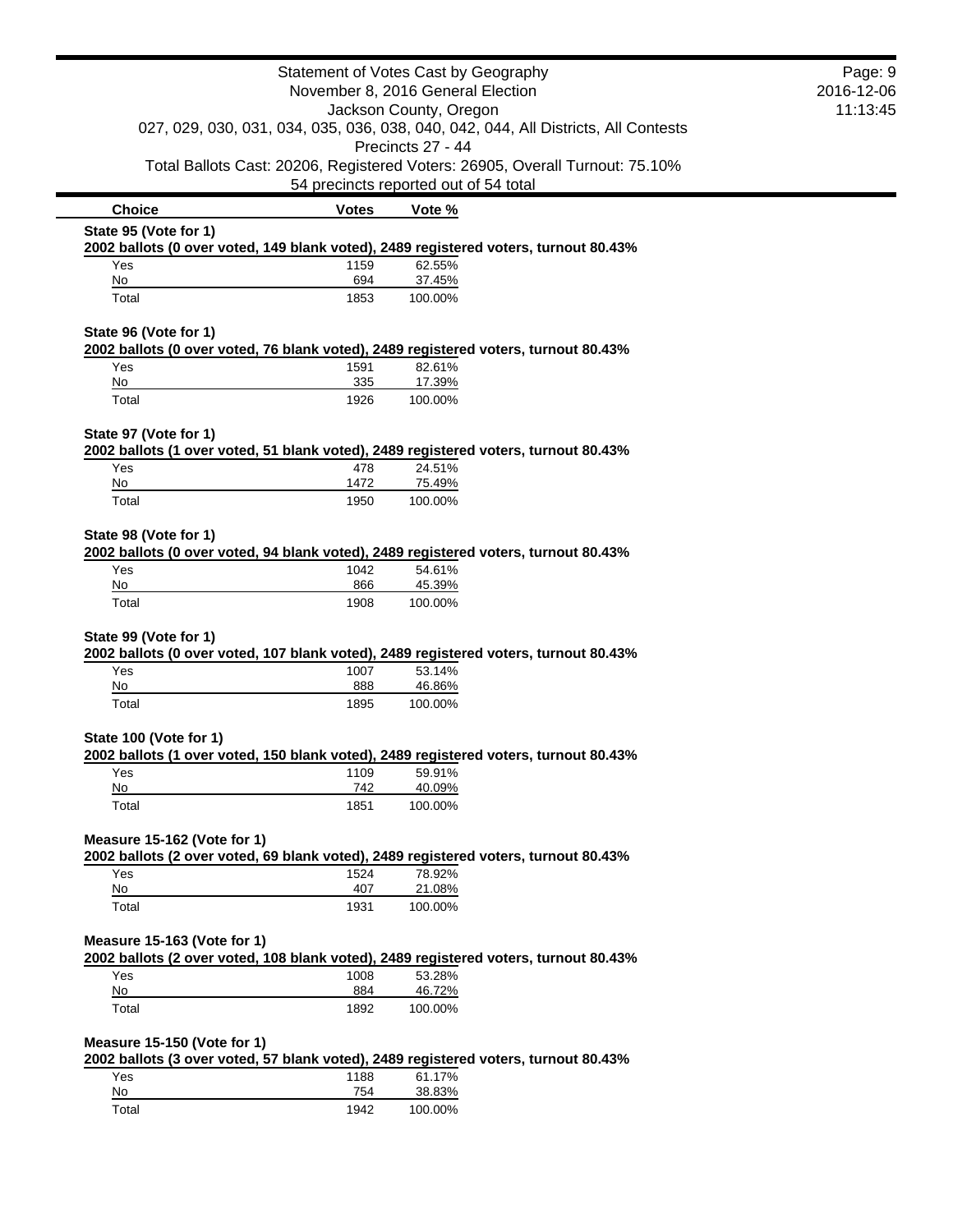Statement of Votes Cast by Geography
November 8, 2016 General Election
Jackson County, Oregon
027, 029, 030, 031, 034, 035, 036, 038, 040, 042, 044, All Districts, All Contests
Precincts 27 - 44
Total Ballots Cast: 20206, Registered Voters: 26905, Overall Turnout: 75.10%
54 precincts reported out of 54 total

| Choice | Votes | Vote % |
|---|---|---|

**State 95 (Vote for 1)**
**2002 ballots (0 over voted, 149 blank voted), 2489 registered voters, turnout 80.43%**

| Choice | Votes | Vote % |
|---|---|---|
| Yes | 1159 | 62.55% |
| No | 694 | 37.45% |
| Total | 1853 | 100.00% |

**State 96 (Vote for 1)**
**2002 ballots (0 over voted, 76 blank voted), 2489 registered voters, turnout 80.43%**

| Choice | Votes | Vote % |
|---|---|---|
| Yes | 1591 | 82.61% |
| No | 335 | 17.39% |
| Total | 1926 | 100.00% |

**State 97 (Vote for 1)**
**2002 ballots (1 over voted, 51 blank voted), 2489 registered voters, turnout 80.43%**

| Choice | Votes | Vote % |
|---|---|---|
| Yes | 478 | 24.51% |
| No | 1472 | 75.49% |
| Total | 1950 | 100.00% |

**State 98 (Vote for 1)**
**2002 ballots (0 over voted, 94 blank voted), 2489 registered voters, turnout 80.43%**

| Choice | Votes | Vote % |
|---|---|---|
| Yes | 1042 | 54.61% |
| No | 866 | 45.39% |
| Total | 1908 | 100.00% |

**State 99 (Vote for 1)**
**2002 ballots (0 over voted, 107 blank voted), 2489 registered voters, turnout 80.43%**

| Choice | Votes | Vote % |
|---|---|---|
| Yes | 1007 | 53.14% |
| No | 888 | 46.86% |
| Total | 1895 | 100.00% |

**State 100 (Vote for 1)**
**2002 ballots (1 over voted, 150 blank voted), 2489 registered voters, turnout 80.43%**

| Choice | Votes | Vote % |
|---|---|---|
| Yes | 1109 | 59.91% |
| No | 742 | 40.09% |
| Total | 1851 | 100.00% |

**Measure 15-162 (Vote for 1)**
**2002 ballots (2 over voted, 69 blank voted), 2489 registered voters, turnout 80.43%**

| Choice | Votes | Vote % |
|---|---|---|
| Yes | 1524 | 78.92% |
| No | 407 | 21.08% |
| Total | 1931 | 100.00% |

**Measure 15-163 (Vote for 1)**
**2002 ballots (2 over voted, 108 blank voted), 2489 registered voters, turnout 80.43%**

| Choice | Votes | Vote % |
|---|---|---|
| Yes | 1008 | 53.28% |
| No | 884 | 46.72% |
| Total | 1892 | 100.00% |

**Measure 15-150 (Vote for 1)**
**2002 ballots (3 over voted, 57 blank voted), 2489 registered voters, turnout 80.43%**

| Choice | Votes | Vote % |
|---|---|---|
| Yes | 1188 | 61.17% |
| No | 754 | 38.83% |
| Total | 1942 | 100.00% |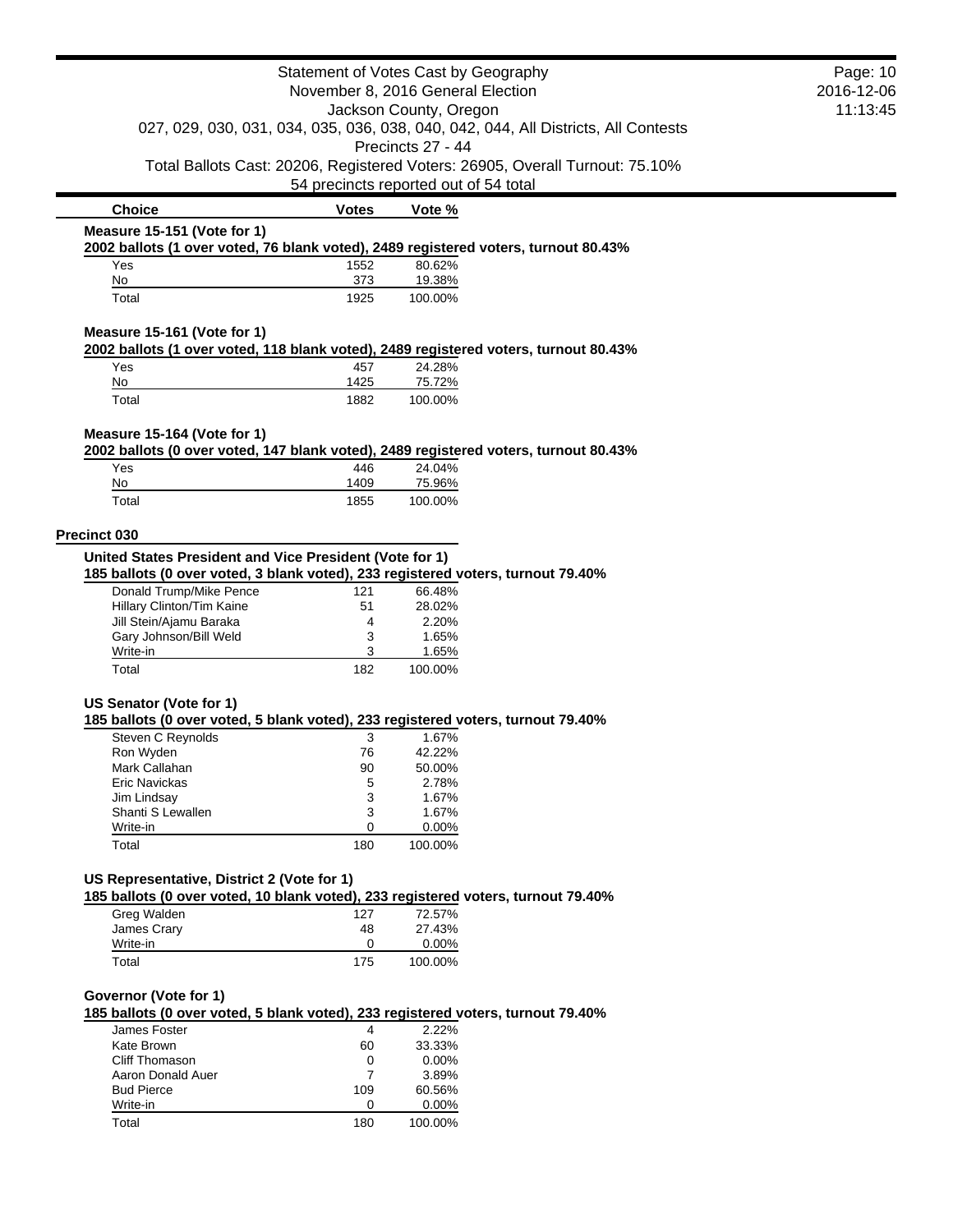| Choice | Votes | Vote % |
| --- | --- | --- |

**Measure 15-151 (Vote for 1)**

**2002 ballots (1 over voted, 76 blank voted), 2489 registered voters, turnout 80.43%**

| Choice | Votes | Vote % |
| --- | --- | --- |
| Yes | 1552 | 80.62% |
| No | 373 | 19.38% |
| Total | 1925 | 100.00% |

**Measure 15-161 (Vote for 1)**

**2002 ballots (1 over voted, 118 blank voted), 2489 registered voters, turnout 80.43%**

| Choice | Votes | Vote % |
| --- | --- | --- |
| Yes | 457 | 24.28% |
| No | 1425 | 75.72% |
| Total | 1882 | 100.00% |

**Measure 15-164 (Vote for 1)**

**2002 ballots (0 over voted, 147 blank voted), 2489 registered voters, turnout 80.43%**

| Choice | Votes | Vote % |
| --- | --- | --- |
| Yes | 446 | 24.04% |
| No | 1409 | 75.96% |
| Total | 1855 | 100.00% |

## Precinct 030

**United States President and Vice President (Vote for 1)**

**185 ballots (0 over voted, 3 blank voted), 233 registered voters, turnout 79.40%**

| Choice | Votes | Vote % |
| --- | --- | --- |
| Donald Trump/Mike Pence | 121 | 66.48% |
| Hillary Clinton/Tim Kaine | 51 | 28.02% |
| Jill Stein/Ajamu Baraka | 4 | 2.20% |
| Gary Johnson/Bill Weld | 3 | 1.65% |
| Write-in | 3 | 1.65% |
| Total | 182 | 100.00% |

**US Senator (Vote for 1)**

**185 ballots (0 over voted, 5 blank voted), 233 registered voters, turnout 79.40%**

| Choice | Votes | Vote % |
| --- | --- | --- |
| Steven C Reynolds | 3 | 1.67% |
| Ron Wyden | 76 | 42.22% |
| Mark Callahan | 90 | 50.00% |
| Eric Navickas | 5 | 2.78% |
| Jim Lindsay | 3 | 1.67% |
| Shanti S Lewallen | 3 | 1.67% |
| Write-in | 0 | 0.00% |
| Total | 180 | 100.00% |

**US Representative, District 2 (Vote for 1)**

**185 ballots (0 over voted, 10 blank voted), 233 registered voters, turnout 79.40%**

| Choice | Votes | Vote % |
| --- | --- | --- |
| Greg Walden | 127 | 72.57% |
| James Crary | 48 | 27.43% |
| Write-in | 0 | 0.00% |
| Total | 175 | 100.00% |

**Governor (Vote for 1)**

**185 ballots (0 over voted, 5 blank voted), 233 registered voters, turnout 79.40%**

| Choice | Votes | Vote % |
| --- | --- | --- |
| James Foster | 4 | 2.22% |
| Kate Brown | 60 | 33.33% |
| Cliff Thomason | 0 | 0.00% |
| Aaron Donald Auer | 7 | 3.89% |
| Bud Pierce | 109 | 60.56% |
| Write-in | 0 | 0.00% |
| Total | 180 | 100.00% |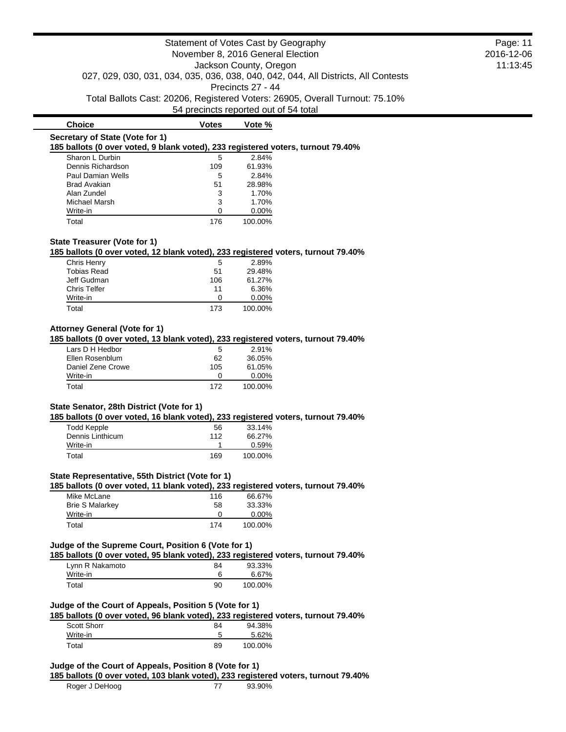Statement of Votes Cast by Geography
November 8, 2016 General Election
Jackson County, Oregon
027, 029, 030, 031, 034, 035, 036, 038, 040, 042, 044, All Districts, All Contests
Precincts 27 - 44
Total Ballots Cast: 20206, Registered Voters: 26905, Overall Turnout: 75.10%
54 precincts reported out of 54 total

### Secretary of State (Vote for 1)

**185 ballots (0 over voted, 9 blank voted), 233 registered voters, turnout 79.40%**

| Choice | Votes | Vote % |
|---|---|---|
| Sharon L Durbin | 5 | 2.84% |
| Dennis Richardson | 109 | 61.93% |
| Paul Damian Wells | 5 | 2.84% |
| Brad Avakian | 51 | 28.98% |
| Alan Zundel | 3 | 1.70% |
| Michael Marsh | 3 | 1.70% |
| Write-in | 0 | 0.00% |
| Total | 176 | 100.00% |

### State Treasurer (Vote for 1)

**185 ballots (0 over voted, 12 blank voted), 233 registered voters, turnout 79.40%**

| Choice | Votes | Vote % |
|---|---|---|
| Chris Henry | 5 | 2.89% |
| Tobias Read | 51 | 29.48% |
| Jeff Gudman | 106 | 61.27% |
| Chris Telfer | 11 | 6.36% |
| Write-in | 0 | 0.00% |
| Total | 173 | 100.00% |

### Attorney General (Vote for 1)

**185 ballots (0 over voted, 13 blank voted), 233 registered voters, turnout 79.40%**

| Choice | Votes | Vote % |
|---|---|---|
| Lars D H Hedbor | 5 | 2.91% |
| Ellen Rosenblum | 62 | 36.05% |
| Daniel Zene Crowe | 105 | 61.05% |
| Write-in | 0 | 0.00% |
| Total | 172 | 100.00% |

### State Senator, 28th District (Vote for 1)

**185 ballots (0 over voted, 16 blank voted), 233 registered voters, turnout 79.40%**

| Choice | Votes | Vote % |
|---|---|---|
| Todd Kepple | 56 | 33.14% |
| Dennis Linthicum | 112 | 66.27% |
| Write-in | 1 | 0.59% |
| Total | 169 | 100.00% |

### State Representative, 55th District (Vote for 1)

**185 ballots (0 over voted, 11 blank voted), 233 registered voters, turnout 79.40%**

| Choice | Votes | Vote % |
|---|---|---|
| Mike McLane | 116 | 66.67% |
| Brie S Malarkey | 58 | 33.33% |
| Write-in | 0 | 0.00% |
| Total | 174 | 100.00% |

### Judge of the Supreme Court, Position 6 (Vote for 1)

**185 ballots (0 over voted, 95 blank voted), 233 registered voters, turnout 79.40%**

| Choice | Votes | Vote % |
|---|---|---|
| Lynn R Nakamoto | 84 | 93.33% |
| Write-in | 6 | 6.67% |
| Total | 90 | 100.00% |

### Judge of the Court of Appeals, Position 5 (Vote for 1)

**185 ballots (0 over voted, 96 blank voted), 233 registered voters, turnout 79.40%**

| Choice | Votes | Vote % |
|---|---|---|
| Scott Shorr | 84 | 94.38% |
| Write-in | 5 | 5.62% |
| Total | 89 | 100.00% |

### Judge of the Court of Appeals, Position 8 (Vote for 1)

**185 ballots (0 over voted, 103 blank voted), 233 registered voters, turnout 79.40%**

| Choice | Votes | Vote % |
|---|---|---|
| Roger J DeHoog | 77 | 93.90% |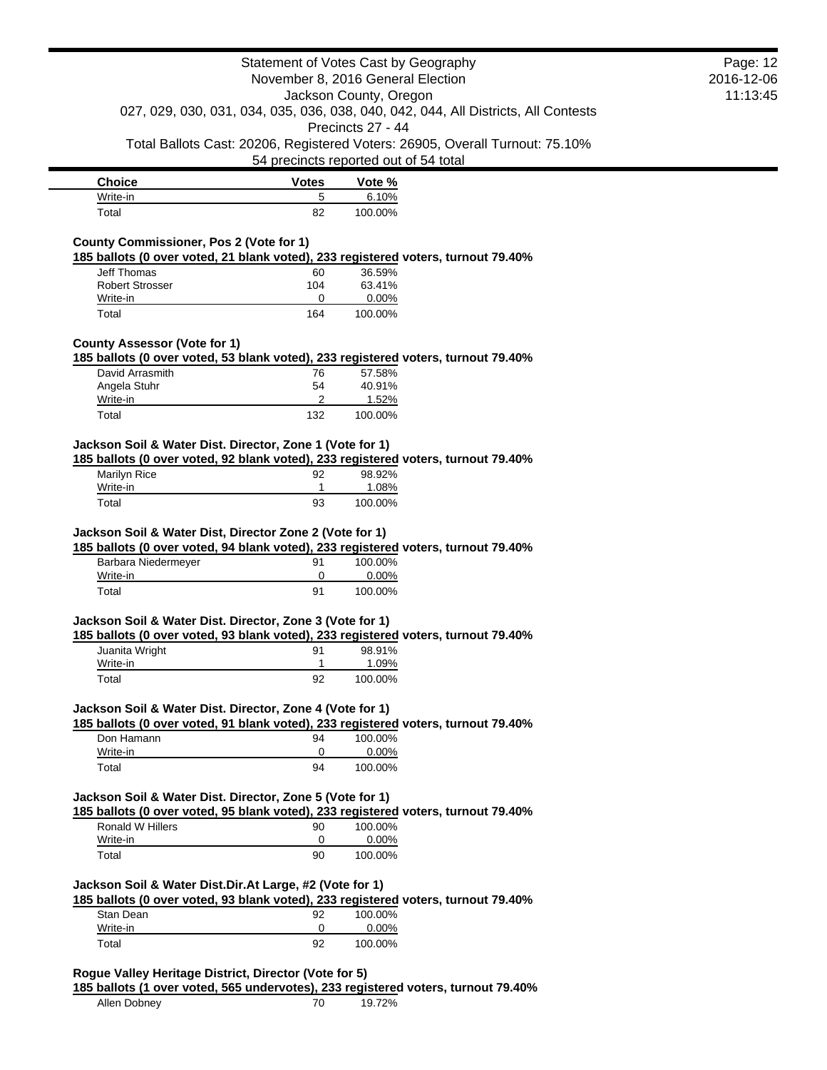| Choice | Votes | Vote % |
|---|---|---|
| Write-in | 5 | 6.10% |
| Total | 82 | 100.00% |

**County Commissioner, Pos 2 (Vote for 1)**

**185 ballots (0 over voted, 21 blank voted), 233 registered voters, turnout 79.40%**

| Choice | Votes | Vote % |
|---|---|---|
| Jeff Thomas | 60 | 36.59% |
| Robert Strosser | 104 | 63.41% |
| Write-in | 0 | 0.00% |
| Total | 164 | 100.00% |

**County Assessor (Vote for 1)**

**185 ballots (0 over voted, 53 blank voted), 233 registered voters, turnout 79.40%**

| Choice | Votes | Vote % |
|---|---|---|
| David Arrasmith | 76 | 57.58% |
| Angela Stuhr | 54 | 40.91% |
| Write-in | 2 | 1.52% |
| Total | 132 | 100.00% |

**Jackson Soil & Water Dist. Director, Zone 1 (Vote for 1)**

**185 ballots (0 over voted, 92 blank voted), 233 registered voters, turnout 79.40%**

| Choice | Votes | Vote % |
|---|---|---|
| Marilyn Rice | 92 | 98.92% |
| Write-in | 1 | 1.08% |
| Total | 93 | 100.00% |

**Jackson Soil & Water Dist, Director Zone 2 (Vote for 1)**

**185 ballots (0 over voted, 94 blank voted), 233 registered voters, turnout 79.40%**

| Choice | Votes | Vote % |
|---|---|---|
| Barbara Niedermeyer | 91 | 100.00% |
| Write-in | 0 | 0.00% |
| Total | 91 | 100.00% |

**Jackson Soil & Water Dist. Director, Zone 3 (Vote for 1)**

**185 ballots (0 over voted, 93 blank voted), 233 registered voters, turnout 79.40%**

| Choice | Votes | Vote % |
|---|---|---|
| Juanita Wright | 91 | 98.91% |
| Write-in | 1 | 1.09% |
| Total | 92 | 100.00% |

**Jackson Soil & Water Dist. Director, Zone 4 (Vote for 1)**

**185 ballots (0 over voted, 91 blank voted), 233 registered voters, turnout 79.40%**

| Choice | Votes | Vote % |
|---|---|---|
| Don Hamann | 94 | 100.00% |
| Write-in | 0 | 0.00% |
| Total | 94 | 100.00% |

**Jackson Soil & Water Dist. Director, Zone 5 (Vote for 1)**

**185 ballots (0 over voted, 95 blank voted), 233 registered voters, turnout 79.40%**

| Choice | Votes | Vote % |
|---|---|---|
| Ronald W Hillers | 90 | 100.00% |
| Write-in | 0 | 0.00% |
| Total | 90 | 100.00% |

**Jackson Soil & Water Dist.Dir.At Large, #2 (Vote for 1)**

**185 ballots (0 over voted, 93 blank voted), 233 registered voters, turnout 79.40%**

| Choice | Votes | Vote % |
|---|---|---|
| Stan Dean | 92 | 100.00% |
| Write-in | 0 | 0.00% |
| Total | 92 | 100.00% |

**Rogue Valley Heritage District, Director (Vote for 5)**

**185 ballots (1 over voted, 565 undervotes), 233 registered voters, turnout 79.40%**

| Choice | Votes | Vote % |
|---|---|---|
| Allen Dobney | 70 | 19.72% |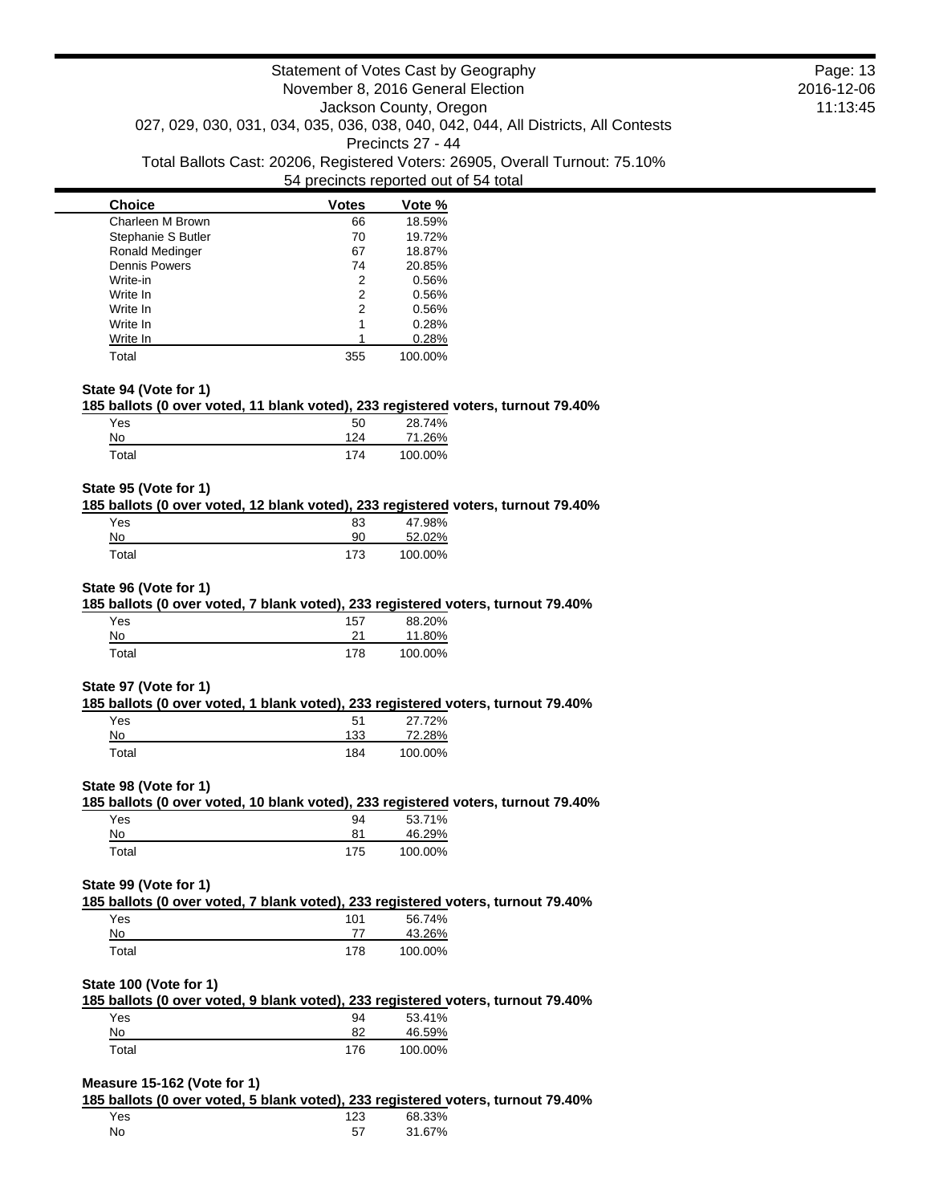Statement of Votes Cast by Geography
November 8, 2016 General Election
Jackson County, Oregon
027, 029, 030, 031, 034, 035, 036, 038, 040, 042, 044, All Districts, All Contests
Precincts 27 - 44
Total Ballots Cast: 20206, Registered Voters: 26905, Overall Turnout: 75.10%
54 precincts reported out of 54 total

| Choice | Votes | Vote % |
|---|---|---|
| Charleen M Brown | 66 | 18.59% |
| Stephanie S Butler | 70 | 19.72% |
| Ronald Medinger | 67 | 18.87% |
| Dennis Powers | 74 | 20.85% |
| Write-in | 2 | 0.56% |
| Write In | 2 | 0.56% |
| Write In | 2 | 0.56% |
| Write In | 1 | 0.28% |
| Write In | 1 | 0.28% |
| Total | 355 | 100.00% |

**State 94 (Vote for 1)**

**185 ballots (0 over voted, 11 blank voted), 233 registered voters, turnout 79.40%**

| Choice | Votes | Vote % |
|---|---|---|
| Yes | 50 | 28.74% |
| No | 124 | 71.26% |
| Total | 174 | 100.00% |

**State 95 (Vote for 1)**

**185 ballots (0 over voted, 12 blank voted), 233 registered voters, turnout 79.40%**

| Choice | Votes | Vote % |
|---|---|---|
| Yes | 83 | 47.98% |
| No | 90 | 52.02% |
| Total | 173 | 100.00% |

**State 96 (Vote for 1)**

**185 ballots (0 over voted, 7 blank voted), 233 registered voters, turnout 79.40%**

| Choice | Votes | Vote % |
|---|---|---|
| Yes | 157 | 88.20% |
| No | 21 | 11.80% |
| Total | 178 | 100.00% |

**State 97 (Vote for 1)**

**185 ballots (0 over voted, 1 blank voted), 233 registered voters, turnout 79.40%**

| Choice | Votes | Vote % |
|---|---|---|
| Yes | 51 | 27.72% |
| No | 133 | 72.28% |
| Total | 184 | 100.00% |

**State 98 (Vote for 1)**

**185 ballots (0 over voted, 10 blank voted), 233 registered voters, turnout 79.40%**

| Choice | Votes | Vote % |
|---|---|---|
| Yes | 94 | 53.71% |
| No | 81 | 46.29% |
| Total | 175 | 100.00% |

**State 99 (Vote for 1)**

**185 ballots (0 over voted, 7 blank voted), 233 registered voters, turnout 79.40%**

| Choice | Votes | Vote % |
|---|---|---|
| Yes | 101 | 56.74% |
| No | 77 | 43.26% |
| Total | 178 | 100.00% |

**State 100 (Vote for 1)**

**185 ballots (0 over voted, 9 blank voted), 233 registered voters, turnout 79.40%**

| Choice | Votes | Vote % |
|---|---|---|
| Yes | 94 | 53.41% |
| No | 82 | 46.59% |
| Total | 176 | 100.00% |

**Measure 15-162 (Vote for 1)**

**185 ballots (0 over voted, 5 blank voted), 233 registered voters, turnout 79.40%**

| Choice | Votes | Vote % |
|---|---|---|
| Yes | 123 | 68.33% |
| No | 57 | 31.67% |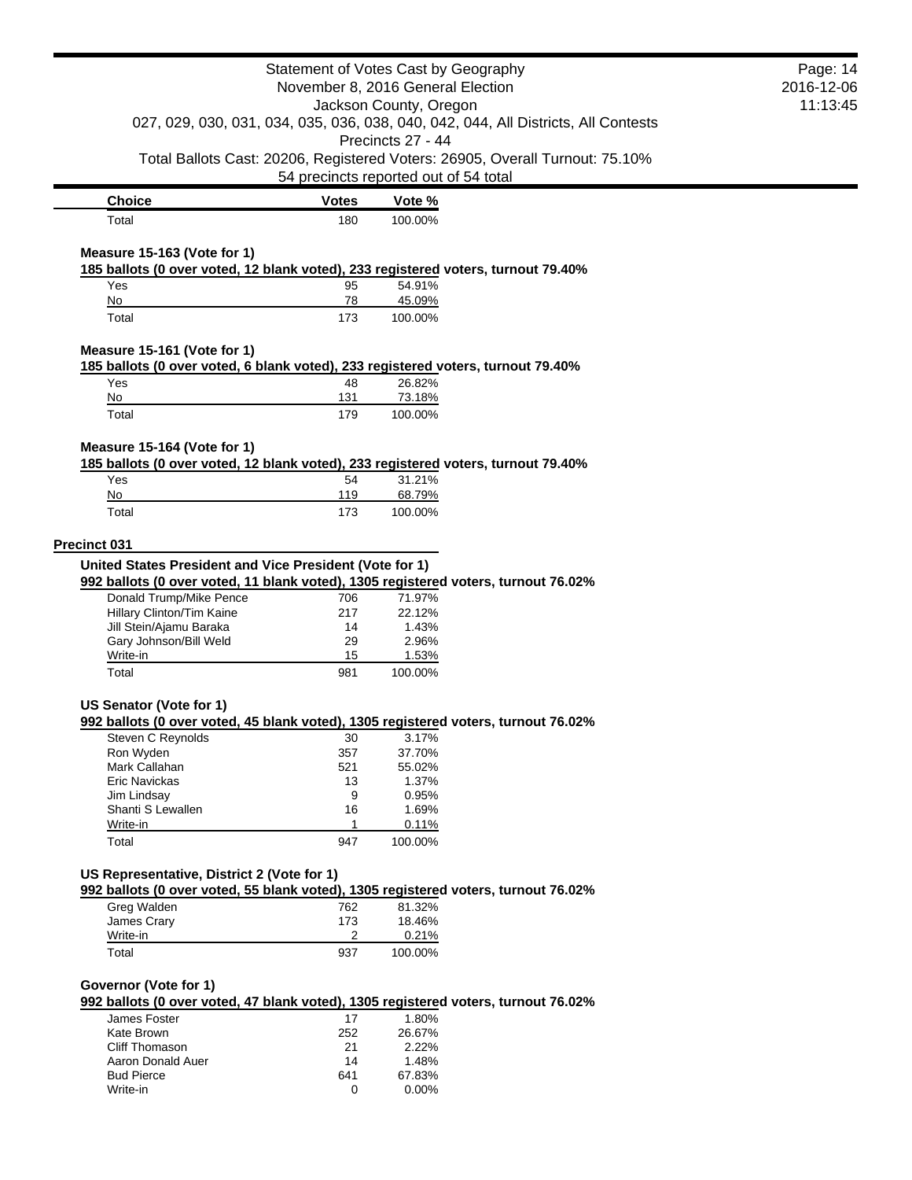| Choice | Votes | Vote % |
| --- | --- | --- |
| Total | 180 | 100.00% |

**Measure 15-163 (Vote for 1)**

**185 ballots (0 over voted, 12 blank voted), 233 registered voters, turnout 79.40%**

| Choice | Votes | Vote % |
| --- | --- | --- |
| Yes | 95 | 54.91% |
| No | 78 | 45.09% |
| Total | 173 | 100.00% |

**Measure 15-161 (Vote for 1)**

**185 ballots (0 over voted, 6 blank voted), 233 registered voters, turnout 79.40%**

| Choice | Votes | Vote % |
| --- | --- | --- |
| Yes | 48 | 26.82% |
| No | 131 | 73.18% |
| Total | 179 | 100.00% |

**Measure 15-164 (Vote for 1)**

**185 ballots (0 over voted, 12 blank voted), 233 registered voters, turnout 79.40%**

| Choice | Votes | Vote % |
| --- | --- | --- |
| Yes | 54 | 31.21% |
| No | 119 | 68.79% |
| Total | 173 | 100.00% |

## Precinct 031

**United States President and Vice President (Vote for 1)**

**992 ballots (0 over voted, 11 blank voted), 1305 registered voters, turnout 76.02%**

| Choice | Votes | Vote % |
| --- | --- | --- |
| Donald Trump/Mike Pence | 706 | 71.97% |
| Hillary Clinton/Tim Kaine | 217 | 22.12% |
| Jill Stein/Ajamu Baraka | 14 | 1.43% |
| Gary Johnson/Bill Weld | 29 | 2.96% |
| Write-in | 15 | 1.53% |
| Total | 981 | 100.00% |

**US Senator (Vote for 1)**

**992 ballots (0 over voted, 45 blank voted), 1305 registered voters, turnout 76.02%**

| Choice | Votes | Vote % |
| --- | --- | --- |
| Steven C Reynolds | 30 | 3.17% |
| Ron Wyden | 357 | 37.70% |
| Mark Callahan | 521 | 55.02% |
| Eric Navickas | 13 | 1.37% |
| Jim Lindsay | 9 | 0.95% |
| Shanti S Lewallen | 16 | 1.69% |
| Write-in | 1 | 0.11% |
| Total | 947 | 100.00% |

**US Representative, District 2 (Vote for 1)**

**992 ballots (0 over voted, 55 blank voted), 1305 registered voters, turnout 76.02%**

| Choice | Votes | Vote % |
| --- | --- | --- |
| Greg Walden | 762 | 81.32% |
| James Crary | 173 | 18.46% |
| Write-in | 2 | 0.21% |
| Total | 937 | 100.00% |

**Governor (Vote for 1)**

**992 ballots (0 over voted, 47 blank voted), 1305 registered voters, turnout 76.02%**

| Choice | Votes | Vote % |
| --- | --- | --- |
| James Foster | 17 | 1.80% |
| Kate Brown | 252 | 26.67% |
| Cliff Thomason | 21 | 2.22% |
| Aaron Donald Auer | 14 | 1.48% |
| Bud Pierce | 641 | 67.83% |
| Write-in | 0 | 0.00% |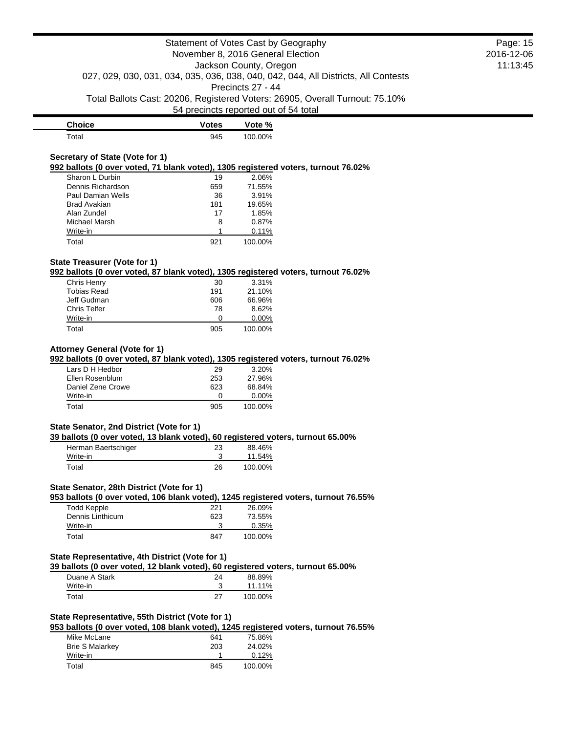| Choice | Votes | Vote % |
| --- | --- | --- |
| Total | 945 | 100.00% |

### Secretary of State (Vote for 1)

**992 ballots (0 over voted, 71 blank voted), 1305 registered voters, turnout 76.02%**

| Choice | Votes | Vote % |
| --- | --- | --- |
| Sharon L Durbin | 19 | 2.06% |
| Dennis Richardson | 659 | 71.55% |
| Paul Damian Wells | 36 | 3.91% |
| Brad Avakian | 181 | 19.65% |
| Alan Zundel | 17 | 1.85% |
| Michael Marsh | 8 | 0.87% |
| Write-in | 1 | 0.11% |
| Total | 921 | 100.00% |

### State Treasurer (Vote for 1)

**992 ballots (0 over voted, 87 blank voted), 1305 registered voters, turnout 76.02%**

| Choice | Votes | Vote % |
| --- | --- | --- |
| Chris Henry | 30 | 3.31% |
| Tobias Read | 191 | 21.10% |
| Jeff Gudman | 606 | 66.96% |
| Chris Telfer | 78 | 8.62% |
| Write-in | 0 | 0.00% |
| Total | 905 | 100.00% |

### Attorney General (Vote for 1)

**992 ballots (0 over voted, 87 blank voted), 1305 registered voters, turnout 76.02%**

| Choice | Votes | Vote % |
| --- | --- | --- |
| Lars D H Hedbor | 29 | 3.20% |
| Ellen Rosenblum | 253 | 27.96% |
| Daniel Zene Crowe | 623 | 68.84% |
| Write-in | 0 | 0.00% |
| Total | 905 | 100.00% |

### State Senator, 2nd District (Vote for 1)

**39 ballots (0 over voted, 13 blank voted), 60 registered voters, turnout 65.00%**

| Choice | Votes | Vote % |
| --- | --- | --- |
| Herman Baertschiger | 23 | 88.46% |
| Write-in | 3 | 11.54% |
| Total | 26 | 100.00% |

### State Senator, 28th District (Vote for 1)

**953 ballots (0 over voted, 106 blank voted), 1245 registered voters, turnout 76.55%**

| Choice | Votes | Vote % |
| --- | --- | --- |
| Todd Kepple | 221 | 26.09% |
| Dennis Linthicum | 623 | 73.55% |
| Write-in | 3 | 0.35% |
| Total | 847 | 100.00% |

### State Representative, 4th District (Vote for 1)

**39 ballots (0 over voted, 12 blank voted), 60 registered voters, turnout 65.00%**

| Choice | Votes | Vote % |
| --- | --- | --- |
| Duane A Stark | 24 | 88.89% |
| Write-in | 3 | 11.11% |
| Total | 27 | 100.00% |

### State Representative, 55th District (Vote for 1)

**953 ballots (0 over voted, 108 blank voted), 1245 registered voters, turnout 76.55%**

| Choice | Votes | Vote % |
| --- | --- | --- |
| Mike McLane | 641 | 75.86% |
| Brie S Malarkey | 203 | 24.02% |
| Write-in | 1 | 0.12% |
| Total | 845 | 100.00% |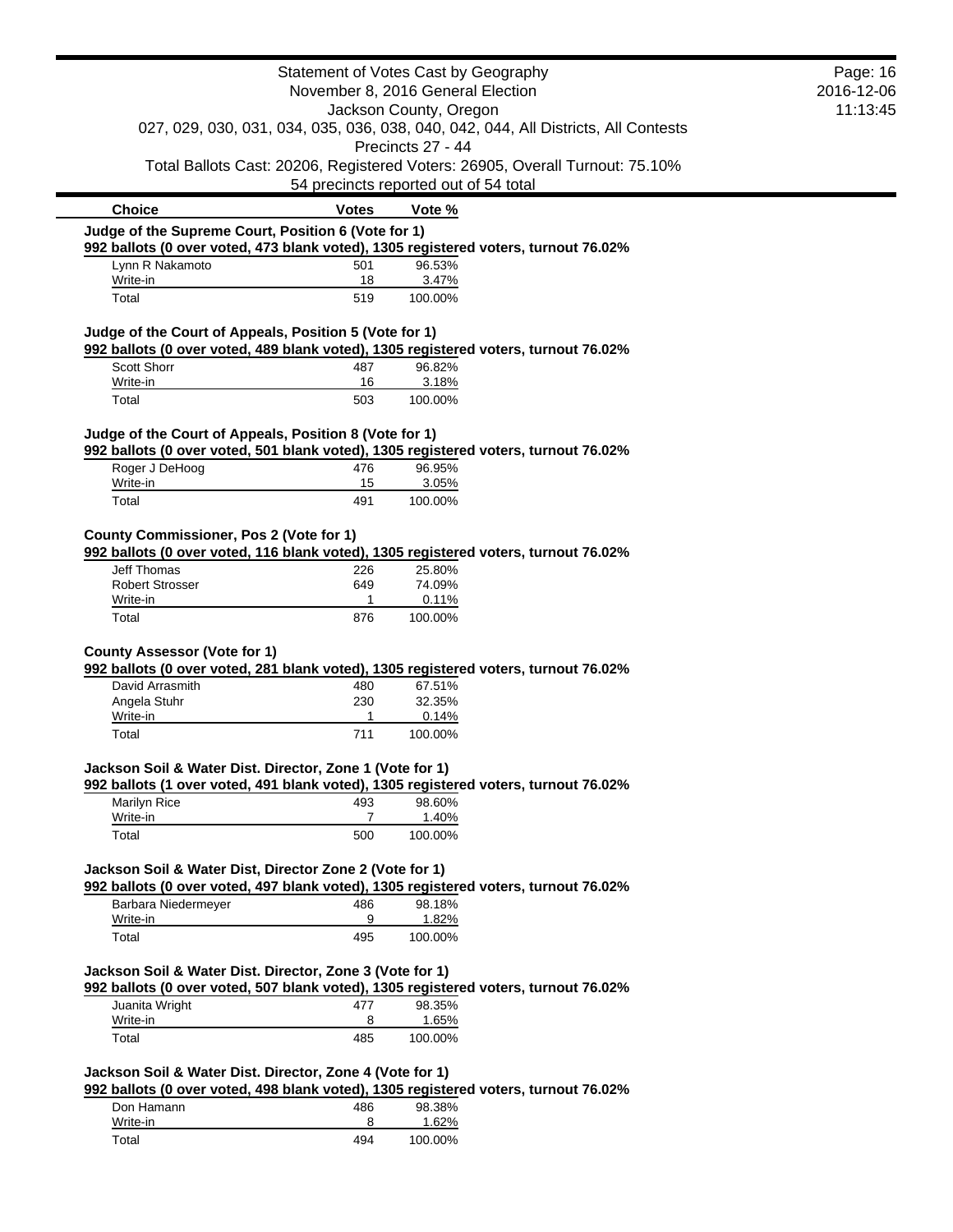# Statement of Votes Cast by Geography

November 8, 2016 General Election
Jackson County, Oregon
027, 029, 030, 031, 034, 035, 036, 038, 040, 042, 044, All Districts, All Contests
Precincts 27 - 44
Total Ballots Cast: 20206, Registered Voters: 26905, Overall Turnout: 75.10%
54 precincts reported out of 54 total

### Judge of the Supreme Court, Position 6 (Vote for 1)

**992 ballots (0 over voted, 473 blank voted), 1305 registered voters, turnout 76.02%**

| Choice | Votes | Vote % |
|---|---|---|
| Lynn R Nakamoto | 501 | 96.53% |
| Write-in | 18 | 3.47% |
| Total | 519 | 100.00% |

### Judge of the Court of Appeals, Position 5 (Vote for 1)

**992 ballots (0 over voted, 489 blank voted), 1305 registered voters, turnout 76.02%**

| Choice | Votes | Vote % |
|---|---|---|
| Scott Shorr | 487 | 96.82% |
| Write-in | 16 | 3.18% |
| Total | 503 | 100.00% |

### Judge of the Court of Appeals, Position 8 (Vote for 1)

**992 ballots (0 over voted, 501 blank voted), 1305 registered voters, turnout 76.02%**

| Choice | Votes | Vote % |
|---|---|---|
| Roger J DeHoog | 476 | 96.95% |
| Write-in | 15 | 3.05% |
| Total | 491 | 100.00% |

### County Commissioner, Pos 2 (Vote for 1)

**992 ballots (0 over voted, 116 blank voted), 1305 registered voters, turnout 76.02%**

| Choice | Votes | Vote % |
|---|---|---|
| Jeff Thomas | 226 | 25.80% |
| Robert Strosser | 649 | 74.09% |
| Write-in | 1 | 0.11% |
| Total | 876 | 100.00% |

### County Assessor (Vote for 1)

**992 ballots (0 over voted, 281 blank voted), 1305 registered voters, turnout 76.02%**

| Choice | Votes | Vote % |
|---|---|---|
| David Arrasmith | 480 | 67.51% |
| Angela Stuhr | 230 | 32.35% |
| Write-in | 1 | 0.14% |
| Total | 711 | 100.00% |

### Jackson Soil & Water Dist. Director, Zone 1 (Vote for 1)

**992 ballots (1 over voted, 491 blank voted), 1305 registered voters, turnout 76.02%**

| Choice | Votes | Vote % |
|---|---|---|
| Marilyn Rice | 493 | 98.60% |
| Write-in | 7 | 1.40% |
| Total | 500 | 100.00% |

### Jackson Soil & Water Dist, Director Zone 2 (Vote for 1)

**992 ballots (0 over voted, 497 blank voted), 1305 registered voters, turnout 76.02%**

| Choice | Votes | Vote % |
|---|---|---|
| Barbara Niedermeyer | 486 | 98.18% |
| Write-in | 9 | 1.82% |
| Total | 495 | 100.00% |

### Jackson Soil & Water Dist. Director, Zone 3 (Vote for 1)

**992 ballots (0 over voted, 507 blank voted), 1305 registered voters, turnout 76.02%**

| Choice | Votes | Vote % |
|---|---|---|
| Juanita Wright | 477 | 98.35% |
| Write-in | 8 | 1.65% |
| Total | 485 | 100.00% |

### Jackson Soil & Water Dist. Director, Zone 4 (Vote for 1)

**992 ballots (0 over voted, 498 blank voted), 1305 registered voters, turnout 76.02%**

| Choice | Votes | Vote % |
|---|---|---|
| Don Hamann | 486 | 98.38% |
| Write-in | 8 | 1.62% |
| Total | 494 | 100.00% |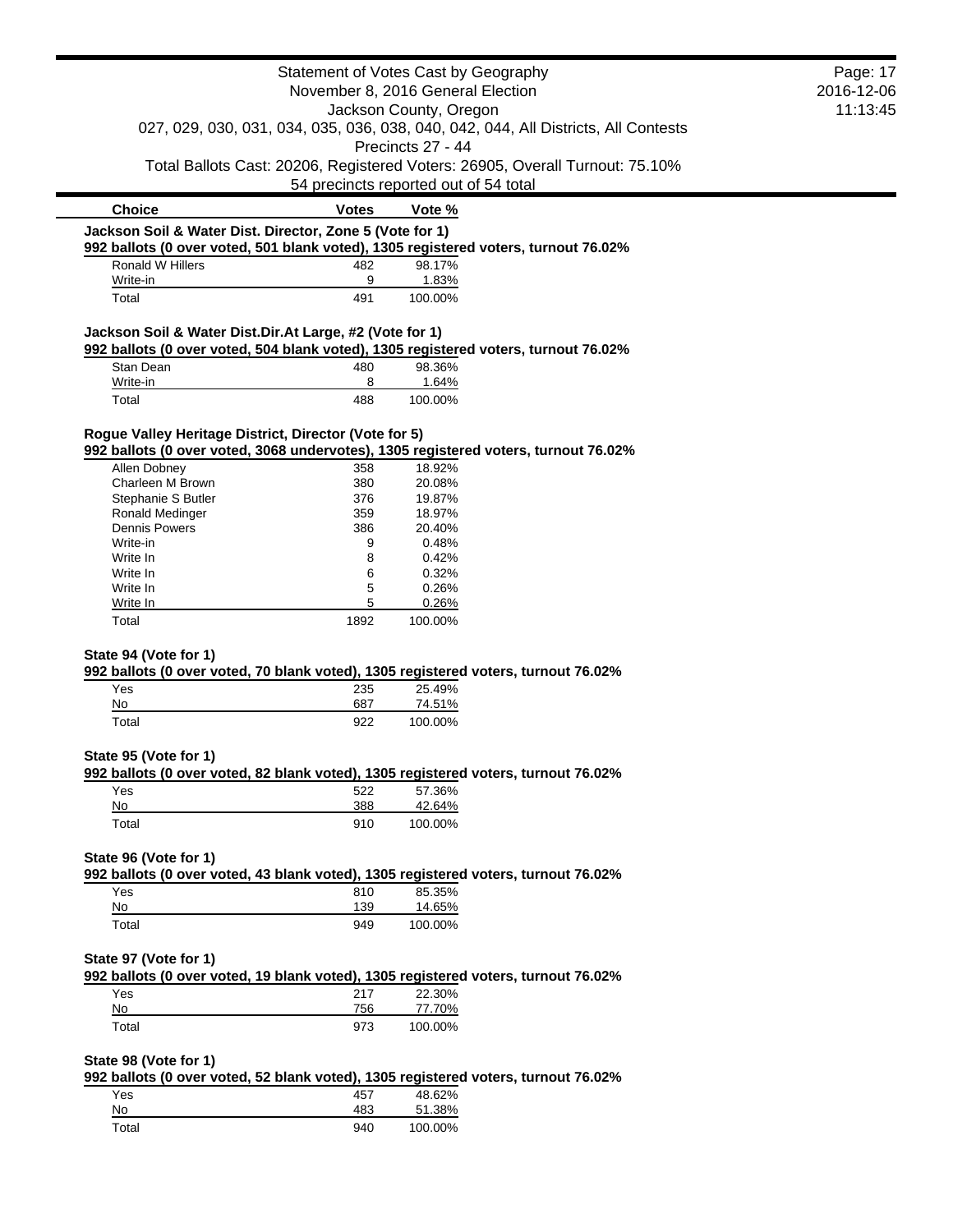Statement of Votes Cast by Geography
November 8, 2016 General Election
Jackson County, Oregon
027, 029, 030, 031, 034, 035, 036, 038, 040, 042, 044, All Districts, All Contests
Precincts 27 - 44
Total Ballots Cast: 20206, Registered Voters: 26905, Overall Turnout: 75.10%
54 precincts reported out of 54 total

### Jackson Soil & Water Dist. Director, Zone 5 (Vote for 1)

**992 ballots (0 over voted, 501 blank voted), 1305 registered voters, turnout 76.02%**

| Choice | Votes | Vote % |
|---|---|---|
| Ronald W Hillers | 482 | 98.17% |
| Write-in | 9 | 1.83% |
| Total | 491 | 100.00% |

### Jackson Soil & Water Dist.Dir.At Large, #2 (Vote for 1)

**992 ballots (0 over voted, 504 blank voted), 1305 registered voters, turnout 76.02%**

| Choice | Votes | Vote % |
|---|---|---|
| Stan Dean | 480 | 98.36% |
| Write-in | 8 | 1.64% |
| Total | 488 | 100.00% |

### Rogue Valley Heritage District, Director (Vote for 5)

**992 ballots (0 over voted, 3068 undervotes), 1305 registered voters, turnout 76.02%**

| Choice | Votes | Vote % |
|---|---|---|
| Allen Dobney | 358 | 18.92% |
| Charleen M Brown | 380 | 20.08% |
| Stephanie S Butler | 376 | 19.87% |
| Ronald Medinger | 359 | 18.97% |
| Dennis Powers | 386 | 20.40% |
| Write-in | 9 | 0.48% |
| Write In | 8 | 0.42% |
| Write In | 6 | 0.32% |
| Write In | 5 | 0.26% |
| Write In | 5 | 0.26% |
| Total | 1892 | 100.00% |

### State 94 (Vote for 1)

**992 ballots (0 over voted, 70 blank voted), 1305 registered voters, turnout 76.02%**

| Choice | Votes | Vote % |
|---|---|---|
| Yes | 235 | 25.49% |
| No | 687 | 74.51% |
| Total | 922 | 100.00% |

### State 95 (Vote for 1)

**992 ballots (0 over voted, 82 blank voted), 1305 registered voters, turnout 76.02%**

| Choice | Votes | Vote % |
|---|---|---|
| Yes | 522 | 57.36% |
| No | 388 | 42.64% |
| Total | 910 | 100.00% |

### State 96 (Vote for 1)

**992 ballots (0 over voted, 43 blank voted), 1305 registered voters, turnout 76.02%**

| Choice | Votes | Vote % |
|---|---|---|
| Yes | 810 | 85.35% |
| No | 139 | 14.65% |
| Total | 949 | 100.00% |

### State 97 (Vote for 1)

**992 ballots (0 over voted, 19 blank voted), 1305 registered voters, turnout 76.02%**

| Choice | Votes | Vote % |
|---|---|---|
| Yes | 217 | 22.30% |
| No | 756 | 77.70% |
| Total | 973 | 100.00% |

### State 98 (Vote for 1)

**992 ballots (0 over voted, 52 blank voted), 1305 registered voters, turnout 76.02%**

| Choice | Votes | Vote % |
|---|---|---|
| Yes | 457 | 48.62% |
| No | 483 | 51.38% |
| Total | 940 | 100.00% |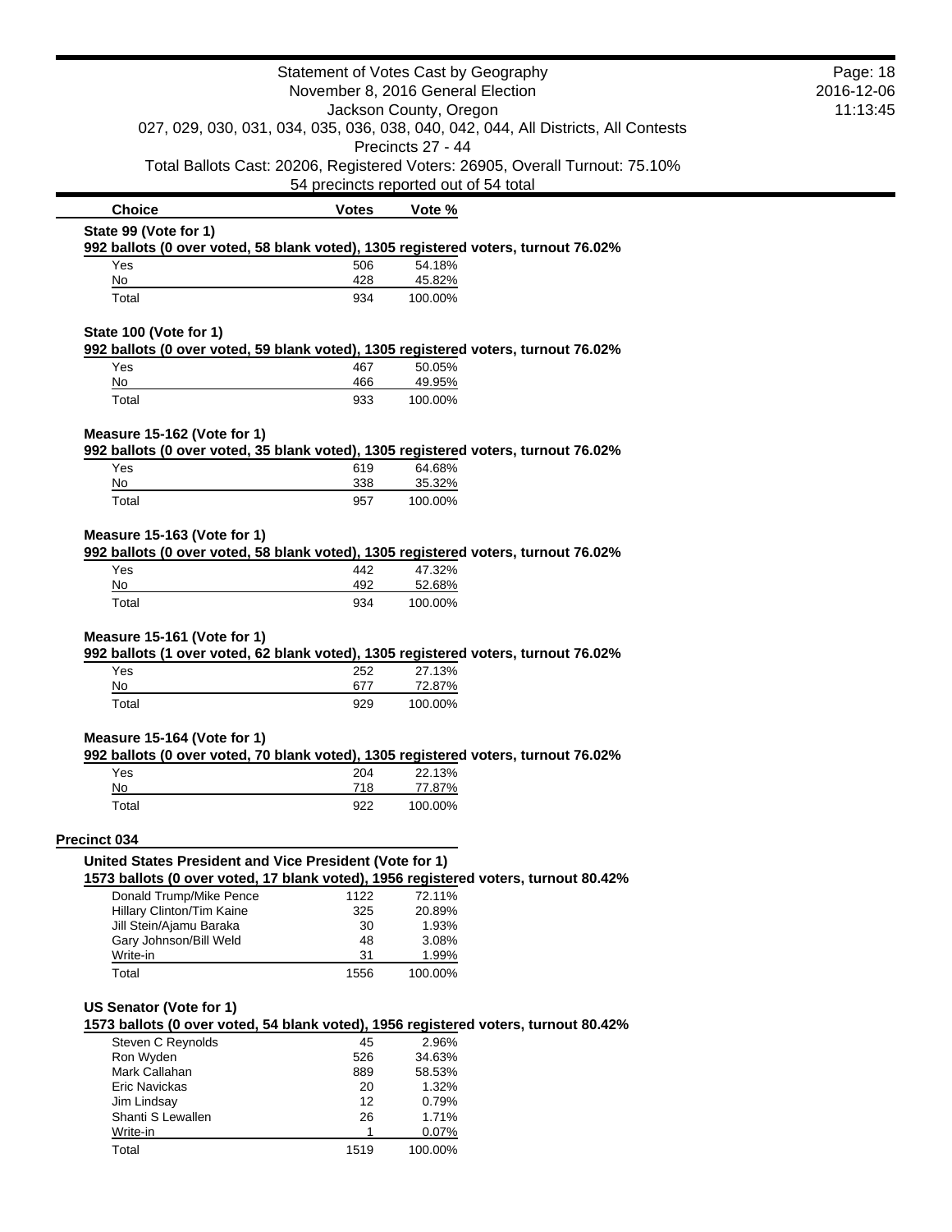| Choice | Votes | Vote % |
|---|---|---|

**State 99 (Vote for 1)**

**992 ballots (0 over voted, 58 blank voted), 1305 registered voters, turnout 76.02%**

| Choice | Votes | Vote % |
|---|---|---|
| Yes | 506 | 54.18% |
| No | 428 | 45.82% |
| Total | 934 | 100.00% |

**State 100 (Vote for 1)**

**992 ballots (0 over voted, 59 blank voted), 1305 registered voters, turnout 76.02%**

| Choice | Votes | Vote % |
|---|---|---|
| Yes | 467 | 50.05% |
| No | 466 | 49.95% |
| Total | 933 | 100.00% |

**Measure 15-162 (Vote for 1)**

**992 ballots (0 over voted, 35 blank voted), 1305 registered voters, turnout 76.02%**

| Choice | Votes | Vote % |
|---|---|---|
| Yes | 619 | 64.68% |
| No | 338 | 35.32% |
| Total | 957 | 100.00% |

**Measure 15-163 (Vote for 1)**

**992 ballots (0 over voted, 58 blank voted), 1305 registered voters, turnout 76.02%**

| Choice | Votes | Vote % |
|---|---|---|
| Yes | 442 | 47.32% |
| No | 492 | 52.68% |
| Total | 934 | 100.00% |

**Measure 15-161 (Vote for 1)**

**992 ballots (1 over voted, 62 blank voted), 1305 registered voters, turnout 76.02%**

| Choice | Votes | Vote % |
|---|---|---|
| Yes | 252 | 27.13% |
| No | 677 | 72.87% |
| Total | 929 | 100.00% |

**Measure 15-164 (Vote for 1)**

**992 ballots (0 over voted, 70 blank voted), 1305 registered voters, turnout 76.02%**

| Choice | Votes | Vote % |
|---|---|---|
| Yes | 204 | 22.13% |
| No | 718 | 77.87% |
| Total | 922 | 100.00% |

## Precinct 034

**United States President and Vice President (Vote for 1)**

**1573 ballots (0 over voted, 17 blank voted), 1956 registered voters, turnout 80.42%**

| Choice | Votes | Vote % |
|---|---|---|
| Donald Trump/Mike Pence | 1122 | 72.11% |
| Hillary Clinton/Tim Kaine | 325 | 20.89% |
| Jill Stein/Ajamu Baraka | 30 | 1.93% |
| Gary Johnson/Bill Weld | 48 | 3.08% |
| Write-in | 31 | 1.99% |
| Total | 1556 | 100.00% |

**US Senator (Vote for 1)**

**1573 ballots (0 over voted, 54 blank voted), 1956 registered voters, turnout 80.42%**

| Choice | Votes | Vote % |
|---|---|---|
| Steven C Reynolds | 45 | 2.96% |
| Ron Wyden | 526 | 34.63% |
| Mark Callahan | 889 | 58.53% |
| Eric Navickas | 20 | 1.32% |
| Jim Lindsay | 12 | 0.79% |
| Shanti S Lewallen | 26 | 1.71% |
| Write-in | 1 | 0.07% |
| Total | 1519 | 100.00% |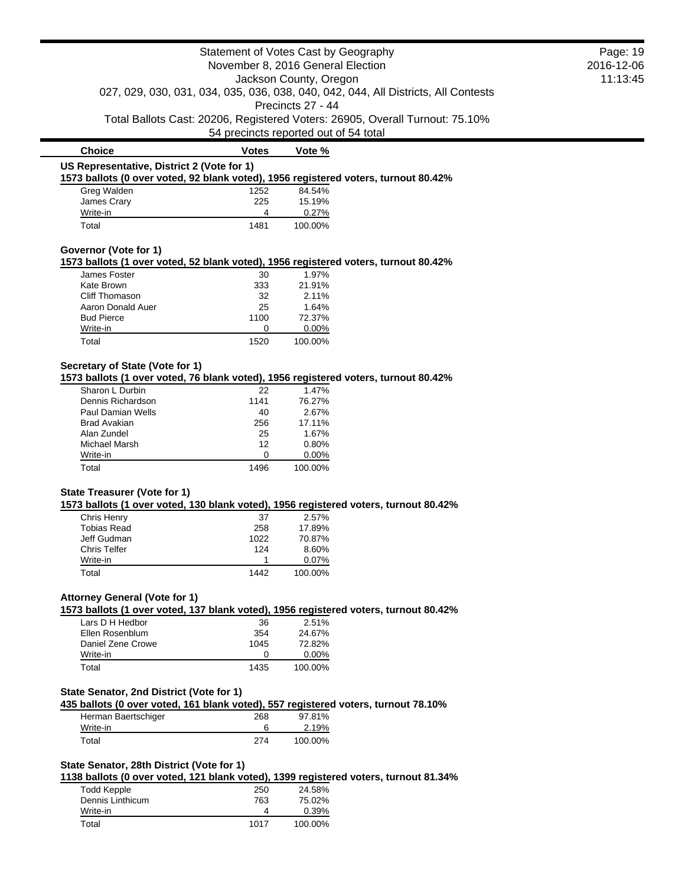# Statement of Votes Cast by Geography

November 8, 2016 General Election

Jackson County, Oregon

027, 029, 030, 031, 034, 035, 036, 038, 040, 042, 044, All Districts, All Contests

Precincts 27 - 44

Total Ballots Cast: 20206, Registered Voters: 26905, Overall Turnout: 75.10%

54 precincts reported out of 54 total

| Choice | Votes | Vote % |
|---|---|---|

### US Representative, District 2 (Vote for 1)

**1573 ballots (0 over voted, 92 blank voted), 1956 registered voters, turnout 80.42%**

| Choice | Votes | Vote % |
|---|---|---|
| Greg Walden | 1252 | 84.54% |
| James Crary | 225 | 15.19% |
| Write-in | 4 | 0.27% |
| Total | 1481 | 100.00% |

### Governor (Vote for 1)

**1573 ballots (1 over voted, 52 blank voted), 1956 registered voters, turnout 80.42%**

| Choice | Votes | Vote % |
|---|---|---|
| James Foster | 30 | 1.97% |
| Kate Brown | 333 | 21.91% |
| Cliff Thomason | 32 | 2.11% |
| Aaron Donald Auer | 25 | 1.64% |
| Bud Pierce | 1100 | 72.37% |
| Write-in | 0 | 0.00% |
| Total | 1520 | 100.00% |

### Secretary of State (Vote for 1)

**1573 ballots (1 over voted, 76 blank voted), 1956 registered voters, turnout 80.42%**

| Choice | Votes | Vote % |
|---|---|---|
| Sharon L Durbin | 22 | 1.47% |
| Dennis Richardson | 1141 | 76.27% |
| Paul Damian Wells | 40 | 2.67% |
| Brad Avakian | 256 | 17.11% |
| Alan Zundel | 25 | 1.67% |
| Michael Marsh | 12 | 0.80% |
| Write-in | 0 | 0.00% |
| Total | 1496 | 100.00% |

### State Treasurer (Vote for 1)

**1573 ballots (1 over voted, 130 blank voted), 1956 registered voters, turnout 80.42%**

| Choice | Votes | Vote % |
|---|---|---|
| Chris Henry | 37 | 2.57% |
| Tobias Read | 258 | 17.89% |
| Jeff Gudman | 1022 | 70.87% |
| Chris Telfer | 124 | 8.60% |
| Write-in | 1 | 0.07% |
| Total | 1442 | 100.00% |

### Attorney General (Vote for 1)

**1573 ballots (1 over voted, 137 blank voted), 1956 registered voters, turnout 80.42%**

| Choice | Votes | Vote % |
|---|---|---|
| Lars D H Hedbor | 36 | 2.51% |
| Ellen Rosenblum | 354 | 24.67% |
| Daniel Zene Crowe | 1045 | 72.82% |
| Write-in | 0 | 0.00% |
| Total | 1435 | 100.00% |

### State Senator, 2nd District (Vote for 1)

**435 ballots (0 over voted, 161 blank voted), 557 registered voters, turnout 78.10%**

| Choice | Votes | Vote % |
|---|---|---|
| Herman Baertschiger | 268 | 97.81% |
| Write-in | 6 | 2.19% |
| Total | 274 | 100.00% |

### State Senator, 28th District (Vote for 1)

**1138 ballots (0 over voted, 121 blank voted), 1399 registered voters, turnout 81.34%**

| Choice | Votes | Vote % |
|---|---|---|
| Todd Kepple | 250 | 24.58% |
| Dennis Linthicum | 763 | 75.02% |
| Write-in | 4 | 0.39% |
| Total | 1017 | 100.00% |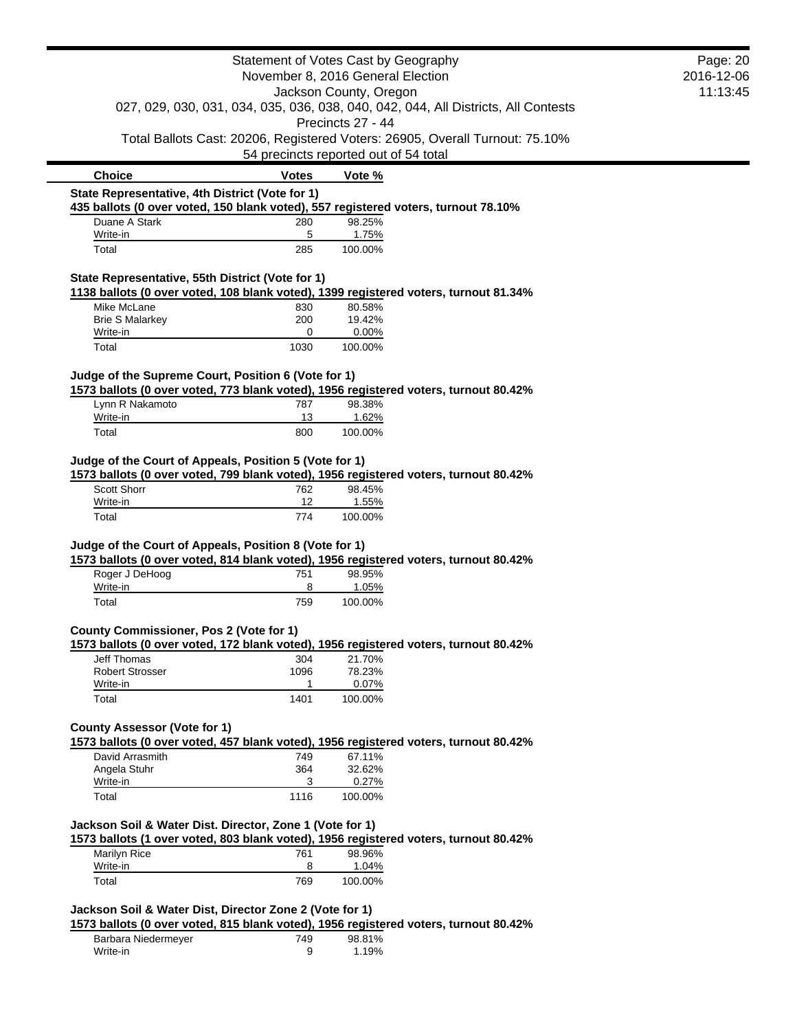Statement of Votes Cast by Geography
November 8, 2016 General Election
Jackson County, Oregon
027, 029, 030, 031, 034, 035, 036, 038, 040, 042, 044, All Districts, All Contests
Precincts 27 - 44
Total Ballots Cast: 20206, Registered Voters: 26905, Overall Turnout: 75.10%
54 precincts reported out of 54 total

**State Representative, 4th District (Vote for 1)**
**435 ballots (0 over voted, 150 blank voted), 557 registered voters, turnout 78.10%**

| Choice | Votes | Vote % |
|---|---|---|
| Duane A Stark | 280 | 98.25% |
| Write-in | 5 | 1.75% |
| Total | 285 | 100.00% |

**State Representative, 55th District (Vote for 1)**
**1138 ballots (0 over voted, 108 blank voted), 1399 registered voters, turnout 81.34%**

| Choice | Votes | Vote % |
|---|---|---|
| Mike McLane | 830 | 80.58% |
| Brie S Malarkey | 200 | 19.42% |
| Write-in | 0 | 0.00% |
| Total | 1030 | 100.00% |

**Judge of the Supreme Court, Position 6 (Vote for 1)**
**1573 ballots (0 over voted, 773 blank voted), 1956 registered voters, turnout 80.42%**

| Choice | Votes | Vote % |
|---|---|---|
| Lynn R Nakamoto | 787 | 98.38% |
| Write-in | 13 | 1.62% |
| Total | 800 | 100.00% |

**Judge of the Court of Appeals, Position 5 (Vote for 1)**
**1573 ballots (0 over voted, 799 blank voted), 1956 registered voters, turnout 80.42%**

| Choice | Votes | Vote % |
|---|---|---|
| Scott Shorr | 762 | 98.45% |
| Write-in | 12 | 1.55% |
| Total | 774 | 100.00% |

**Judge of the Court of Appeals, Position 8 (Vote for 1)**
**1573 ballots (0 over voted, 814 blank voted), 1956 registered voters, turnout 80.42%**

| Choice | Votes | Vote % |
|---|---|---|
| Roger J DeHoog | 751 | 98.95% |
| Write-in | 8 | 1.05% |
| Total | 759 | 100.00% |

**County Commissioner, Pos 2 (Vote for 1)**
**1573 ballots (0 over voted, 172 blank voted), 1956 registered voters, turnout 80.42%**

| Choice | Votes | Vote % |
|---|---|---|
| Jeff Thomas | 304 | 21.70% |
| Robert Strosser | 1096 | 78.23% |
| Write-in | 1 | 0.07% |
| Total | 1401 | 100.00% |

**County Assessor (Vote for 1)**
**1573 ballots (0 over voted, 457 blank voted), 1956 registered voters, turnout 80.42%**

| Choice | Votes | Vote % |
|---|---|---|
| David Arrasmith | 749 | 67.11% |
| Angela Stuhr | 364 | 32.62% |
| Write-in | 3 | 0.27% |
| Total | 1116 | 100.00% |

**Jackson Soil & Water Dist. Director, Zone 1 (Vote for 1)**
**1573 ballots (1 over voted, 803 blank voted), 1956 registered voters, turnout 80.42%**

| Choice | Votes | Vote % |
|---|---|---|
| Marilyn Rice | 761 | 98.96% |
| Write-in | 8 | 1.04% |
| Total | 769 | 100.00% |

**Jackson Soil & Water Dist, Director Zone 2 (Vote for 1)**
**1573 ballots (0 over voted, 815 blank voted), 1956 registered voters, turnout 80.42%**

| Choice | Votes | Vote % |
|---|---|---|
| Barbara Niedermeyer | 749 | 98.81% |
| Write-in | 9 | 1.19% |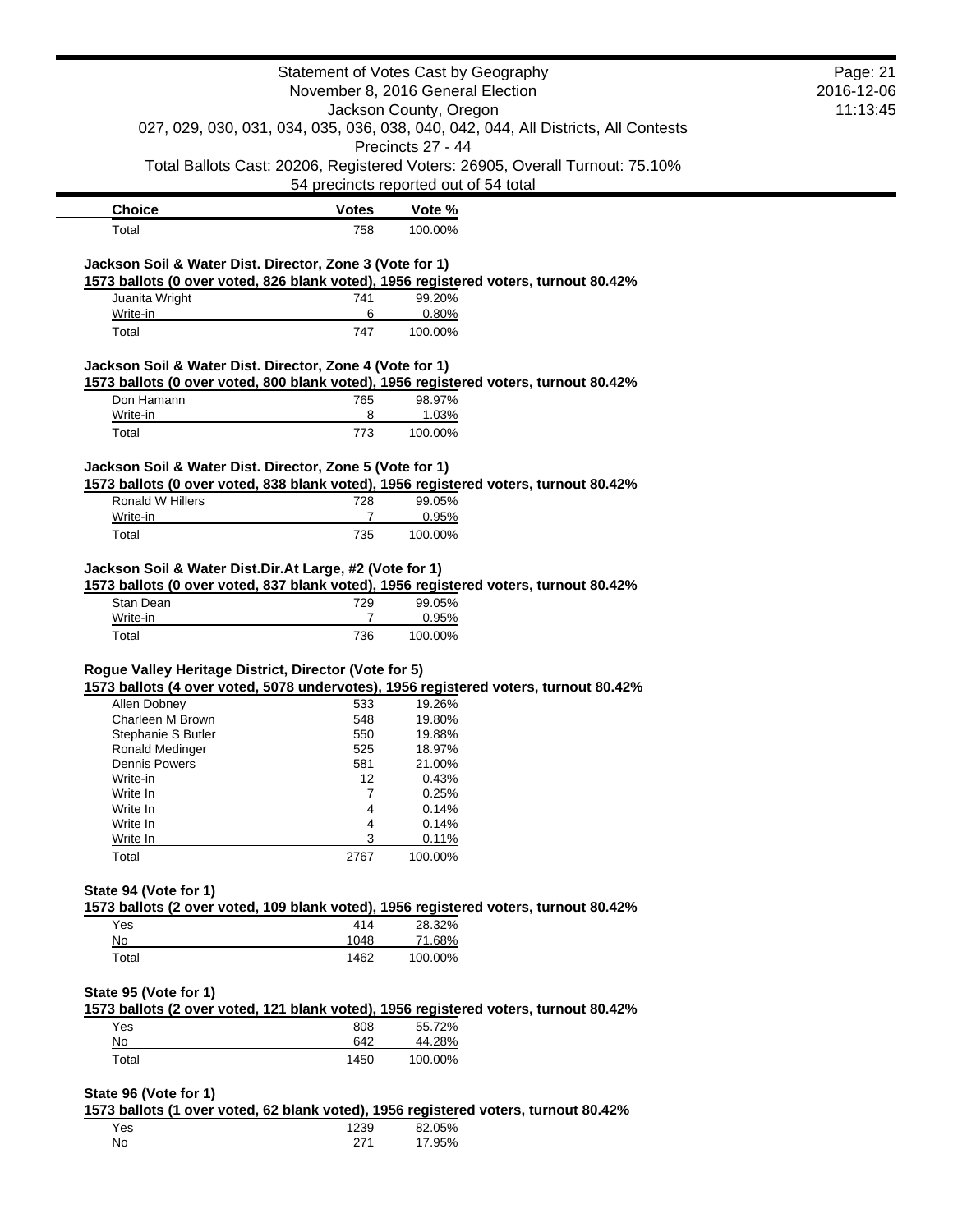| Choice | Votes | Vote % |
| --- | --- | --- |
| Total | 758 | 100.00% |

**Jackson Soil & Water Dist. Director, Zone 3 (Vote for 1)**

**1573 ballots (0 over voted, 826 blank voted), 1956 registered voters, turnout 80.42%**

| Choice | Votes | Vote % |
| --- | --- | --- |
| Juanita Wright | 741 | 99.20% |
| Write-in | 6 | 0.80% |
| Total | 747 | 100.00% |

**Jackson Soil & Water Dist. Director, Zone 4 (Vote for 1)**

**1573 ballots (0 over voted, 800 blank voted), 1956 registered voters, turnout 80.42%**

| Choice | Votes | Vote % |
| --- | --- | --- |
| Don Hamann | 765 | 98.97% |
| Write-in | 8 | 1.03% |
| Total | 773 | 100.00% |

**Jackson Soil & Water Dist. Director, Zone 5 (Vote for 1)**

**1573 ballots (0 over voted, 838 blank voted), 1956 registered voters, turnout 80.42%**

| Choice | Votes | Vote % |
| --- | --- | --- |
| Ronald W Hillers | 728 | 99.05% |
| Write-in | 7 | 0.95% |
| Total | 735 | 100.00% |

**Jackson Soil & Water Dist.Dir.At Large, #2 (Vote for 1)**

**1573 ballots (0 over voted, 837 blank voted), 1956 registered voters, turnout 80.42%**

| Choice | Votes | Vote % |
| --- | --- | --- |
| Stan Dean | 729 | 99.05% |
| Write-in | 7 | 0.95% |
| Total | 736 | 100.00% |

**Rogue Valley Heritage District, Director (Vote for 5)**

**1573 ballots (4 over voted, 5078 undervotes), 1956 registered voters, turnout 80.42%**

| Choice | Votes | Vote % |
| --- | --- | --- |
| Allen Dobney | 533 | 19.26% |
| Charleen M Brown | 548 | 19.80% |
| Stephanie S Butler | 550 | 19.88% |
| Ronald Medinger | 525 | 18.97% |
| Dennis Powers | 581 | 21.00% |
| Write-in | 12 | 0.43% |
| Write In | 7 | 0.25% |
| Write In | 4 | 0.14% |
| Write In | 4 | 0.14% |
| Write In | 3 | 0.11% |
| Total | 2767 | 100.00% |

**State 94 (Vote for 1)**

**1573 ballots (2 over voted, 109 blank voted), 1956 registered voters, turnout 80.42%**

| Choice | Votes | Vote % |
| --- | --- | --- |
| Yes | 414 | 28.32% |
| No | 1048 | 71.68% |
| Total | 1462 | 100.00% |

**State 95 (Vote for 1)**

**1573 ballots (2 over voted, 121 blank voted), 1956 registered voters, turnout 80.42%**

| Choice | Votes | Vote % |
| --- | --- | --- |
| Yes | 808 | 55.72% |
| No | 642 | 44.28% |
| Total | 1450 | 100.00% |

**State 96 (Vote for 1)**

**1573 ballots (1 over voted, 62 blank voted), 1956 registered voters, turnout 80.42%**

| Choice | Votes | Vote % |
| --- | --- | --- |
| Yes | 1239 | 82.05% |
| No | 271 | 17.95% |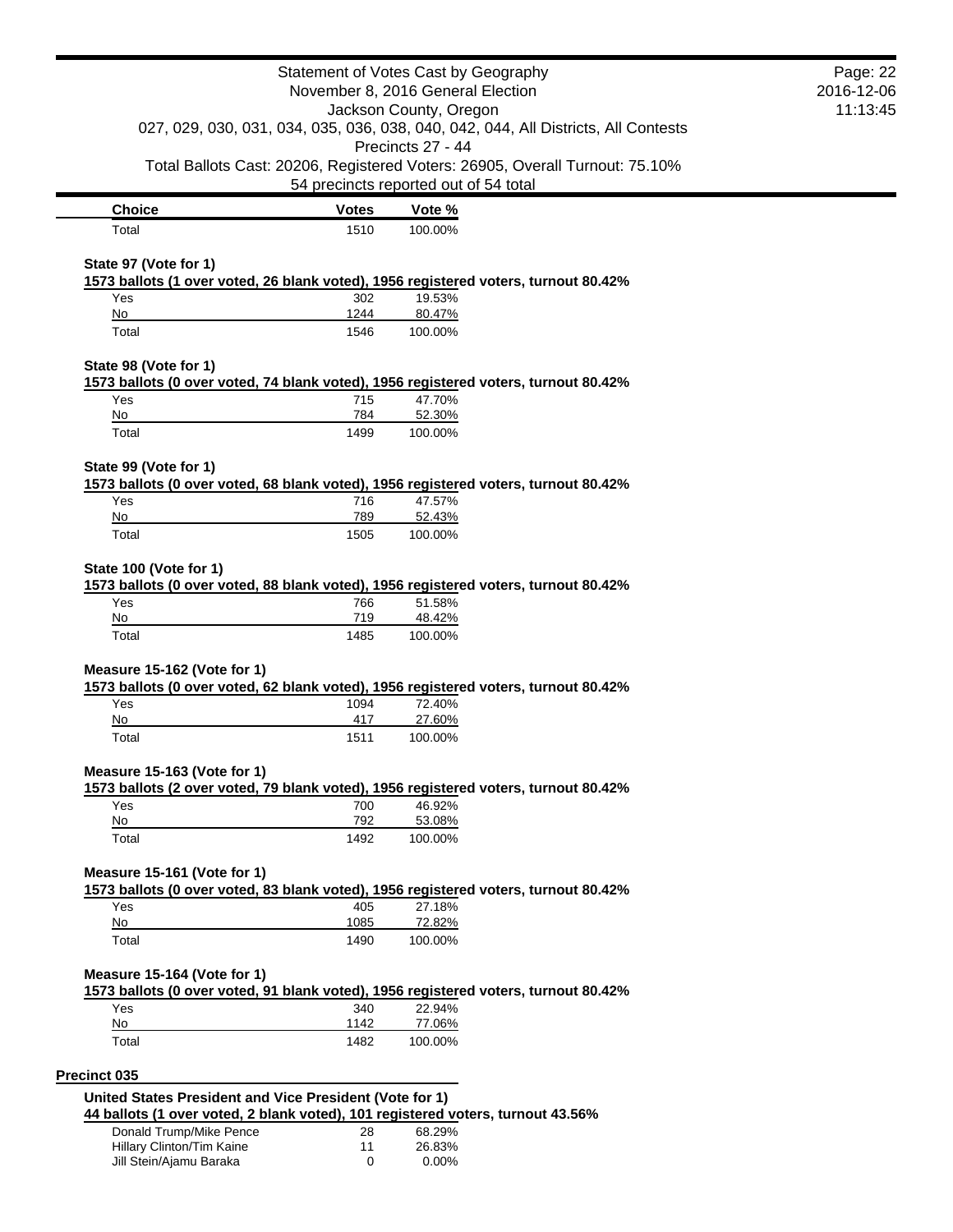| Choice | Votes | Vote % |
|---|---|---|
| Total | 1510 | 100.00% |

**State 97 (Vote for 1)**

**1573 ballots (1 over voted, 26 blank voted), 1956 registered voters, turnout 80.42%**

| Choice | Votes | Vote % |
|---|---|---|
| Yes | 302 | 19.53% |
| No | 1244 | 80.47% |
| Total | 1546 | 100.00% |

**State 98 (Vote for 1)**

**1573 ballots (0 over voted, 74 blank voted), 1956 registered voters, turnout 80.42%**

| Choice | Votes | Vote % |
|---|---|---|
| Yes | 715 | 47.70% |
| No | 784 | 52.30% |
| Total | 1499 | 100.00% |

**State 99 (Vote for 1)**

**1573 ballots (0 over voted, 68 blank voted), 1956 registered voters, turnout 80.42%**

| Choice | Votes | Vote % |
|---|---|---|
| Yes | 716 | 47.57% |
| No | 789 | 52.43% |
| Total | 1505 | 100.00% |

**State 100 (Vote for 1)**

**1573 ballots (0 over voted, 88 blank voted), 1956 registered voters, turnout 80.42%**

| Choice | Votes | Vote % |
|---|---|---|
| Yes | 766 | 51.58% |
| No | 719 | 48.42% |
| Total | 1485 | 100.00% |

**Measure 15-162 (Vote for 1)**

**1573 ballots (0 over voted, 62 blank voted), 1956 registered voters, turnout 80.42%**

| Choice | Votes | Vote % |
|---|---|---|
| Yes | 1094 | 72.40% |
| No | 417 | 27.60% |
| Total | 1511 | 100.00% |

**Measure 15-163 (Vote for 1)**

**1573 ballots (2 over voted, 79 blank voted), 1956 registered voters, turnout 80.42%**

| Choice | Votes | Vote % |
|---|---|---|
| Yes | 700 | 46.92% |
| No | 792 | 53.08% |
| Total | 1492 | 100.00% |

**Measure 15-161 (Vote for 1)**

**1573 ballots (0 over voted, 83 blank voted), 1956 registered voters, turnout 80.42%**

| Choice | Votes | Vote % |
|---|---|---|
| Yes | 405 | 27.18% |
| No | 1085 | 72.82% |
| Total | 1490 | 100.00% |

**Measure 15-164 (Vote for 1)**

**1573 ballots (0 over voted, 91 blank voted), 1956 registered voters, turnout 80.42%**

| Choice | Votes | Vote % |
|---|---|---|
| Yes | 340 | 22.94% |
| No | 1142 | 77.06% |
| Total | 1482 | 100.00% |

## Precinct 035

**United States President and Vice President (Vote for 1)**

**44 ballots (1 over voted, 2 blank voted), 101 registered voters, turnout 43.56%**

| Choice | Votes | Vote % |
|---|---|---|
| Donald Trump/Mike Pence | 28 | 68.29% |
| Hillary Clinton/Tim Kaine | 11 | 26.83% |
| Jill Stein/Ajamu Baraka | 0 | 0.00% |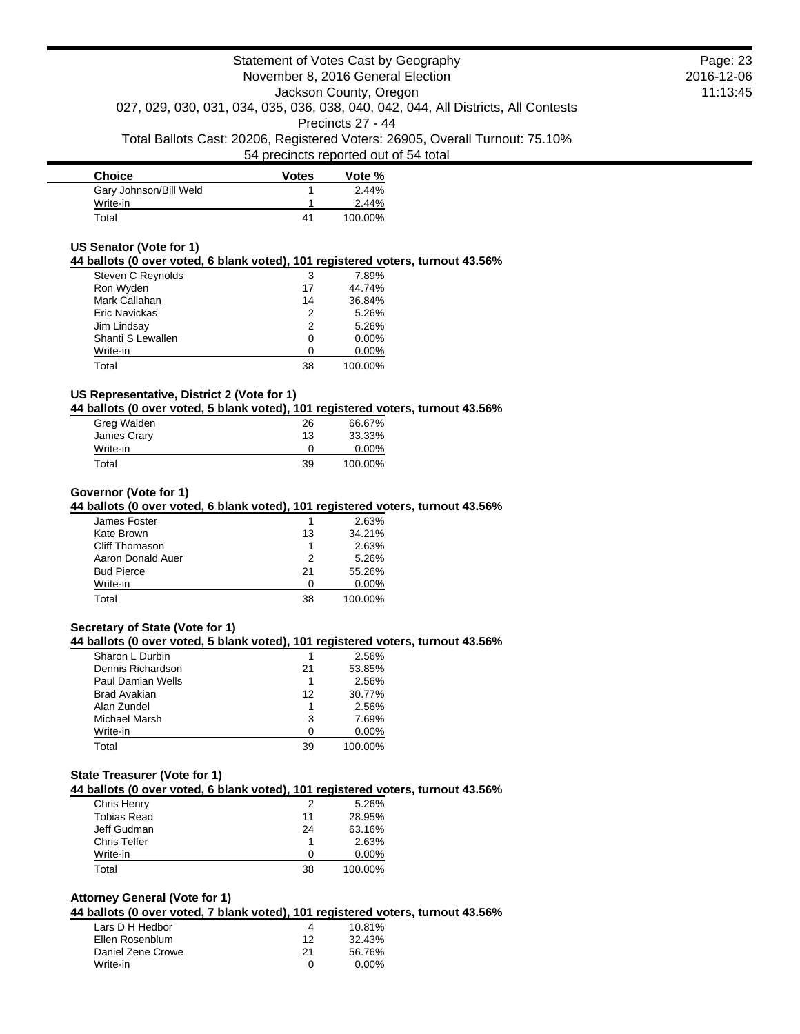| Choice | Votes | Vote % |
|---|---|---|
| Gary Johnson/Bill Weld | 1 | 2.44% |
| Write-in | 1 | 2.44% |
| Total | 41 | 100.00% |

### US Senator (Vote for 1)

**44 ballots (0 over voted, 6 blank voted), 101 registered voters, turnout 43.56%**

| Choice | Votes | Vote % |
|---|---|---|
| Steven C Reynolds | 3 | 7.89% |
| Ron Wyden | 17 | 44.74% |
| Mark Callahan | 14 | 36.84% |
| Eric Navickas | 2 | 5.26% |
| Jim Lindsay | 2 | 5.26% |
| Shanti S Lewallen | 0 | 0.00% |
| Write-in | 0 | 0.00% |
| Total | 38 | 100.00% |

### US Representative, District 2 (Vote for 1)

**44 ballots (0 over voted, 5 blank voted), 101 registered voters, turnout 43.56%**

| Choice | Votes | Vote % |
|---|---|---|
| Greg Walden | 26 | 66.67% |
| James Crary | 13 | 33.33% |
| Write-in | 0 | 0.00% |
| Total | 39 | 100.00% |

### Governor (Vote for 1)

**44 ballots (0 over voted, 6 blank voted), 101 registered voters, turnout 43.56%**

| Choice | Votes | Vote % |
|---|---|---|
| James Foster | 1 | 2.63% |
| Kate Brown | 13 | 34.21% |
| Cliff Thomason | 1 | 2.63% |
| Aaron Donald Auer | 2 | 5.26% |
| Bud Pierce | 21 | 55.26% |
| Write-in | 0 | 0.00% |
| Total | 38 | 100.00% |

### Secretary of State (Vote for 1)

**44 ballots (0 over voted, 5 blank voted), 101 registered voters, turnout 43.56%**

| Choice | Votes | Vote % |
|---|---|---|
| Sharon L Durbin | 1 | 2.56% |
| Dennis Richardson | 21 | 53.85% |
| Paul Damian Wells | 1 | 2.56% |
| Brad Avakian | 12 | 30.77% |
| Alan Zundel | 1 | 2.56% |
| Michael Marsh | 3 | 7.69% |
| Write-in | 0 | 0.00% |
| Total | 39 | 100.00% |

### State Treasurer (Vote for 1)

**44 ballots (0 over voted, 6 blank voted), 101 registered voters, turnout 43.56%**

| Choice | Votes | Vote % |
|---|---|---|
| Chris Henry | 2 | 5.26% |
| Tobias Read | 11 | 28.95% |
| Jeff Gudman | 24 | 63.16% |
| Chris Telfer | 1 | 2.63% |
| Write-in | 0 | 0.00% |
| Total | 38 | 100.00% |

### Attorney General (Vote for 1)

**44 ballots (0 over voted, 7 blank voted), 101 registered voters, turnout 43.56%**

| Choice | Votes | Vote % |
|---|---|---|
| Lars D H Hedbor | 4 | 10.81% |
| Ellen Rosenblum | 12 | 32.43% |
| Daniel Zene Crowe | 21 | 56.76% |
| Write-in | 0 | 0.00% |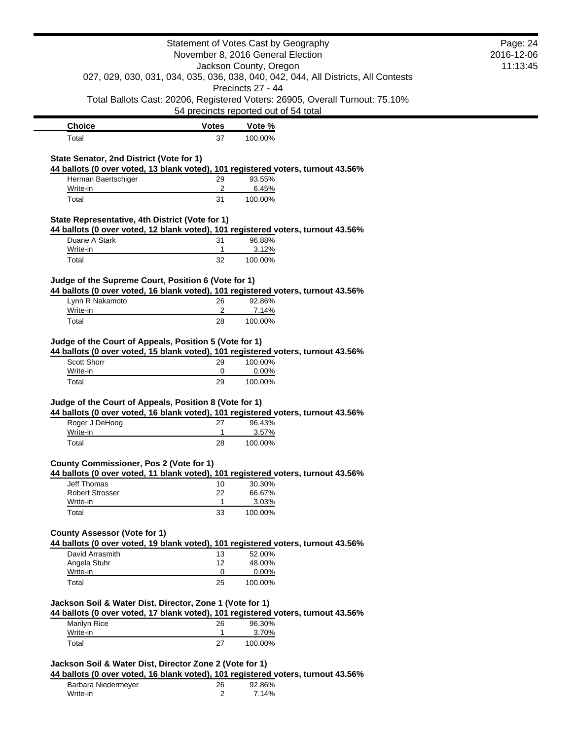| Choice | Votes | Vote % |
| --- | --- | --- |
| Total | 37 | 100.00% |

### State Senator, 2nd District (Vote for 1)

**44 ballots (0 over voted, 13 blank voted), 101 registered voters, turnout 43.56%**

| Choice | Votes | Vote % |
| --- | --- | --- |
| Herman Baertschiger | 29 | 93.55% |
| Write-in | 2 | 6.45% |
| Total | 31 | 100.00% |

### State Representative, 4th District (Vote for 1)

**44 ballots (0 over voted, 12 blank voted), 101 registered voters, turnout 43.56%**

| Choice | Votes | Vote % |
| --- | --- | --- |
| Duane A Stark | 31 | 96.88% |
| Write-in | 1 | 3.12% |
| Total | 32 | 100.00% |

### Judge of the Supreme Court, Position 6 (Vote for 1)

**44 ballots (0 over voted, 16 blank voted), 101 registered voters, turnout 43.56%**

| Choice | Votes | Vote % |
| --- | --- | --- |
| Lynn R Nakamoto | 26 | 92.86% |
| Write-in | 2 | 7.14% |
| Total | 28 | 100.00% |

### Judge of the Court of Appeals, Position 5 (Vote for 1)

**44 ballots (0 over voted, 15 blank voted), 101 registered voters, turnout 43.56%**

| Choice | Votes | Vote % |
| --- | --- | --- |
| Scott Shorr | 29 | 100.00% |
| Write-in | 0 | 0.00% |
| Total | 29 | 100.00% |

### Judge of the Court of Appeals, Position 8 (Vote for 1)

**44 ballots (0 over voted, 16 blank voted), 101 registered voters, turnout 43.56%**

| Choice | Votes | Vote % |
| --- | --- | --- |
| Roger J DeHoog | 27 | 96.43% |
| Write-in | 1 | 3.57% |
| Total | 28 | 100.00% |

### County Commissioner, Pos 2 (Vote for 1)

**44 ballots (0 over voted, 11 blank voted), 101 registered voters, turnout 43.56%**

| Choice | Votes | Vote % |
| --- | --- | --- |
| Jeff Thomas | 10 | 30.30% |
| Robert Strosser | 22 | 66.67% |
| Write-in | 1 | 3.03% |
| Total | 33 | 100.00% |

### County Assessor (Vote for 1)

**44 ballots (0 over voted, 19 blank voted), 101 registered voters, turnout 43.56%**

| Choice | Votes | Vote % |
| --- | --- | --- |
| David Arrasmith | 13 | 52.00% |
| Angela Stuhr | 12 | 48.00% |
| Write-in | 0 | 0.00% |
| Total | 25 | 100.00% |

### Jackson Soil & Water Dist. Director, Zone 1 (Vote for 1)

**44 ballots (0 over voted, 17 blank voted), 101 registered voters, turnout 43.56%**

| Choice | Votes | Vote % |
| --- | --- | --- |
| Marilyn Rice | 26 | 96.30% |
| Write-in | 1 | 3.70% |
| Total | 27 | 100.00% |

### Jackson Soil & Water Dist, Director Zone 2 (Vote for 1)

**44 ballots (0 over voted, 16 blank voted), 101 registered voters, turnout 43.56%**

| Choice | Votes | Vote % |
| --- | --- | --- |
| Barbara Niedermeyer | 26 | 92.86% |
| Write-in | 2 | 7.14% |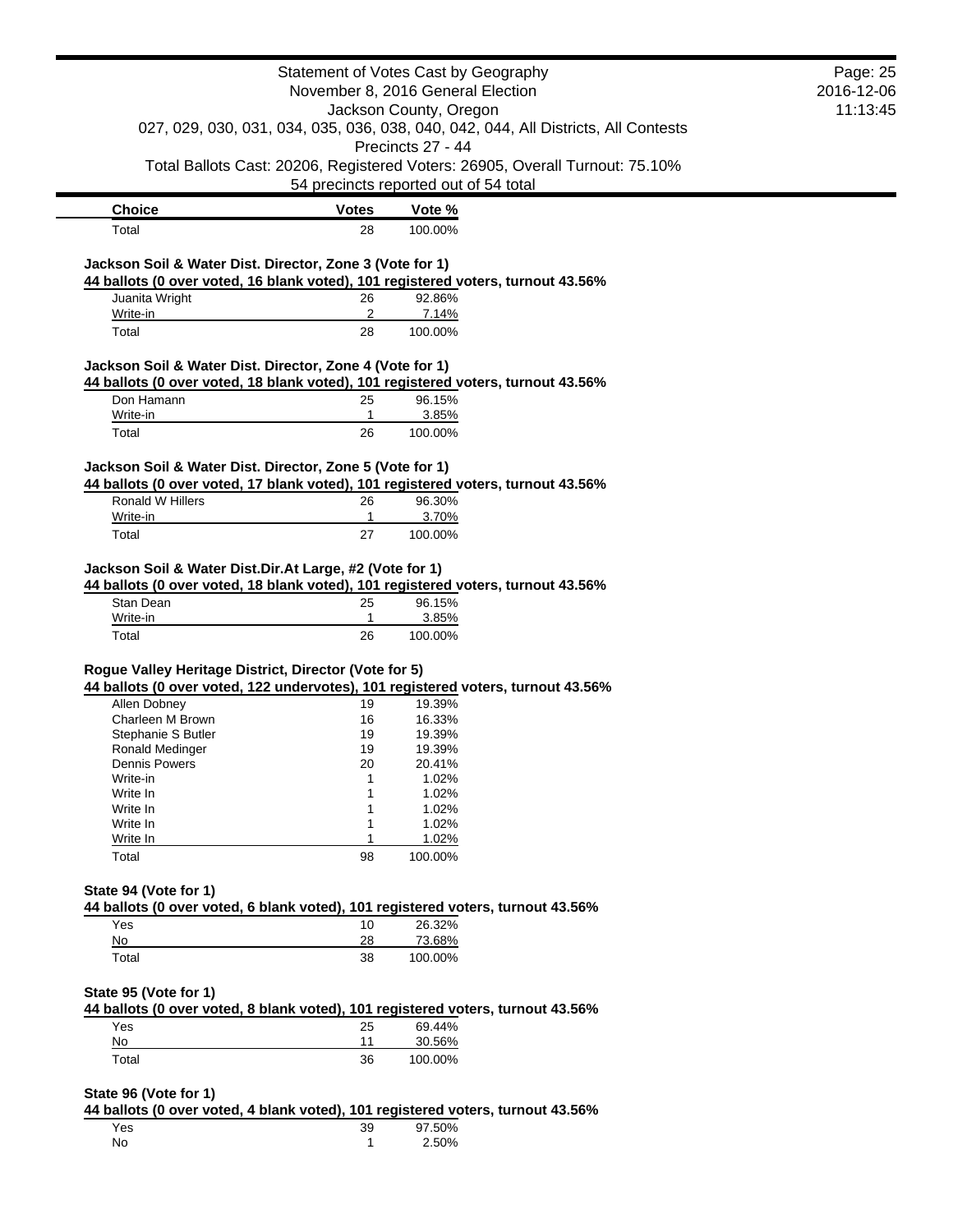| Choice | Votes | Vote % |
| --- | --- | --- |
| Total | 28 | 100.00% |

**Jackson Soil & Water Dist. Director, Zone 3 (Vote for 1)**

**44 ballots (0 over voted, 16 blank voted), 101 registered voters, turnout 43.56%**

| Choice | Votes | Vote % |
| --- | --- | --- |
| Juanita Wright | 26 | 92.86% |
| Write-in | 2 | 7.14% |
| Total | 28 | 100.00% |

**Jackson Soil & Water Dist. Director, Zone 4 (Vote for 1)**

**44 ballots (0 over voted, 18 blank voted), 101 registered voters, turnout 43.56%**

| Choice | Votes | Vote % |
| --- | --- | --- |
| Don Hamann | 25 | 96.15% |
| Write-in | 1 | 3.85% |
| Total | 26 | 100.00% |

**Jackson Soil & Water Dist. Director, Zone 5 (Vote for 1)**

**44 ballots (0 over voted, 17 blank voted), 101 registered voters, turnout 43.56%**

| Choice | Votes | Vote % |
| --- | --- | --- |
| Ronald W Hillers | 26 | 96.30% |
| Write-in | 1 | 3.70% |
| Total | 27 | 100.00% |

**Jackson Soil & Water Dist.Dir.At Large, #2 (Vote for 1)**

**44 ballots (0 over voted, 18 blank voted), 101 registered voters, turnout 43.56%**

| Choice | Votes | Vote % |
| --- | --- | --- |
| Stan Dean | 25 | 96.15% |
| Write-in | 1 | 3.85% |
| Total | 26 | 100.00% |

**Rogue Valley Heritage District, Director (Vote for 5)**

**44 ballots (0 over voted, 122 undervotes), 101 registered voters, turnout 43.56%**

| Choice | Votes | Vote % |
| --- | --- | --- |
| Allen Dobney | 19 | 19.39% |
| Charleen M Brown | 16 | 16.33% |
| Stephanie S Butler | 19 | 19.39% |
| Ronald Medinger | 19 | 19.39% |
| Dennis Powers | 20 | 20.41% |
| Write-in | 1 | 1.02% |
| Write In | 1 | 1.02% |
| Write In | 1 | 1.02% |
| Write In | 1 | 1.02% |
| Write In | 1 | 1.02% |
| Total | 98 | 100.00% |

**State 94 (Vote for 1)**

**44 ballots (0 over voted, 6 blank voted), 101 registered voters, turnout 43.56%**

| Choice | Votes | Vote % |
| --- | --- | --- |
| Yes | 10 | 26.32% |
| No | 28 | 73.68% |
| Total | 38 | 100.00% |

**State 95 (Vote for 1)**

**44 ballots (0 over voted, 8 blank voted), 101 registered voters, turnout 43.56%**

| Choice | Votes | Vote % |
| --- | --- | --- |
| Yes | 25 | 69.44% |
| No | 11 | 30.56% |
| Total | 36 | 100.00% |

**State 96 (Vote for 1)**

**44 ballots (0 over voted, 4 blank voted), 101 registered voters, turnout 43.56%**

| Choice | Votes | Vote % |
| --- | --- | --- |
| Yes | 39 | 97.50% |
| No | 1 | 2.50% |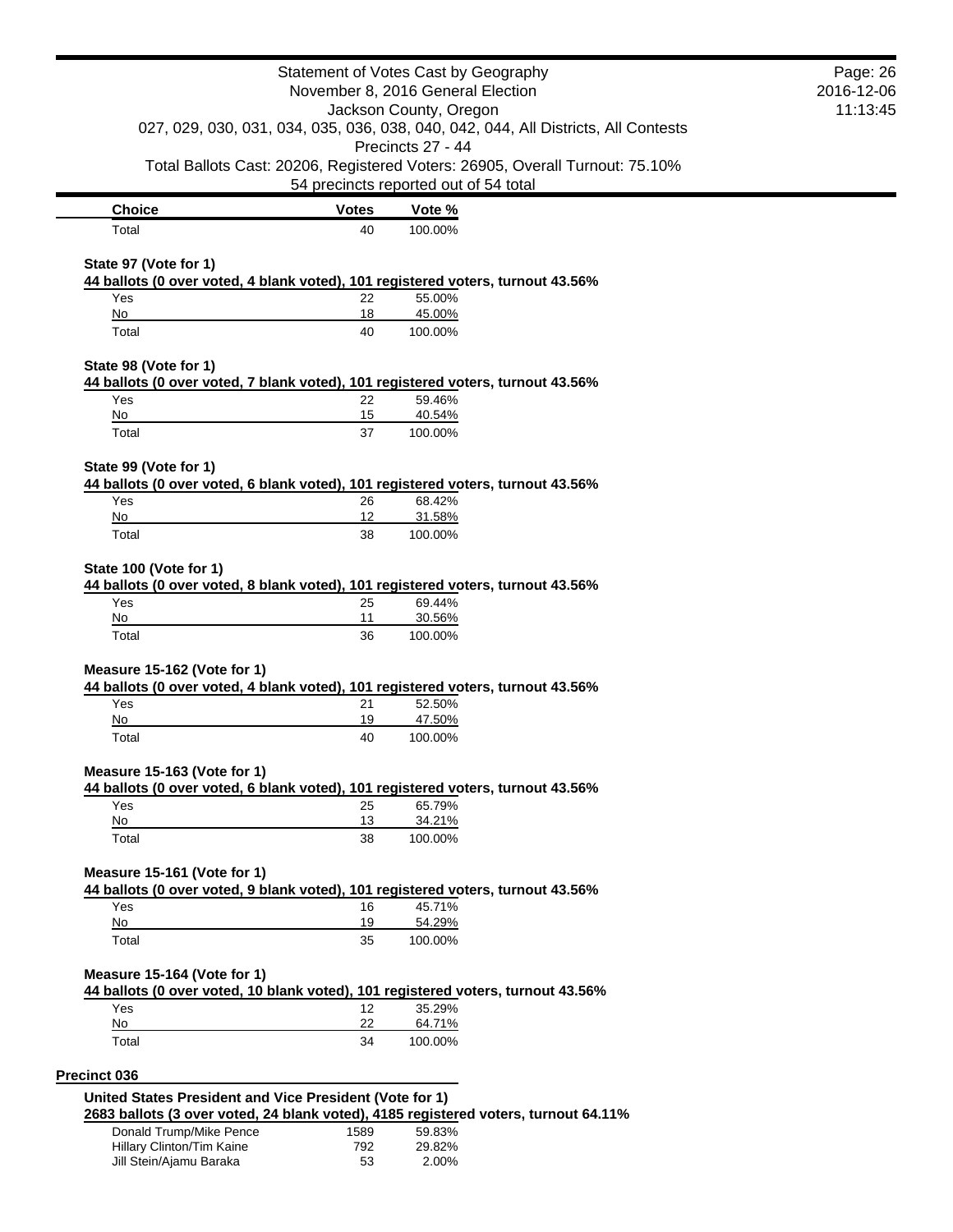| Choice | Votes | Vote % |
| --- | --- | --- |
| Total | 40 | 100.00% |

**State 97 (Vote for 1)**

**44 ballots (0 over voted, 4 blank voted), 101 registered voters, turnout 43.56%**

| Choice | Votes | Vote % |
| --- | --- | --- |
| Yes | 22 | 55.00% |
| No | 18 | 45.00% |
| Total | 40 | 100.00% |

**State 98 (Vote for 1)**

**44 ballots (0 over voted, 7 blank voted), 101 registered voters, turnout 43.56%**

| Choice | Votes | Vote % |
| --- | --- | --- |
| Yes | 22 | 59.46% |
| No | 15 | 40.54% |
| Total | 37 | 100.00% |

**State 99 (Vote for 1)**

**44 ballots (0 over voted, 6 blank voted), 101 registered voters, turnout 43.56%**

| Choice | Votes | Vote % |
| --- | --- | --- |
| Yes | 26 | 68.42% |
| No | 12 | 31.58% |
| Total | 38 | 100.00% |

**State 100 (Vote for 1)**

**44 ballots (0 over voted, 8 blank voted), 101 registered voters, turnout 43.56%**

| Choice | Votes | Vote % |
| --- | --- | --- |
| Yes | 25 | 69.44% |
| No | 11 | 30.56% |
| Total | 36 | 100.00% |

**Measure 15-162 (Vote for 1)**

**44 ballots (0 over voted, 4 blank voted), 101 registered voters, turnout 43.56%**

| Choice | Votes | Vote % |
| --- | --- | --- |
| Yes | 21 | 52.50% |
| No | 19 | 47.50% |
| Total | 40 | 100.00% |

**Measure 15-163 (Vote for 1)**

**44 ballots (0 over voted, 6 blank voted), 101 registered voters, turnout 43.56%**

| Choice | Votes | Vote % |
| --- | --- | --- |
| Yes | 25 | 65.79% |
| No | 13 | 34.21% |
| Total | 38 | 100.00% |

**Measure 15-161 (Vote for 1)**

**44 ballots (0 over voted, 9 blank voted), 101 registered voters, turnout 43.56%**

| Choice | Votes | Vote % |
| --- | --- | --- |
| Yes | 16 | 45.71% |
| No | 19 | 54.29% |
| Total | 35 | 100.00% |

**Measure 15-164 (Vote for 1)**

**44 ballots (0 over voted, 10 blank voted), 101 registered voters, turnout 43.56%**

| Choice | Votes | Vote % |
| --- | --- | --- |
| Yes | 12 | 35.29% |
| No | 22 | 64.71% |
| Total | 34 | 100.00% |

## Precinct 036

**United States President and Vice President (Vote for 1)**

**2683 ballots (3 over voted, 24 blank voted), 4185 registered voters, turnout 64.11%**

| Choice | Votes | Vote % |
| --- | --- | --- |
| Donald Trump/Mike Pence | 1589 | 59.83% |
| Hillary Clinton/Tim Kaine | 792 | 29.82% |
| Jill Stein/Ajamu Baraka | 53 | 2.00% |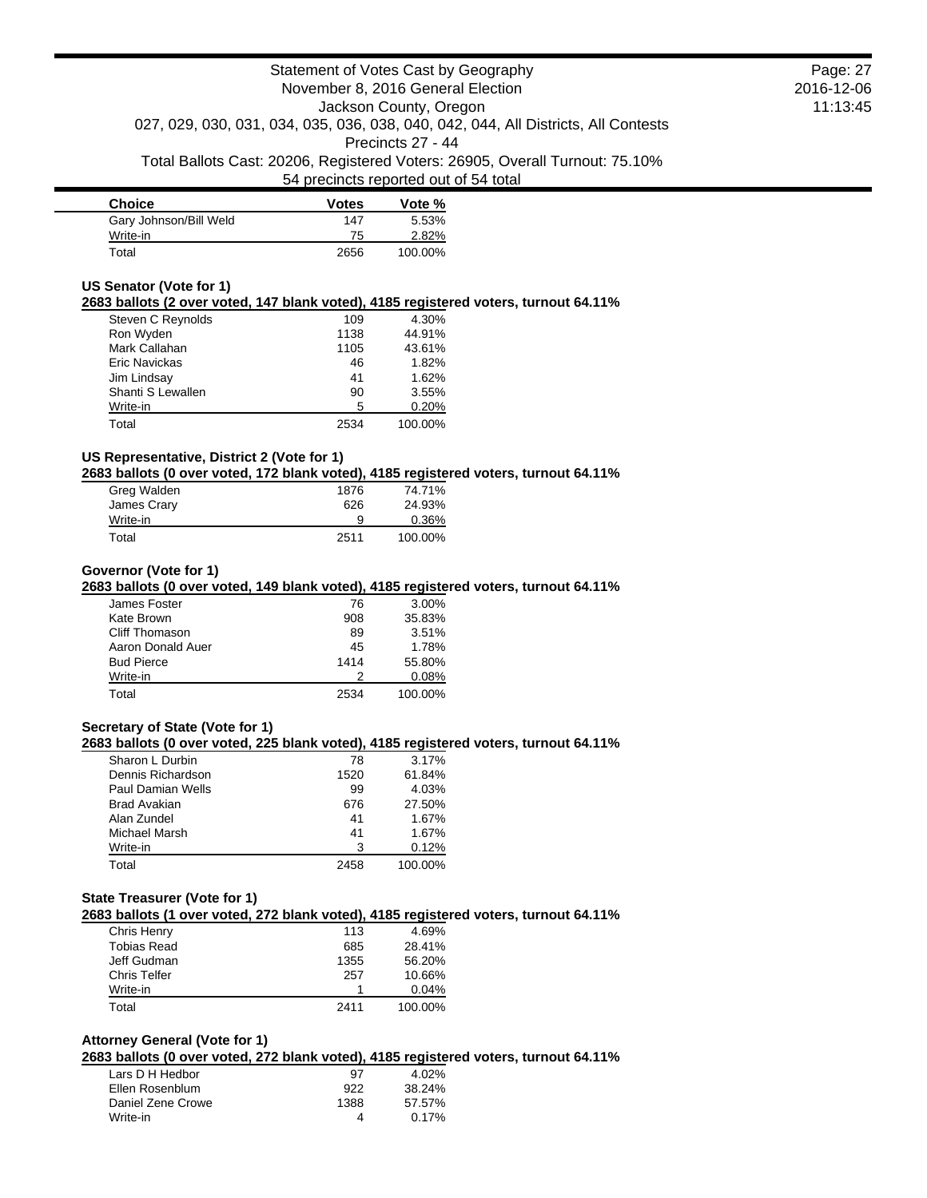| Choice | Votes | Vote % |
|---|---|---|
| Gary Johnson/Bill Weld | 147 | 5.53% |
| Write-in | 75 | 2.82% |
| Total | 2656 | 100.00% |

### US Senator (Vote for 1)

**2683 ballots (2 over voted, 147 blank voted), 4185 registered voters, turnout 64.11%**

| Choice | Votes | Vote % |
|---|---|---|
| Steven C Reynolds | 109 | 4.30% |
| Ron Wyden | 1138 | 44.91% |
| Mark Callahan | 1105 | 43.61% |
| Eric Navickas | 46 | 1.82% |
| Jim Lindsay | 41 | 1.62% |
| Shanti S Lewallen | 90 | 3.55% |
| Write-in | 5 | 0.20% |
| Total | 2534 | 100.00% |

### US Representative, District 2 (Vote for 1)

**2683 ballots (0 over voted, 172 blank voted), 4185 registered voters, turnout 64.11%**

| Choice | Votes | Vote % |
|---|---|---|
| Greg Walden | 1876 | 74.71% |
| James Crary | 626 | 24.93% |
| Write-in | 9 | 0.36% |
| Total | 2511 | 100.00% |

### Governor (Vote for 1)

**2683 ballots (0 over voted, 149 blank voted), 4185 registered voters, turnout 64.11%**

| Choice | Votes | Vote % |
|---|---|---|
| James Foster | 76 | 3.00% |
| Kate Brown | 908 | 35.83% |
| Cliff Thomason | 89 | 3.51% |
| Aaron Donald Auer | 45 | 1.78% |
| Bud Pierce | 1414 | 55.80% |
| Write-in | 2 | 0.08% |
| Total | 2534 | 100.00% |

### Secretary of State (Vote for 1)

**2683 ballots (0 over voted, 225 blank voted), 4185 registered voters, turnout 64.11%**

| Choice | Votes | Vote % |
|---|---|---|
| Sharon L Durbin | 78 | 3.17% |
| Dennis Richardson | 1520 | 61.84% |
| Paul Damian Wells | 99 | 4.03% |
| Brad Avakian | 676 | 27.50% |
| Alan Zundel | 41 | 1.67% |
| Michael Marsh | 41 | 1.67% |
| Write-in | 3 | 0.12% |
| Total | 2458 | 100.00% |

### State Treasurer (Vote for 1)

**2683 ballots (1 over voted, 272 blank voted), 4185 registered voters, turnout 64.11%**

| Choice | Votes | Vote % |
|---|---|---|
| Chris Henry | 113 | 4.69% |
| Tobias Read | 685 | 28.41% |
| Jeff Gudman | 1355 | 56.20% |
| Chris Telfer | 257 | 10.66% |
| Write-in | 1 | 0.04% |
| Total | 2411 | 100.00% |

### Attorney General (Vote for 1)

**2683 ballots (0 over voted, 272 blank voted), 4185 registered voters, turnout 64.11%**

| Choice | Votes | Vote % |
|---|---|---|
| Lars D H Hedbor | 97 | 4.02% |
| Ellen Rosenblum | 922 | 38.24% |
| Daniel Zene Crowe | 1388 | 57.57% |
| Write-in | 4 | 0.17% |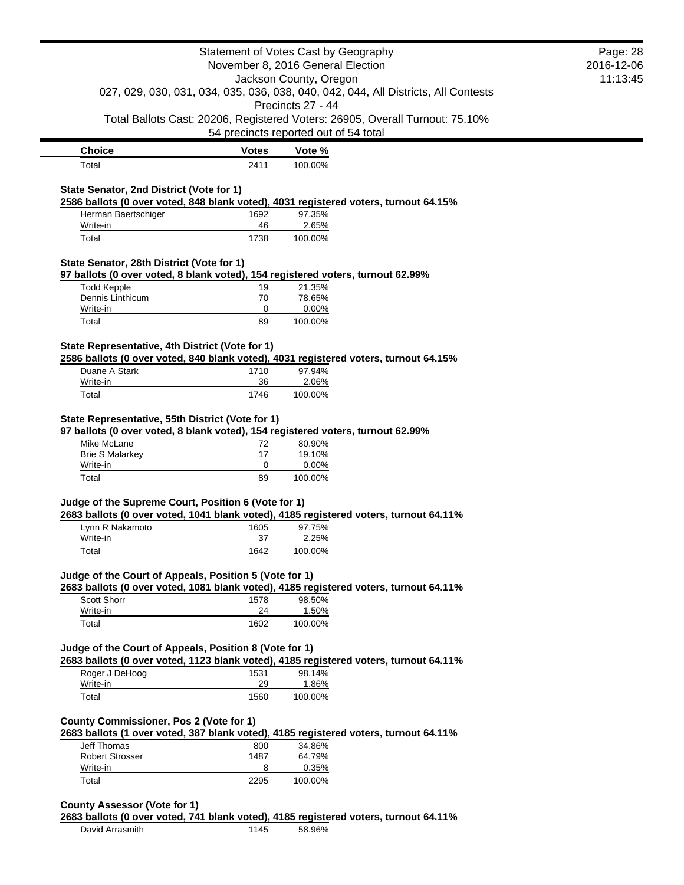| Choice | Votes | Vote % |
| --- | --- | --- |
| Total | 2411 | 100.00% |

**State Senator, 2nd District (Vote for 1)**

**2586 ballots (0 over voted, 848 blank voted), 4031 registered voters, turnout 64.15%**

| Choice | Votes | Vote % |
| --- | --- | --- |
| Herman Baertschiger | 1692 | 97.35% |
| Write-in | 46 | 2.65% |
| Total | 1738 | 100.00% |

**State Senator, 28th District (Vote for 1)**

**97 ballots (0 over voted, 8 blank voted), 154 registered voters, turnout 62.99%**

| Choice | Votes | Vote % |
| --- | --- | --- |
| Todd Kepple | 19 | 21.35% |
| Dennis Linthicum | 70 | 78.65% |
| Write-in | 0 | 0.00% |
| Total | 89 | 100.00% |

**State Representative, 4th District (Vote for 1)**

**2586 ballots (0 over voted, 840 blank voted), 4031 registered voters, turnout 64.15%**

| Choice | Votes | Vote % |
| --- | --- | --- |
| Duane A Stark | 1710 | 97.94% |
| Write-in | 36 | 2.06% |
| Total | 1746 | 100.00% |

**State Representative, 55th District (Vote for 1)**

**97 ballots (0 over voted, 8 blank voted), 154 registered voters, turnout 62.99%**

| Choice | Votes | Vote % |
| --- | --- | --- |
| Mike McLane | 72 | 80.90% |
| Brie S Malarkey | 17 | 19.10% |
| Write-in | 0 | 0.00% |
| Total | 89 | 100.00% |

**Judge of the Supreme Court, Position 6 (Vote for 1)**

**2683 ballots (0 over voted, 1041 blank voted), 4185 registered voters, turnout 64.11%**

| Choice | Votes | Vote % |
| --- | --- | --- |
| Lynn R Nakamoto | 1605 | 97.75% |
| Write-in | 37 | 2.25% |
| Total | 1642 | 100.00% |

**Judge of the Court of Appeals, Position 5 (Vote for 1)**

**2683 ballots (0 over voted, 1081 blank voted), 4185 registered voters, turnout 64.11%**

| Choice | Votes | Vote % |
| --- | --- | --- |
| Scott Shorr | 1578 | 98.50% |
| Write-in | 24 | 1.50% |
| Total | 1602 | 100.00% |

**Judge of the Court of Appeals, Position 8 (Vote for 1)**

**2683 ballots (0 over voted, 1123 blank voted), 4185 registered voters, turnout 64.11%**

| Choice | Votes | Vote % |
| --- | --- | --- |
| Roger J DeHoog | 1531 | 98.14% |
| Write-in | 29 | 1.86% |
| Total | 1560 | 100.00% |

**County Commissioner, Pos 2 (Vote for 1)**

**2683 ballots (1 over voted, 387 blank voted), 4185 registered voters, turnout 64.11%**

| Choice | Votes | Vote % |
| --- | --- | --- |
| Jeff Thomas | 800 | 34.86% |
| Robert Strosser | 1487 | 64.79% |
| Write-in | 8 | 0.35% |
| Total | 2295 | 100.00% |

**County Assessor (Vote for 1)**

**2683 ballots (0 over voted, 741 blank voted), 4185 registered voters, turnout 64.11%**

| Choice | Votes | Vote % |
| --- | --- | --- |
| David Arrasmith | 1145 | 58.96% |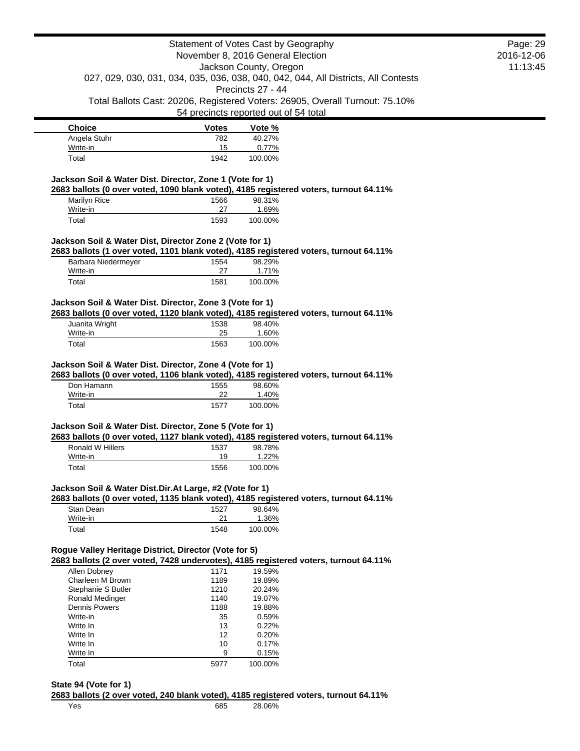| Choice | Votes | Vote % |
|---|---|---|
| Angela Stuhr | 782 | 40.27% |
| Write-in | 15 | 0.77% |
| Total | 1942 | 100.00% |

### Jackson Soil & Water Dist. Director, Zone 1 (Vote for 1)

**2683 ballots (0 over voted, 1090 blank voted), 4185 registered voters, turnout 64.11%**

| Choice | Votes | Vote % |
|---|---|---|
| Marilyn Rice | 1566 | 98.31% |
| Write-in | 27 | 1.69% |
| Total | 1593 | 100.00% |

### Jackson Soil & Water Dist, Director Zone 2 (Vote for 1)

**2683 ballots (1 over voted, 1101 blank voted), 4185 registered voters, turnout 64.11%**

| Choice | Votes | Vote % |
|---|---|---|
| Barbara Niedermeyer | 1554 | 98.29% |
| Write-in | 27 | 1.71% |
| Total | 1581 | 100.00% |

### Jackson Soil & Water Dist. Director, Zone 3 (Vote for 1)

**2683 ballots (0 over voted, 1120 blank voted), 4185 registered voters, turnout 64.11%**

| Choice | Votes | Vote % |
|---|---|---|
| Juanita Wright | 1538 | 98.40% |
| Write-in | 25 | 1.60% |
| Total | 1563 | 100.00% |

### Jackson Soil & Water Dist. Director, Zone 4 (Vote for 1)

**2683 ballots (0 over voted, 1106 blank voted), 4185 registered voters, turnout 64.11%**

| Choice | Votes | Vote % |
|---|---|---|
| Don Hamann | 1555 | 98.60% |
| Write-in | 22 | 1.40% |
| Total | 1577 | 100.00% |

### Jackson Soil & Water Dist. Director, Zone 5 (Vote for 1)

**2683 ballots (0 over voted, 1127 blank voted), 4185 registered voters, turnout 64.11%**

| Choice | Votes | Vote % |
|---|---|---|
| Ronald W Hillers | 1537 | 98.78% |
| Write-in | 19 | 1.22% |
| Total | 1556 | 100.00% |

### Jackson Soil & Water Dist.Dir.At Large, #2 (Vote for 1)

**2683 ballots (0 over voted, 1135 blank voted), 4185 registered voters, turnout 64.11%**

| Choice | Votes | Vote % |
|---|---|---|
| Stan Dean | 1527 | 98.64% |
| Write-in | 21 | 1.36% |
| Total | 1548 | 100.00% |

### Rogue Valley Heritage District, Director (Vote for 5)

**2683 ballots (2 over voted, 7428 undervotes), 4185 registered voters, turnout 64.11%**

| Choice | Votes | Vote % |
|---|---|---|
| Allen Dobney | 1171 | 19.59% |
| Charleen M Brown | 1189 | 19.89% |
| Stephanie S Butler | 1210 | 20.24% |
| Ronald Medinger | 1140 | 19.07% |
| Dennis Powers | 1188 | 19.88% |
| Write-in | 35 | 0.59% |
| Write In | 13 | 0.22% |
| Write In | 12 | 0.20% |
| Write In | 10 | 0.17% |
| Write In | 9 | 0.15% |
| Total | 5977 | 100.00% |

### State 94 (Vote for 1)

**2683 ballots (2 over voted, 240 blank voted), 4185 registered voters, turnout 64.11%**

| Choice | Votes | Vote % |
|---|---|---|
| Yes | 685 | 28.06% |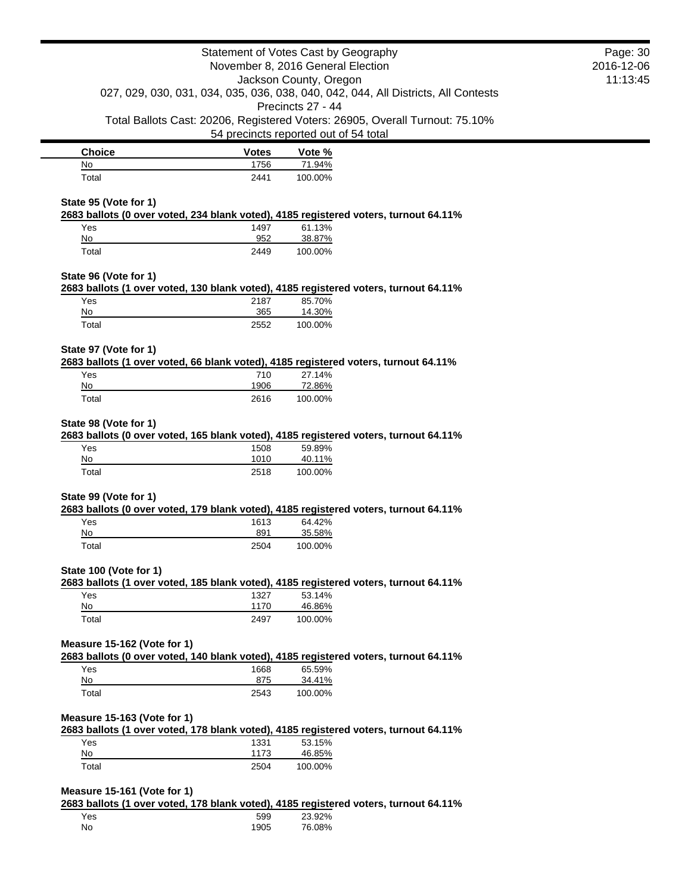| Choice | Votes | Vote % |
|---|---|---|
| No | 1756 | 71.94% |
| Total | 2441 | 100.00% |

**State 95 (Vote for 1)**

**2683 ballots (0 over voted, 234 blank voted), 4185 registered voters, turnout 64.11%**

| Choice | Votes | Vote % |
|---|---|---|
| Yes | 1497 | 61.13% |
| No | 952 | 38.87% |
| Total | 2449 | 100.00% |

**State 96 (Vote for 1)**

**2683 ballots (1 over voted, 130 blank voted), 4185 registered voters, turnout 64.11%**

| Choice | Votes | Vote % |
|---|---|---|
| Yes | 2187 | 85.70% |
| No | 365 | 14.30% |
| Total | 2552 | 100.00% |

**State 97 (Vote for 1)**

**2683 ballots (1 over voted, 66 blank voted), 4185 registered voters, turnout 64.11%**

| Choice | Votes | Vote % |
|---|---|---|
| Yes | 710 | 27.14% |
| No | 1906 | 72.86% |
| Total | 2616 | 100.00% |

**State 98 (Vote for 1)**

**2683 ballots (0 over voted, 165 blank voted), 4185 registered voters, turnout 64.11%**

| Choice | Votes | Vote % |
|---|---|---|
| Yes | 1508 | 59.89% |
| No | 1010 | 40.11% |
| Total | 2518 | 100.00% |

**State 99 (Vote for 1)**

**2683 ballots (0 over voted, 179 blank voted), 4185 registered voters, turnout 64.11%**

| Choice | Votes | Vote % |
|---|---|---|
| Yes | 1613 | 64.42% |
| No | 891 | 35.58% |
| Total | 2504 | 100.00% |

**State 100 (Vote for 1)**

**2683 ballots (1 over voted, 185 blank voted), 4185 registered voters, turnout 64.11%**

| Choice | Votes | Vote % |
|---|---|---|
| Yes | 1327 | 53.14% |
| No | 1170 | 46.86% |
| Total | 2497 | 100.00% |

**Measure 15-162 (Vote for 1)**

**2683 ballots (0 over voted, 140 blank voted), 4185 registered voters, turnout 64.11%**

| Choice | Votes | Vote % |
|---|---|---|
| Yes | 1668 | 65.59% |
| No | 875 | 34.41% |
| Total | 2543 | 100.00% |

**Measure 15-163 (Vote for 1)**

**2683 ballots (1 over voted, 178 blank voted), 4185 registered voters, turnout 64.11%**

| Choice | Votes | Vote % |
|---|---|---|
| Yes | 1331 | 53.15% |
| No | 1173 | 46.85% |
| Total | 2504 | 100.00% |

**Measure 15-161 (Vote for 1)**

**2683 ballots (1 over voted, 178 blank voted), 4185 registered voters, turnout 64.11%**

| Choice | Votes | Vote % |
|---|---|---|
| Yes | 599 | 23.92% |
| No | 1905 | 76.08% |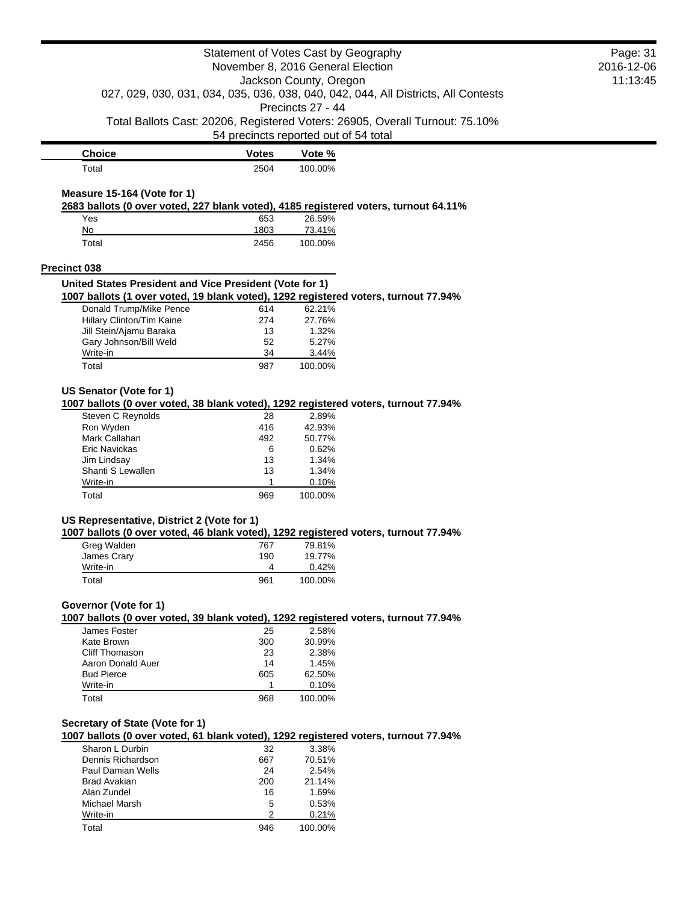| Choice | Votes | Vote % |
| --- | --- | --- |
| Total | 2504 | 100.00% |

### Measure 15-164 (Vote for 1)

**2683 ballots (0 over voted, 227 blank voted), 4185 registered voters, turnout 64.11%**

| Choice | Votes | Vote % |
| --- | --- | --- |
| Yes | 653 | 26.59% |
| No | 1803 | 73.41% |
| Total | 2456 | 100.00% |

## Precinct 038

### United States President and Vice President (Vote for 1)

**1007 ballots (1 over voted, 19 blank voted), 1292 registered voters, turnout 77.94%**

| Choice | Votes | Vote % |
| --- | --- | --- |
| Donald Trump/Mike Pence | 614 | 62.21% |
| Hillary Clinton/Tim Kaine | 274 | 27.76% |
| Jill Stein/Ajamu Baraka | 13 | 1.32% |
| Gary Johnson/Bill Weld | 52 | 5.27% |
| Write-in | 34 | 3.44% |
| Total | 987 | 100.00% |

### US Senator (Vote for 1)

**1007 ballots (0 over voted, 38 blank voted), 1292 registered voters, turnout 77.94%**

| Choice | Votes | Vote % |
| --- | --- | --- |
| Steven C Reynolds | 28 | 2.89% |
| Ron Wyden | 416 | 42.93% |
| Mark Callahan | 492 | 50.77% |
| Eric Navickas | 6 | 0.62% |
| Jim Lindsay | 13 | 1.34% |
| Shanti S Lewallen | 13 | 1.34% |
| Write-in | 1 | 0.10% |
| Total | 969 | 100.00% |

### US Representative, District 2 (Vote for 1)

**1007 ballots (0 over voted, 46 blank voted), 1292 registered voters, turnout 77.94%**

| Choice | Votes | Vote % |
| --- | --- | --- |
| Greg Walden | 767 | 79.81% |
| James Crary | 190 | 19.77% |
| Write-in | 4 | 0.42% |
| Total | 961 | 100.00% |

### Governor (Vote for 1)

**1007 ballots (0 over voted, 39 blank voted), 1292 registered voters, turnout 77.94%**

| Choice | Votes | Vote % |
| --- | --- | --- |
| James Foster | 25 | 2.58% |
| Kate Brown | 300 | 30.99% |
| Cliff Thomason | 23 | 2.38% |
| Aaron Donald Auer | 14 | 1.45% |
| Bud Pierce | 605 | 62.50% |
| Write-in | 1 | 0.10% |
| Total | 968 | 100.00% |

### Secretary of State (Vote for 1)

**1007 ballots (0 over voted, 61 blank voted), 1292 registered voters, turnout 77.94%**

| Choice | Votes | Vote % |
| --- | --- | --- |
| Sharon L Durbin | 32 | 3.38% |
| Dennis Richardson | 667 | 70.51% |
| Paul Damian Wells | 24 | 2.54% |
| Brad Avakian | 200 | 21.14% |
| Alan Zundel | 16 | 1.69% |
| Michael Marsh | 5 | 0.53% |
| Write-in | 2 | 0.21% |
| Total | 946 | 100.00% |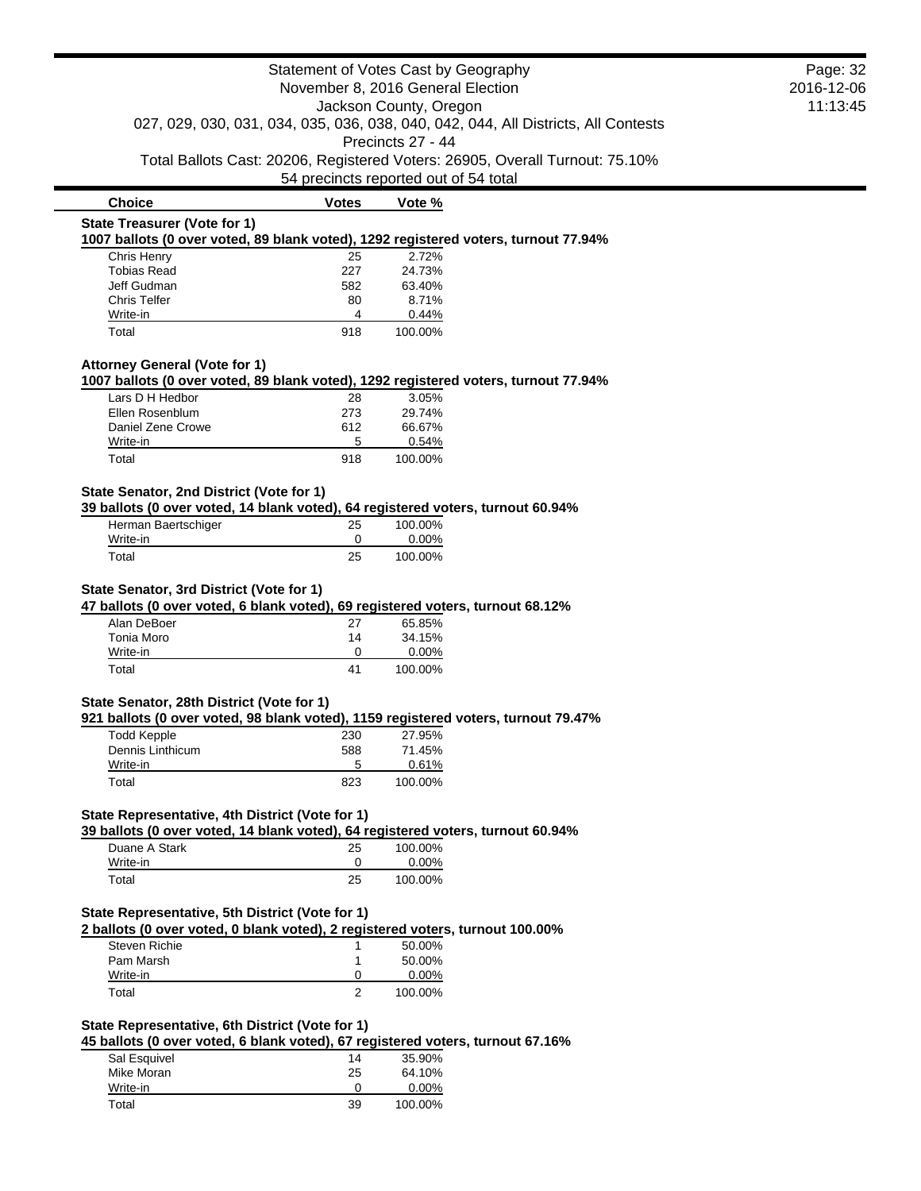Statement of Votes Cast by Geography
November 8, 2016 General Election
Jackson County, Oregon
027, 029, 030, 031, 034, 035, 036, 038, 040, 042, 044, All Districts, All Contests
Precincts 27 - 44
Total Ballots Cast: 20206, Registered Voters: 26905, Overall Turnout: 75.10%
54 precincts reported out of 54 total

### State Treasurer (Vote for 1)

**1007 ballots (0 over voted, 89 blank voted), 1292 registered voters, turnout 77.94%**

| Choice | Votes | Vote % |
|---|---|---|
| Chris Henry | 25 | 2.72% |
| Tobias Read | 227 | 24.73% |
| Jeff Gudman | 582 | 63.40% |
| Chris Telfer | 80 | 8.71% |
| Write-in | 4 | 0.44% |
| Total | 918 | 100.00% |

### Attorney General (Vote for 1)

**1007 ballots (0 over voted, 89 blank voted), 1292 registered voters, turnout 77.94%**

| Choice | Votes | Vote % |
|---|---|---|
| Lars D H Hedbor | 28 | 3.05% |
| Ellen Rosenblum | 273 | 29.74% |
| Daniel Zene Crowe | 612 | 66.67% |
| Write-in | 5 | 0.54% |
| Total | 918 | 100.00% |

### State Senator, 2nd District (Vote for 1)

**39 ballots (0 over voted, 14 blank voted), 64 registered voters, turnout 60.94%**

| Choice | Votes | Vote % |
|---|---|---|
| Herman Baertschiger | 25 | 100.00% |
| Write-in | 0 | 0.00% |
| Total | 25 | 100.00% |

### State Senator, 3rd District (Vote for 1)

**47 ballots (0 over voted, 6 blank voted), 69 registered voters, turnout 68.12%**

| Choice | Votes | Vote % |
|---|---|---|
| Alan DeBoer | 27 | 65.85% |
| Tonia Moro | 14 | 34.15% |
| Write-in | 0 | 0.00% |
| Total | 41 | 100.00% |

### State Senator, 28th District (Vote for 1)

**921 ballots (0 over voted, 98 blank voted), 1159 registered voters, turnout 79.47%**

| Choice | Votes | Vote % |
|---|---|---|
| Todd Kepple | 230 | 27.95% |
| Dennis Linthicum | 588 | 71.45% |
| Write-in | 5 | 0.61% |
| Total | 823 | 100.00% |

### State Representative, 4th District (Vote for 1)

**39 ballots (0 over voted, 14 blank voted), 64 registered voters, turnout 60.94%**

| Choice | Votes | Vote % |
|---|---|---|
| Duane A Stark | 25 | 100.00% |
| Write-in | 0 | 0.00% |
| Total | 25 | 100.00% |

### State Representative, 5th District (Vote for 1)

**2 ballots (0 over voted, 0 blank voted), 2 registered voters, turnout 100.00%**

| Choice | Votes | Vote % |
|---|---|---|
| Steven Richie | 1 | 50.00% |
| Pam Marsh | 1 | 50.00% |
| Write-in | 0 | 0.00% |
| Total | 2 | 100.00% |

### State Representative, 6th District (Vote for 1)

**45 ballots (0 over voted, 6 blank voted), 67 registered voters, turnout 67.16%**

| Choice | Votes | Vote % |
|---|---|---|
| Sal Esquivel | 14 | 35.90% |
| Mike Moran | 25 | 64.10% |
| Write-in | 0 | 0.00% |
| Total | 39 | 100.00% |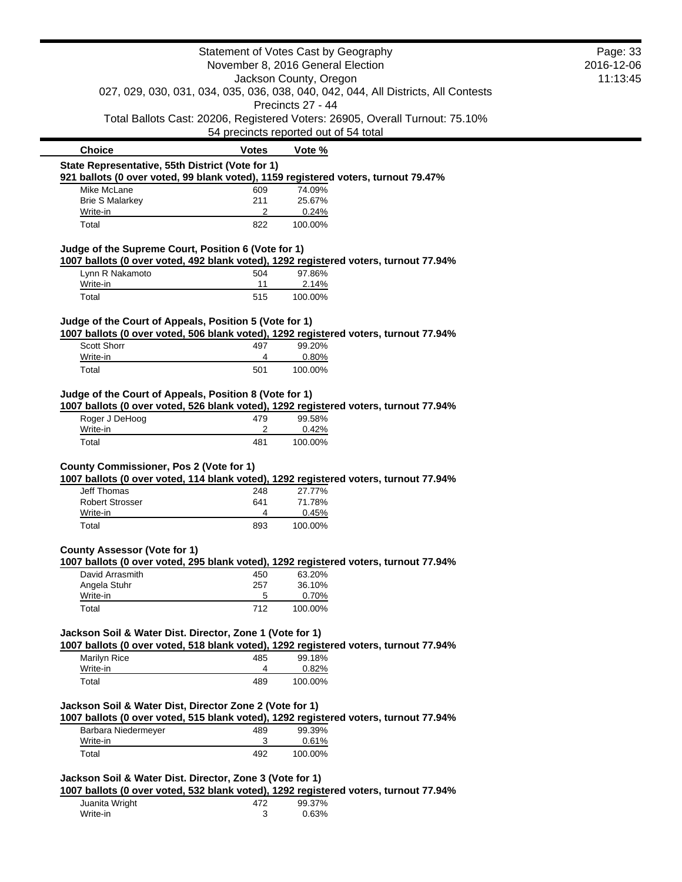Statement of Votes Cast by Geography
November 8, 2016 General Election
Jackson County, Oregon
027, 029, 030, 031, 034, 035, 036, 038, 040, 042, 044, All Districts, All Contests
Precincts 27 - 44
Total Ballots Cast: 20206, Registered Voters: 26905, Overall Turnout: 75.10%
54 precincts reported out of 54 total

| Choice | Votes | Vote % |
|---|---|---|

**State Representative, 55th District (Vote for 1)**
**921 ballots (0 over voted, 99 blank voted), 1159 registered voters, turnout 79.47%**

| Choice | Votes | Vote % |
|---|---|---|
| Mike McLane | 609 | 74.09% |
| Brie S Malarkey | 211 | 25.67% |
| Write-in | 2 | 0.24% |
| Total | 822 | 100.00% |

**Judge of the Supreme Court, Position 6 (Vote for 1)**
**1007 ballots (0 over voted, 492 blank voted), 1292 registered voters, turnout 77.94%**

| Choice | Votes | Vote % |
|---|---|---|
| Lynn R Nakamoto | 504 | 97.86% |
| Write-in | 11 | 2.14% |
| Total | 515 | 100.00% |

**Judge of the Court of Appeals, Position 5 (Vote for 1)**
**1007 ballots (0 over voted, 506 blank voted), 1292 registered voters, turnout 77.94%**

| Choice | Votes | Vote % |
|---|---|---|
| Scott Shorr | 497 | 99.20% |
| Write-in | 4 | 0.80% |
| Total | 501 | 100.00% |

**Judge of the Court of Appeals, Position 8 (Vote for 1)**
**1007 ballots (0 over voted, 526 blank voted), 1292 registered voters, turnout 77.94%**

| Choice | Votes | Vote % |
|---|---|---|
| Roger J DeHoog | 479 | 99.58% |
| Write-in | 2 | 0.42% |
| Total | 481 | 100.00% |

**County Commissioner, Pos 2 (Vote for 1)**
**1007 ballots (0 over voted, 114 blank voted), 1292 registered voters, turnout 77.94%**

| Choice | Votes | Vote % |
|---|---|---|
| Jeff Thomas | 248 | 27.77% |
| Robert Strosser | 641 | 71.78% |
| Write-in | 4 | 0.45% |
| Total | 893 | 100.00% |

**County Assessor (Vote for 1)**
**1007 ballots (0 over voted, 295 blank voted), 1292 registered voters, turnout 77.94%**

| Choice | Votes | Vote % |
|---|---|---|
| David Arrasmith | 450 | 63.20% |
| Angela Stuhr | 257 | 36.10% |
| Write-in | 5 | 0.70% |
| Total | 712 | 100.00% |

**Jackson Soil & Water Dist. Director, Zone 1 (Vote for 1)**
**1007 ballots (0 over voted, 518 blank voted), 1292 registered voters, turnout 77.94%**

| Choice | Votes | Vote % |
|---|---|---|
| Marilyn Rice | 485 | 99.18% |
| Write-in | 4 | 0.82% |
| Total | 489 | 100.00% |

**Jackson Soil & Water Dist, Director Zone 2 (Vote for 1)**
**1007 ballots (0 over voted, 515 blank voted), 1292 registered voters, turnout 77.94%**

| Choice | Votes | Vote % |
|---|---|---|
| Barbara Niedermeyer | 489 | 99.39% |
| Write-in | 3 | 0.61% |
| Total | 492 | 100.00% |

**Jackson Soil & Water Dist. Director, Zone 3 (Vote for 1)**
**1007 ballots (0 over voted, 532 blank voted), 1292 registered voters, turnout 77.94%**

| Choice | Votes | Vote % |
|---|---|---|
| Juanita Wright | 472 | 99.37% |
| Write-in | 3 | 0.63% |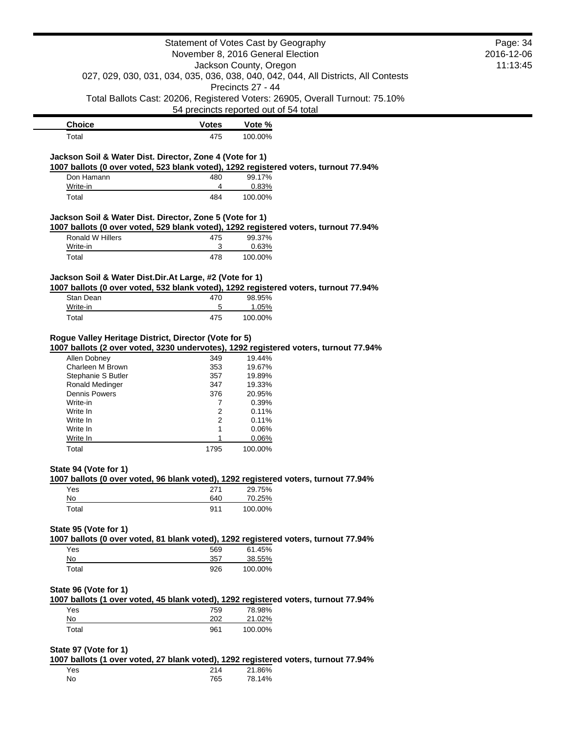| Choice | Votes | Vote % |
|---|---|---|
| Total | 475 | 100.00% |

**Jackson Soil & Water Dist. Director, Zone 4 (Vote for 1)**

**1007 ballots (0 over voted, 523 blank voted), 1292 registered voters, turnout 77.94%**

| Choice | Votes | Vote % |
|---|---|---|
| Don Hamann | 480 | 99.17% |
| Write-in | 4 | 0.83% |
| Total | 484 | 100.00% |

**Jackson Soil & Water Dist. Director, Zone 5 (Vote for 1)**

**1007 ballots (0 over voted, 529 blank voted), 1292 registered voters, turnout 77.94%**

| Choice | Votes | Vote % |
|---|---|---|
| Ronald W Hillers | 475 | 99.37% |
| Write-in | 3 | 0.63% |
| Total | 478 | 100.00% |

**Jackson Soil & Water Dist.Dir.At Large, #2 (Vote for 1)**

**1007 ballots (0 over voted, 532 blank voted), 1292 registered voters, turnout 77.94%**

| Choice | Votes | Vote % |
|---|---|---|
| Stan Dean | 470 | 98.95% |
| Write-in | 5 | 1.05% |
| Total | 475 | 100.00% |

**Rogue Valley Heritage District, Director (Vote for 5)**

**1007 ballots (2 over voted, 3230 undervotes), 1292 registered voters, turnout 77.94%**

| Choice | Votes | Vote % |
|---|---|---|
| Allen Dobney | 349 | 19.44% |
| Charleen M Brown | 353 | 19.67% |
| Stephanie S Butler | 357 | 19.89% |
| Ronald Medinger | 347 | 19.33% |
| Dennis Powers | 376 | 20.95% |
| Write-in | 7 | 0.39% |
| Write In | 2 | 0.11% |
| Write In | 2 | 0.11% |
| Write In | 1 | 0.06% |
| Write In | 1 | 0.06% |
| Total | 1795 | 100.00% |

**State 94 (Vote for 1)**

**1007 ballots (0 over voted, 96 blank voted), 1292 registered voters, turnout 77.94%**

| Choice | Votes | Vote % |
|---|---|---|
| Yes | 271 | 29.75% |
| No | 640 | 70.25% |
| Total | 911 | 100.00% |

**State 95 (Vote for 1)**

**1007 ballots (0 over voted, 81 blank voted), 1292 registered voters, turnout 77.94%**

| Choice | Votes | Vote % |
|---|---|---|
| Yes | 569 | 61.45% |
| No | 357 | 38.55% |
| Total | 926 | 100.00% |

**State 96 (Vote for 1)**

**1007 ballots (1 over voted, 45 blank voted), 1292 registered voters, turnout 77.94%**

| Choice | Votes | Vote % |
|---|---|---|
| Yes | 759 | 78.98% |
| No | 202 | 21.02% |
| Total | 961 | 100.00% |

**State 97 (Vote for 1)**

**1007 ballots (1 over voted, 27 blank voted), 1292 registered voters, turnout 77.94%**

| Choice | Votes | Vote % |
|---|---|---|
| Yes | 214 | 21.86% |
| No | 765 | 78.14% |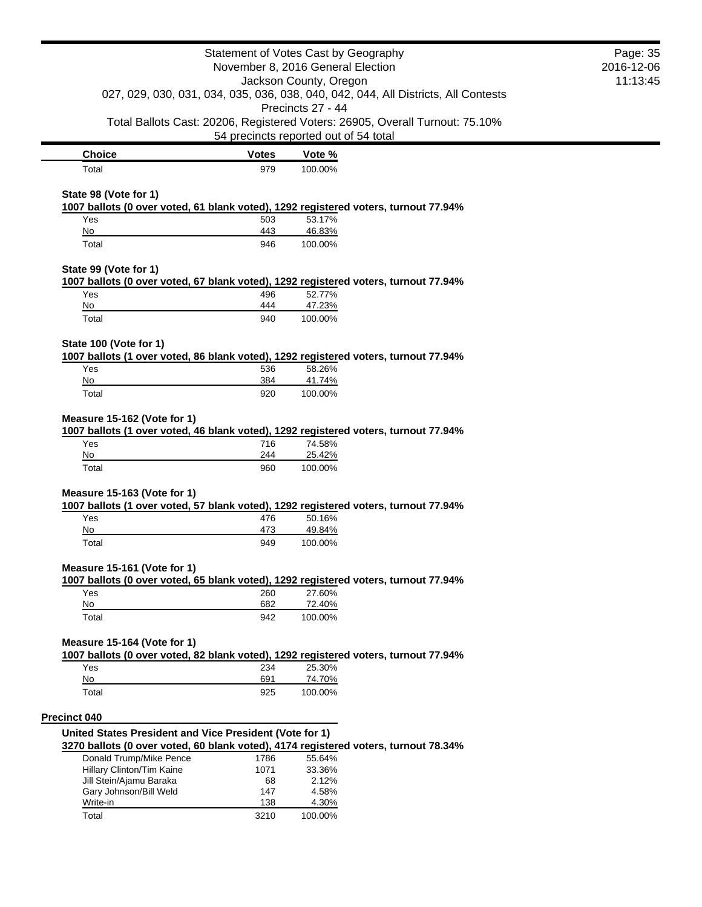| Choice | Votes | Vote % |
|---|---|---|
| Total | 979 | 100.00% |

**State 98 (Vote for 1)**

**1007 ballots (0 over voted, 61 blank voted), 1292 registered voters, turnout 77.94%**

| Choice | Votes | Vote % |
|---|---|---|
| Yes | 503 | 53.17% |
| No | 443 | 46.83% |
| Total | 946 | 100.00% |

**State 99 (Vote for 1)**

**1007 ballots (0 over voted, 67 blank voted), 1292 registered voters, turnout 77.94%**

| Choice | Votes | Vote % |
|---|---|---|
| Yes | 496 | 52.77% |
| No | 444 | 47.23% |
| Total | 940 | 100.00% |

**State 100 (Vote for 1)**

**1007 ballots (1 over voted, 86 blank voted), 1292 registered voters, turnout 77.94%**

| Choice | Votes | Vote % |
|---|---|---|
| Yes | 536 | 58.26% |
| No | 384 | 41.74% |
| Total | 920 | 100.00% |

**Measure 15-162 (Vote for 1)**

**1007 ballots (1 over voted, 46 blank voted), 1292 registered voters, turnout 77.94%**

| Choice | Votes | Vote % |
|---|---|---|
| Yes | 716 | 74.58% |
| No | 244 | 25.42% |
| Total | 960 | 100.00% |

**Measure 15-163 (Vote for 1)**

**1007 ballots (1 over voted, 57 blank voted), 1292 registered voters, turnout 77.94%**

| Choice | Votes | Vote % |
|---|---|---|
| Yes | 476 | 50.16% |
| No | 473 | 49.84% |
| Total | 949 | 100.00% |

**Measure 15-161 (Vote for 1)**

**1007 ballots (0 over voted, 65 blank voted), 1292 registered voters, turnout 77.94%**

| Choice | Votes | Vote % |
|---|---|---|
| Yes | 260 | 27.60% |
| No | 682 | 72.40% |
| Total | 942 | 100.00% |

**Measure 15-164 (Vote for 1)**

**1007 ballots (0 over voted, 82 blank voted), 1292 registered voters, turnout 77.94%**

| Choice | Votes | Vote % |
|---|---|---|
| Yes | 234 | 25.30% |
| No | 691 | 74.70% |
| Total | 925 | 100.00% |

## Precinct 040

**United States President and Vice President (Vote for 1)**

**3270 ballots (0 over voted, 60 blank voted), 4174 registered voters, turnout 78.34%**

| Choice | Votes | Vote % |
|---|---|---|
| Donald Trump/Mike Pence | 1786 | 55.64% |
| Hillary Clinton/Tim Kaine | 1071 | 33.36% |
| Jill Stein/Ajamu Baraka | 68 | 2.12% |
| Gary Johnson/Bill Weld | 147 | 4.58% |
| Write-in | 138 | 4.30% |
| Total | 3210 | 100.00% |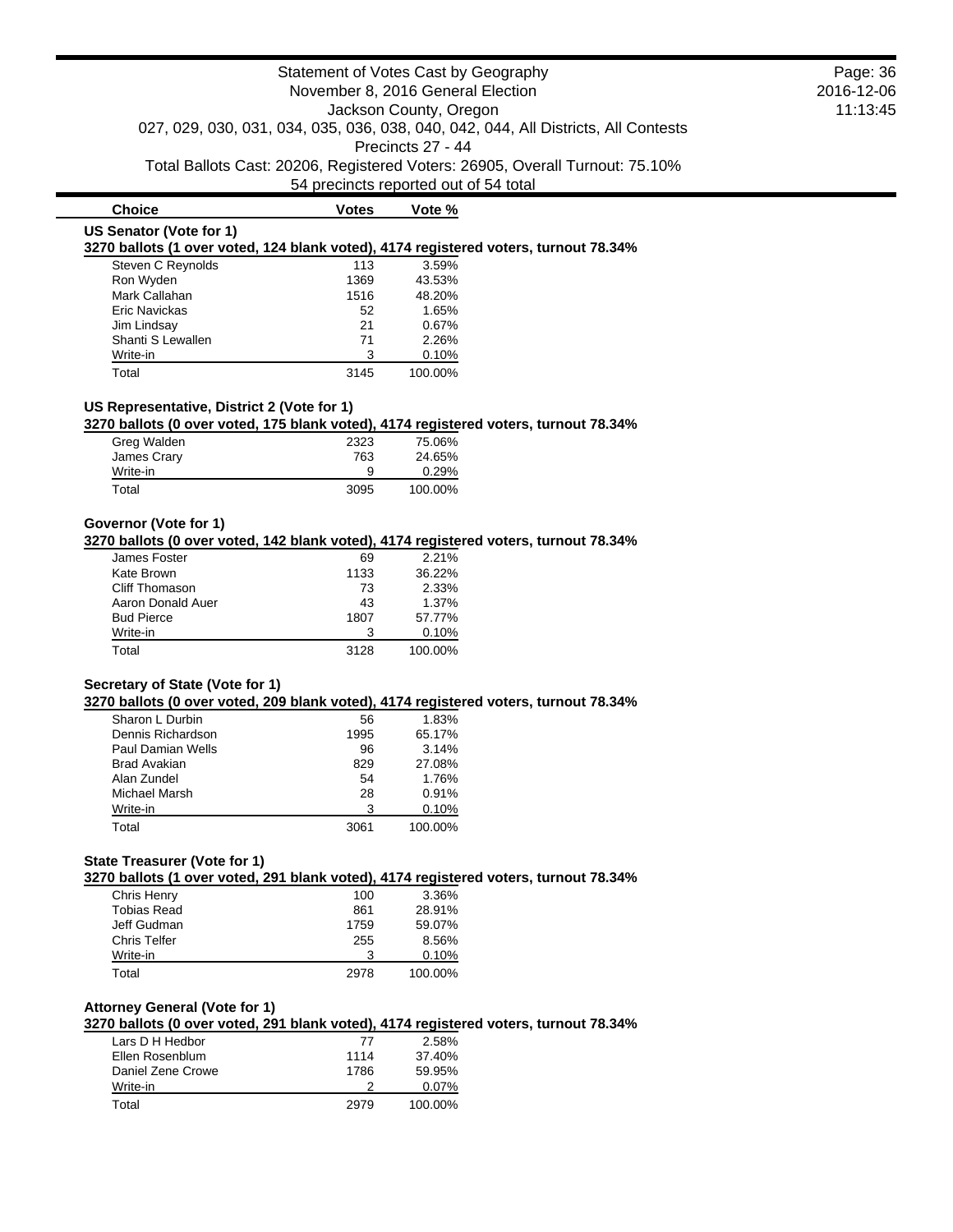# Statement of Votes Cast by Geography

November 8, 2016 General Election

Jackson County, Oregon

027, 029, 030, 031, 034, 035, 036, 038, 040, 042, 044, All Districts, All Contests

Precincts 27 - 44

Total Ballots Cast: 20206, Registered Voters: 26905, Overall Turnout: 75.10%

54 precincts reported out of 54 total

## US Senator (Vote for 1)

**3270 ballots (1 over voted, 124 blank voted), 4174 registered voters, turnout 78.34%**

| Choice | Votes | Vote % |
|---|---|---|
| Steven C Reynolds | 113 | 3.59% |
| Ron Wyden | 1369 | 43.53% |
| Mark Callahan | 1516 | 48.20% |
| Eric Navickas | 52 | 1.65% |
| Jim Lindsay | 21 | 0.67% |
| Shanti S Lewallen | 71 | 2.26% |
| Write-in | 3 | 0.10% |
| Total | 3145 | 100.00% |

## US Representative, District 2 (Vote for 1)

**3270 ballots (0 over voted, 175 blank voted), 4174 registered voters, turnout 78.34%**

| Choice | Votes | Vote % |
|---|---|---|
| Greg Walden | 2323 | 75.06% |
| James Crary | 763 | 24.65% |
| Write-in | 9 | 0.29% |
| Total | 3095 | 100.00% |

## Governor (Vote for 1)

**3270 ballots (0 over voted, 142 blank voted), 4174 registered voters, turnout 78.34%**

| Choice | Votes | Vote % |
|---|---|---|
| James Foster | 69 | 2.21% |
| Kate Brown | 1133 | 36.22% |
| Cliff Thomason | 73 | 2.33% |
| Aaron Donald Auer | 43 | 1.37% |
| Bud Pierce | 1807 | 57.77% |
| Write-in | 3 | 0.10% |
| Total | 3128 | 100.00% |

## Secretary of State (Vote for 1)

**3270 ballots (0 over voted, 209 blank voted), 4174 registered voters, turnout 78.34%**

| Choice | Votes | Vote % |
|---|---|---|
| Sharon L Durbin | 56 | 1.83% |
| Dennis Richardson | 1995 | 65.17% |
| Paul Damian Wells | 96 | 3.14% |
| Brad Avakian | 829 | 27.08% |
| Alan Zundel | 54 | 1.76% |
| Michael Marsh | 28 | 0.91% |
| Write-in | 3 | 0.10% |
| Total | 3061 | 100.00% |

## State Treasurer (Vote for 1)

**3270 ballots (1 over voted, 291 blank voted), 4174 registered voters, turnout 78.34%**

| Choice | Votes | Vote % |
|---|---|---|
| Chris Henry | 100 | 3.36% |
| Tobias Read | 861 | 28.91% |
| Jeff Gudman | 1759 | 59.07% |
| Chris Telfer | 255 | 8.56% |
| Write-in | 3 | 0.10% |
| Total | 2978 | 100.00% |

## Attorney General (Vote for 1)

**3270 ballots (0 over voted, 291 blank voted), 4174 registered voters, turnout 78.34%**

| Choice | Votes | Vote % |
|---|---|---|
| Lars D H Hedbor | 77 | 2.58% |
| Ellen Rosenblum | 1114 | 37.40% |
| Daniel Zene Crowe | 1786 | 59.95% |
| Write-in | 2 | 0.07% |
| Total | 2979 | 100.00% |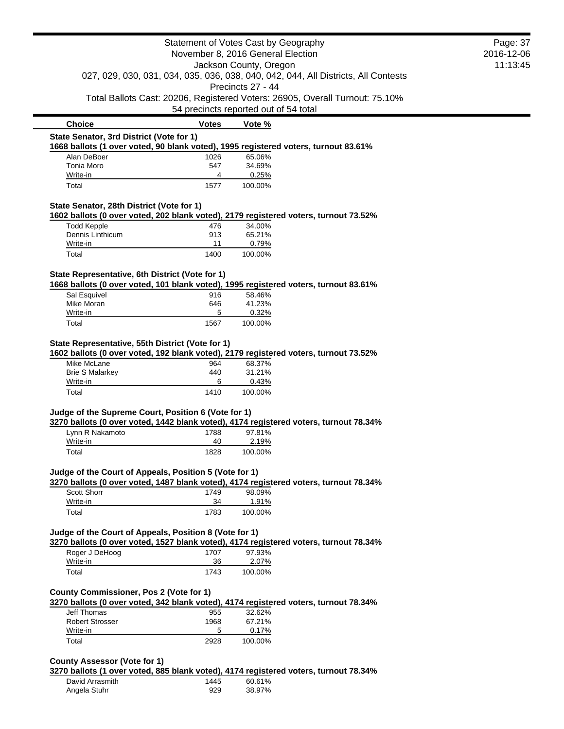Statement of Votes Cast by Geography
November 8, 2016 General Election
Jackson County, Oregon
027, 029, 030, 031, 034, 035, 036, 038, 040, 042, 044, All Districts, All Contests
Precincts 27 - 44
Total Ballots Cast: 20206, Registered Voters: 26905, Overall Turnout: 75.10%
54 precincts reported out of 54 total

### State Senator, 3rd District (Vote for 1)

**1668 ballots (1 over voted, 90 blank voted), 1995 registered voters, turnout 83.61%**

| Choice | Votes | Vote % |
|---|---|---|
| Alan DeBoer | 1026 | 65.06% |
| Tonia Moro | 547 | 34.69% |
| Write-in | 4 | 0.25% |
| Total | 1577 | 100.00% |

### State Senator, 28th District (Vote for 1)

**1602 ballots (0 over voted, 202 blank voted), 2179 registered voters, turnout 73.52%**

| Choice | Votes | Vote % |
|---|---|---|
| Todd Kepple | 476 | 34.00% |
| Dennis Linthicum | 913 | 65.21% |
| Write-in | 11 | 0.79% |
| Total | 1400 | 100.00% |

### State Representative, 6th District (Vote for 1)

**1668 ballots (0 over voted, 101 blank voted), 1995 registered voters, turnout 83.61%**

| Choice | Votes | Vote % |
|---|---|---|
| Sal Esquivel | 916 | 58.46% |
| Mike Moran | 646 | 41.23% |
| Write-in | 5 | 0.32% |
| Total | 1567 | 100.00% |

### State Representative, 55th District (Vote for 1)

**1602 ballots (0 over voted, 192 blank voted), 2179 registered voters, turnout 73.52%**

| Choice | Votes | Vote % |
|---|---|---|
| Mike McLane | 964 | 68.37% |
| Brie S Malarkey | 440 | 31.21% |
| Write-in | 6 | 0.43% |
| Total | 1410 | 100.00% |

### Judge of the Supreme Court, Position 6 (Vote for 1)

**3270 ballots (0 over voted, 1442 blank voted), 4174 registered voters, turnout 78.34%**

| Choice | Votes | Vote % |
|---|---|---|
| Lynn R Nakamoto | 1788 | 97.81% |
| Write-in | 40 | 2.19% |
| Total | 1828 | 100.00% |

### Judge of the Court of Appeals, Position 5 (Vote for 1)

**3270 ballots (0 over voted, 1487 blank voted), 4174 registered voters, turnout 78.34%**

| Choice | Votes | Vote % |
|---|---|---|
| Scott Shorr | 1749 | 98.09% |
| Write-in | 34 | 1.91% |
| Total | 1783 | 100.00% |

### Judge of the Court of Appeals, Position 8 (Vote for 1)

**3270 ballots (0 over voted, 1527 blank voted), 4174 registered voters, turnout 78.34%**

| Choice | Votes | Vote % |
|---|---|---|
| Roger J DeHoog | 1707 | 97.93% |
| Write-in | 36 | 2.07% |
| Total | 1743 | 100.00% |

### County Commissioner, Pos 2 (Vote for 1)

**3270 ballots (0 over voted, 342 blank voted), 4174 registered voters, turnout 78.34%**

| Choice | Votes | Vote % |
|---|---|---|
| Jeff Thomas | 955 | 32.62% |
| Robert Strosser | 1968 | 67.21% |
| Write-in | 5 | 0.17% |
| Total | 2928 | 100.00% |

### County Assessor (Vote for 1)

**3270 ballots (1 over voted, 885 blank voted), 4174 registered voters, turnout 78.34%**

| Choice | Votes | Vote % |
|---|---|---|
| David Arrasmith | 1445 | 60.61% |
| Angela Stuhr | 929 | 38.97% |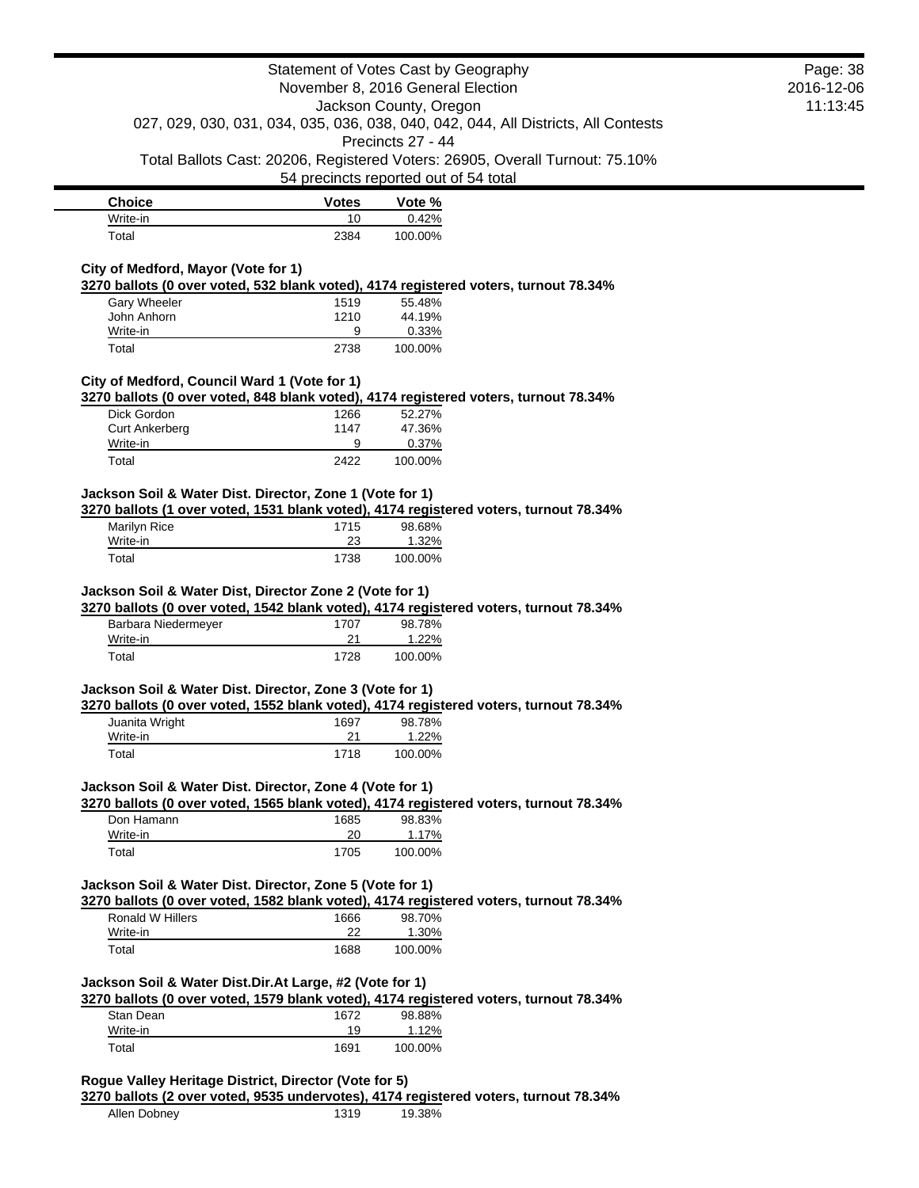| Choice | Votes | Vote % |
|---|---|---|
| Write-in | 10 | 0.42% |
| Total | 2384 | 100.00% |

**City of Medford, Mayor (Vote for 1)**

**3270 ballots (0 over voted, 532 blank voted), 4174 registered voters, turnout 78.34%**

| Choice | Votes | Vote % |
|---|---|---|
| Gary Wheeler | 1519 | 55.48% |
| John Anhorn | 1210 | 44.19% |
| Write-in | 9 | 0.33% |
| Total | 2738 | 100.00% |

**City of Medford, Council Ward 1 (Vote for 1)**

**3270 ballots (0 over voted, 848 blank voted), 4174 registered voters, turnout 78.34%**

| Choice | Votes | Vote % |
|---|---|---|
| Dick Gordon | 1266 | 52.27% |
| Curt Ankerberg | 1147 | 47.36% |
| Write-in | 9 | 0.37% |
| Total | 2422 | 100.00% |

**Jackson Soil & Water Dist. Director, Zone 1 (Vote for 1)**

**3270 ballots (1 over voted, 1531 blank voted), 4174 registered voters, turnout 78.34%**

| Choice | Votes | Vote % |
|---|---|---|
| Marilyn Rice | 1715 | 98.68% |
| Write-in | 23 | 1.32% |
| Total | 1738 | 100.00% |

**Jackson Soil & Water Dist, Director Zone 2 (Vote for 1)**

**3270 ballots (0 over voted, 1542 blank voted), 4174 registered voters, turnout 78.34%**

| Choice | Votes | Vote % |
|---|---|---|
| Barbara Niedermeyer | 1707 | 98.78% |
| Write-in | 21 | 1.22% |
| Total | 1728 | 100.00% |

**Jackson Soil & Water Dist. Director, Zone 3 (Vote for 1)**

**3270 ballots (0 over voted, 1552 blank voted), 4174 registered voters, turnout 78.34%**

| Choice | Votes | Vote % |
|---|---|---|
| Juanita Wright | 1697 | 98.78% |
| Write-in | 21 | 1.22% |
| Total | 1718 | 100.00% |

**Jackson Soil & Water Dist. Director, Zone 4 (Vote for 1)**

**3270 ballots (0 over voted, 1565 blank voted), 4174 registered voters, turnout 78.34%**

| Choice | Votes | Vote % |
|---|---|---|
| Don Hamann | 1685 | 98.83% |
| Write-in | 20 | 1.17% |
| Total | 1705 | 100.00% |

**Jackson Soil & Water Dist. Director, Zone 5 (Vote for 1)**

**3270 ballots (0 over voted, 1582 blank voted), 4174 registered voters, turnout 78.34%**

| Choice | Votes | Vote % |
|---|---|---|
| Ronald W Hillers | 1666 | 98.70% |
| Write-in | 22 | 1.30% |
| Total | 1688 | 100.00% |

**Jackson Soil & Water Dist.Dir.At Large, #2 (Vote for 1)**

**3270 ballots (0 over voted, 1579 blank voted), 4174 registered voters, turnout 78.34%**

| Choice | Votes | Vote % |
|---|---|---|
| Stan Dean | 1672 | 98.88% |
| Write-in | 19 | 1.12% |
| Total | 1691 | 100.00% |

**Rogue Valley Heritage District, Director (Vote for 5)**

**3270 ballots (2 over voted, 9535 undervotes), 4174 registered voters, turnout 78.34%**

| Choice | Votes | Vote % |
|---|---|---|
| Allen Dobney | 1319 | 19.38% |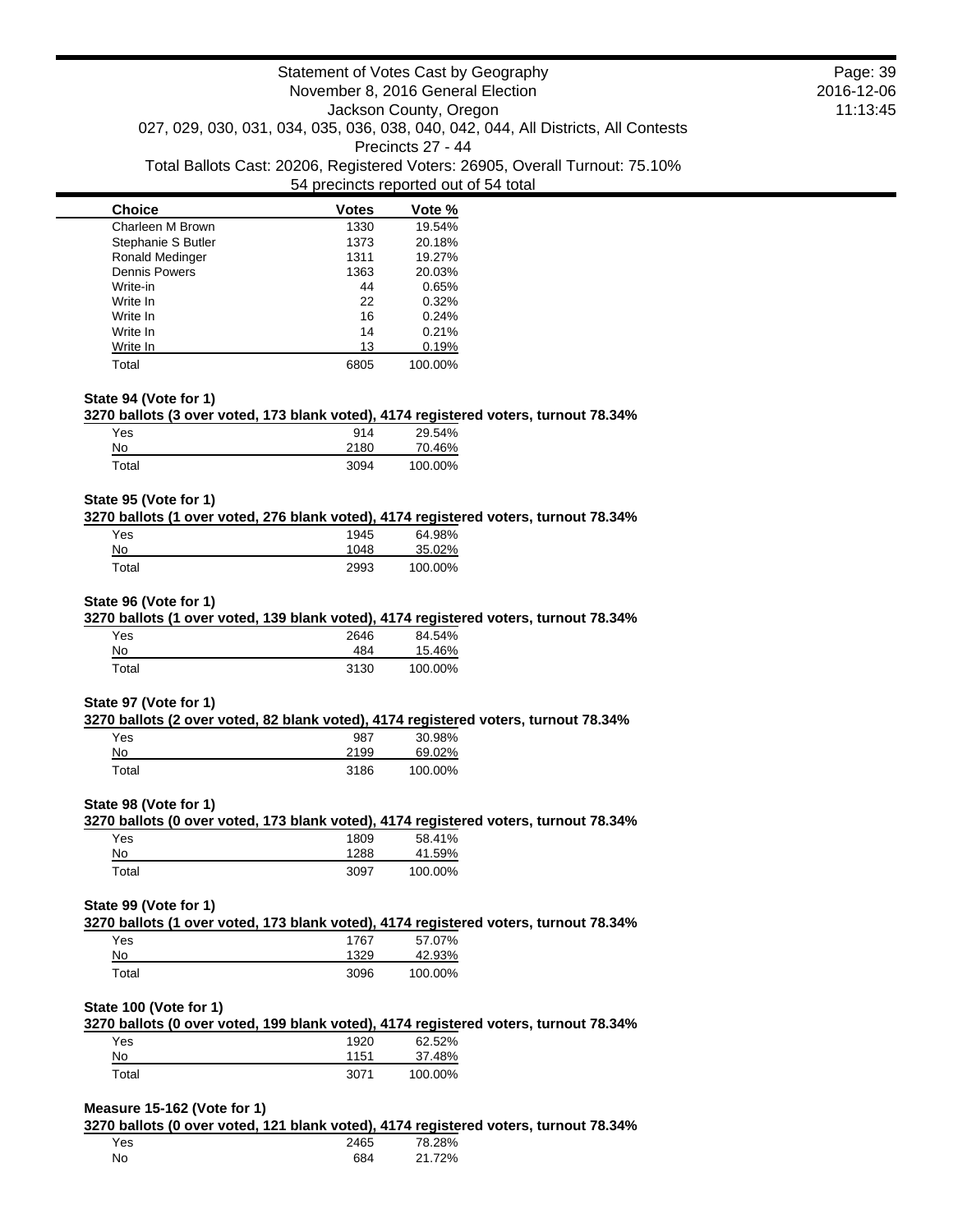| Choice | Votes | Vote % |
|---|---|---|
| Charleen M Brown | 1330 | 19.54% |
| Stephanie S Butler | 1373 | 20.18% |
| Ronald Medinger | 1311 | 19.27% |
| Dennis Powers | 1363 | 20.03% |
| Write-in | 44 | 0.65% |
| Write In | 22 | 0.32% |
| Write In | 16 | 0.24% |
| Write In | 14 | 0.21% |
| Write In | 13 | 0.19% |
| Total | 6805 | 100.00% |

**State 94 (Vote for 1)**

**3270 ballots (3 over voted, 173 blank voted), 4174 registered voters, turnout 78.34%**

| Choice | Votes | Vote % |
|---|---|---|
| Yes | 914 | 29.54% |
| No | 2180 | 70.46% |
| Total | 3094 | 100.00% |

**State 95 (Vote for 1)**

**3270 ballots (1 over voted, 276 blank voted), 4174 registered voters, turnout 78.34%**

| Choice | Votes | Vote % |
|---|---|---|
| Yes | 1945 | 64.98% |
| No | 1048 | 35.02% |
| Total | 2993 | 100.00% |

**State 96 (Vote for 1)**

**3270 ballots (1 over voted, 139 blank voted), 4174 registered voters, turnout 78.34%**

| Choice | Votes | Vote % |
|---|---|---|
| Yes | 2646 | 84.54% |
| No | 484 | 15.46% |
| Total | 3130 | 100.00% |

**State 97 (Vote for 1)**

**3270 ballots (2 over voted, 82 blank voted), 4174 registered voters, turnout 78.34%**

| Choice | Votes | Vote % |
|---|---|---|
| Yes | 987 | 30.98% |
| No | 2199 | 69.02% |
| Total | 3186 | 100.00% |

**State 98 (Vote for 1)**

**3270 ballots (0 over voted, 173 blank voted), 4174 registered voters, turnout 78.34%**

| Choice | Votes | Vote % |
|---|---|---|
| Yes | 1809 | 58.41% |
| No | 1288 | 41.59% |
| Total | 3097 | 100.00% |

**State 99 (Vote for 1)**

**3270 ballots (1 over voted, 173 blank voted), 4174 registered voters, turnout 78.34%**

| Choice | Votes | Vote % |
|---|---|---|
| Yes | 1767 | 57.07% |
| No | 1329 | 42.93% |
| Total | 3096 | 100.00% |

**State 100 (Vote for 1)**

**3270 ballots (0 over voted, 199 blank voted), 4174 registered voters, turnout 78.34%**

| Choice | Votes | Vote % |
|---|---|---|
| Yes | 1920 | 62.52% |
| No | 1151 | 37.48% |
| Total | 3071 | 100.00% |

**Measure 15-162 (Vote for 1)**

**3270 ballots (0 over voted, 121 blank voted), 4174 registered voters, turnout 78.34%**

| Choice | Votes | Vote % |
|---|---|---|
| Yes | 2465 | 78.28% |
| No | 684 | 21.72% |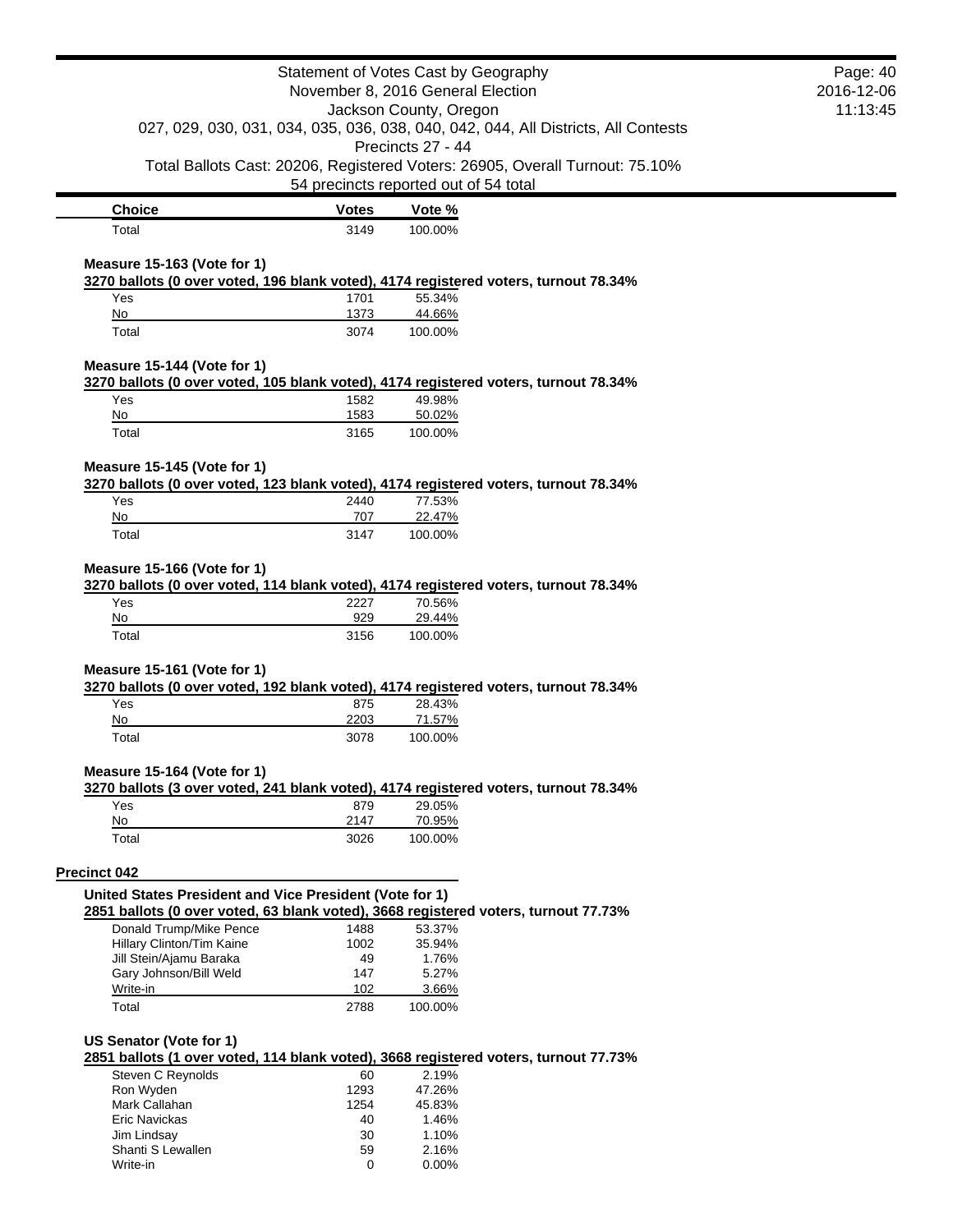| Choice | Votes | Vote % |
|---|---|---|
| Total | 3149 | 100.00% |

**Measure 15-163 (Vote for 1)**

**3270 ballots (0 over voted, 196 blank voted), 4174 registered voters, turnout 78.34%**

| Choice | Votes | Vote % |
|---|---|---|
| Yes | 1701 | 55.34% |
| No | 1373 | 44.66% |
| Total | 3074 | 100.00% |

**Measure 15-144 (Vote for 1)**

**3270 ballots (0 over voted, 105 blank voted), 4174 registered voters, turnout 78.34%**

| Choice | Votes | Vote % |
|---|---|---|
| Yes | 1582 | 49.98% |
| No | 1583 | 50.02% |
| Total | 3165 | 100.00% |

**Measure 15-145 (Vote for 1)**

**3270 ballots (0 over voted, 123 blank voted), 4174 registered voters, turnout 78.34%**

| Choice | Votes | Vote % |
|---|---|---|
| Yes | 2440 | 77.53% |
| No | 707 | 22.47% |
| Total | 3147 | 100.00% |

**Measure 15-166 (Vote for 1)**

**3270 ballots (0 over voted, 114 blank voted), 4174 registered voters, turnout 78.34%**

| Choice | Votes | Vote % |
|---|---|---|
| Yes | 2227 | 70.56% |
| No | 929 | 29.44% |
| Total | 3156 | 100.00% |

**Measure 15-161 (Vote for 1)**

**3270 ballots (0 over voted, 192 blank voted), 4174 registered voters, turnout 78.34%**

| Choice | Votes | Vote % |
|---|---|---|
| Yes | 875 | 28.43% |
| No | 2203 | 71.57% |
| Total | 3078 | 100.00% |

**Measure 15-164 (Vote for 1)**

**3270 ballots (3 over voted, 241 blank voted), 4174 registered voters, turnout 78.34%**

| Choice | Votes | Vote % |
|---|---|---|
| Yes | 879 | 29.05% |
| No | 2147 | 70.95% |
| Total | 3026 | 100.00% |

## Precinct 042

**United States President and Vice President (Vote for 1)**

**2851 ballots (0 over voted, 63 blank voted), 3668 registered voters, turnout 77.73%**

| Choice | Votes | Vote % |
|---|---|---|
| Donald Trump/Mike Pence | 1488 | 53.37% |
| Hillary Clinton/Tim Kaine | 1002 | 35.94% |
| Jill Stein/Ajamu Baraka | 49 | 1.76% |
| Gary Johnson/Bill Weld | 147 | 5.27% |
| Write-in | 102 | 3.66% |
| Total | 2788 | 100.00% |

**US Senator (Vote for 1)**

**2851 ballots (1 over voted, 114 blank voted), 3668 registered voters, turnout 77.73%**

| Choice | Votes | Vote % |
|---|---|---|
| Steven C Reynolds | 60 | 2.19% |
| Ron Wyden | 1293 | 47.26% |
| Mark Callahan | 1254 | 45.83% |
| Eric Navickas | 40 | 1.46% |
| Jim Lindsay | 30 | 1.10% |
| Shanti S Lewallen | 59 | 2.16% |
| Write-in | 0 | 0.00% |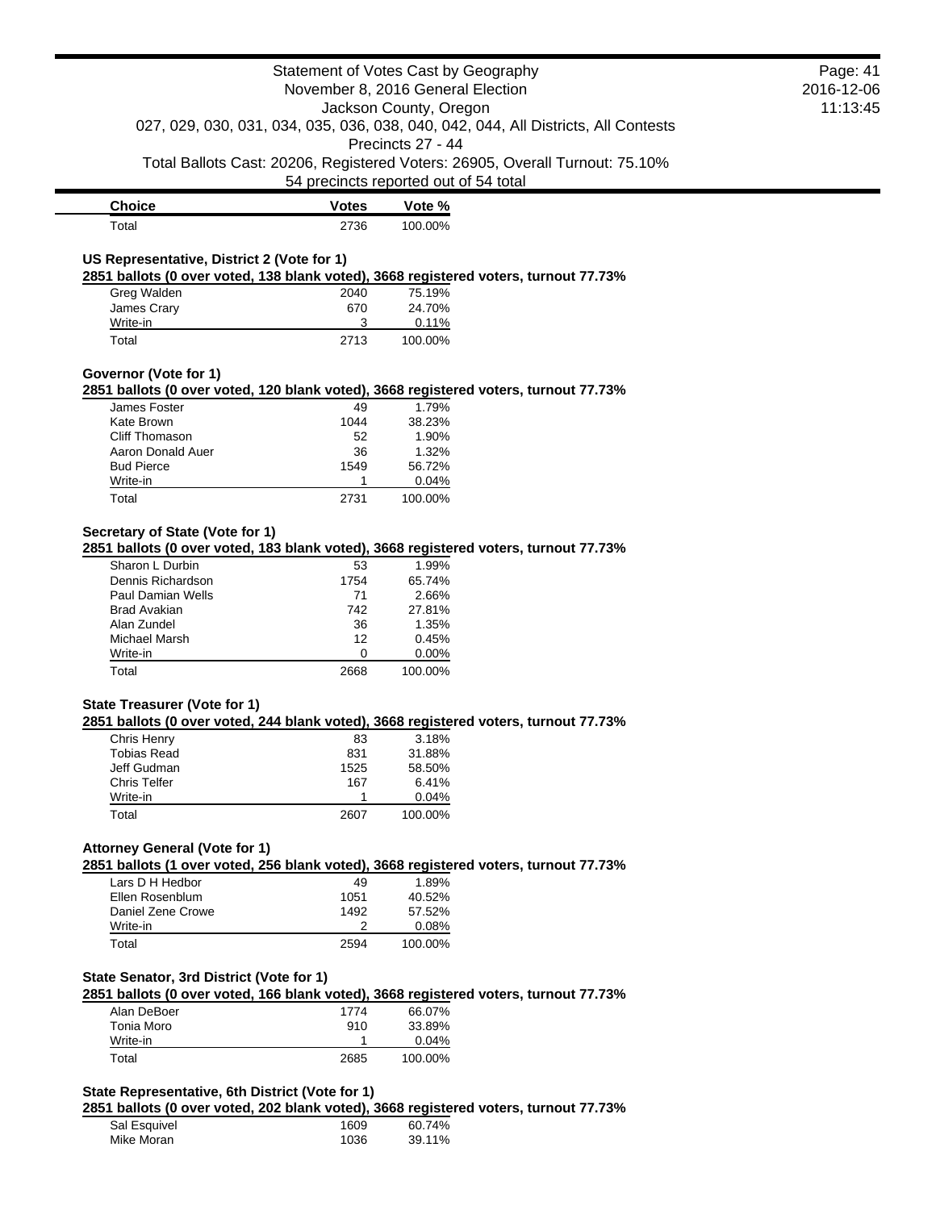| Choice | Votes | Vote % |
| --- | --- | --- |
| Total | 2736 | 100.00% |

### US Representative, District 2 (Vote for 1)

**2851 ballots (0 over voted, 138 blank voted), 3668 registered voters, turnout 77.73%**

| Choice | Votes | Vote % |
| --- | --- | --- |
| Greg Walden | 2040 | 75.19% |
| James Crary | 670 | 24.70% |
| Write-in | 3 | 0.11% |
| Total | 2713 | 100.00% |

### Governor (Vote for 1)

**2851 ballots (0 over voted, 120 blank voted), 3668 registered voters, turnout 77.73%**

| Choice | Votes | Vote % |
| --- | --- | --- |
| James Foster | 49 | 1.79% |
| Kate Brown | 1044 | 38.23% |
| Cliff Thomason | 52 | 1.90% |
| Aaron Donald Auer | 36 | 1.32% |
| Bud Pierce | 1549 | 56.72% |
| Write-in | 1 | 0.04% |
| Total | 2731 | 100.00% |

### Secretary of State (Vote for 1)

**2851 ballots (0 over voted, 183 blank voted), 3668 registered voters, turnout 77.73%**

| Choice | Votes | Vote % |
| --- | --- | --- |
| Sharon L Durbin | 53 | 1.99% |
| Dennis Richardson | 1754 | 65.74% |
| Paul Damian Wells | 71 | 2.66% |
| Brad Avakian | 742 | 27.81% |
| Alan Zundel | 36 | 1.35% |
| Michael Marsh | 12 | 0.45% |
| Write-in | 0 | 0.00% |
| Total | 2668 | 100.00% |

### State Treasurer (Vote for 1)

**2851 ballots (0 over voted, 244 blank voted), 3668 registered voters, turnout 77.73%**

| Choice | Votes | Vote % |
| --- | --- | --- |
| Chris Henry | 83 | 3.18% |
| Tobias Read | 831 | 31.88% |
| Jeff Gudman | 1525 | 58.50% |
| Chris Telfer | 167 | 6.41% |
| Write-in | 1 | 0.04% |
| Total | 2607 | 100.00% |

### Attorney General (Vote for 1)

**2851 ballots (1 over voted, 256 blank voted), 3668 registered voters, turnout 77.73%**

| Choice | Votes | Vote % |
| --- | --- | --- |
| Lars D H Hedbor | 49 | 1.89% |
| Ellen Rosenblum | 1051 | 40.52% |
| Daniel Zene Crowe | 1492 | 57.52% |
| Write-in | 2 | 0.08% |
| Total | 2594 | 100.00% |

### State Senator, 3rd District (Vote for 1)

**2851 ballots (0 over voted, 166 blank voted), 3668 registered voters, turnout 77.73%**

| Choice | Votes | Vote % |
| --- | --- | --- |
| Alan DeBoer | 1774 | 66.07% |
| Tonia Moro | 910 | 33.89% |
| Write-in | 1 | 0.04% |
| Total | 2685 | 100.00% |

### State Representative, 6th District (Vote for 1)

**2851 ballots (0 over voted, 202 blank voted), 3668 registered voters, turnout 77.73%**

| Choice | Votes | Vote % |
| --- | --- | --- |
| Sal Esquivel | 1609 | 60.74% |
| Mike Moran | 1036 | 39.11% |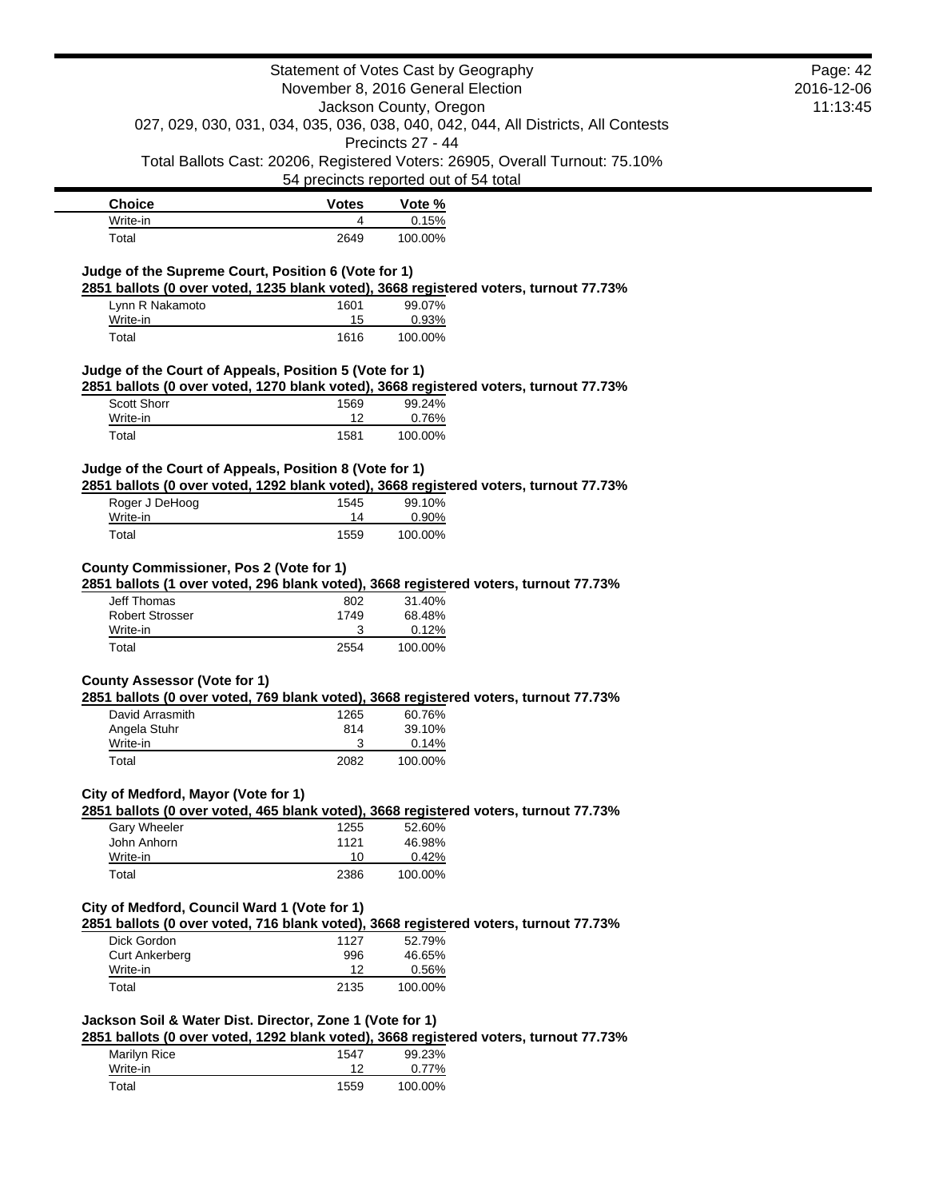| Choice | Votes | Vote % |
|---|---|---|
| Write-in | 4 | 0.15% |
| Total | 2649 | 100.00% |

### Judge of the Supreme Court, Position 6 (Vote for 1)

**2851 ballots (0 over voted, 1235 blank voted), 3668 registered voters, turnout 77.73%**

| Choice | Votes | Vote % |
|---|---|---|
| Lynn R Nakamoto | 1601 | 99.07% |
| Write-in | 15 | 0.93% |
| Total | 1616 | 100.00% |

### Judge of the Court of Appeals, Position 5 (Vote for 1)

**2851 ballots (0 over voted, 1270 blank voted), 3668 registered voters, turnout 77.73%**

| Choice | Votes | Vote % |
|---|---|---|
| Scott Shorr | 1569 | 99.24% |
| Write-in | 12 | 0.76% |
| Total | 1581 | 100.00% |

### Judge of the Court of Appeals, Position 8 (Vote for 1)

**2851 ballots (0 over voted, 1292 blank voted), 3668 registered voters, turnout 77.73%**

| Choice | Votes | Vote % |
|---|---|---|
| Roger J DeHoog | 1545 | 99.10% |
| Write-in | 14 | 0.90% |
| Total | 1559 | 100.00% |

### County Commissioner, Pos 2 (Vote for 1)

**2851 ballots (1 over voted, 296 blank voted), 3668 registered voters, turnout 77.73%**

| Choice | Votes | Vote % |
|---|---|---|
| Jeff Thomas | 802 | 31.40% |
| Robert Strosser | 1749 | 68.48% |
| Write-in | 3 | 0.12% |
| Total | 2554 | 100.00% |

### County Assessor (Vote for 1)

**2851 ballots (0 over voted, 769 blank voted), 3668 registered voters, turnout 77.73%**

| Choice | Votes | Vote % |
|---|---|---|
| David Arrasmith | 1265 | 60.76% |
| Angela Stuhr | 814 | 39.10% |
| Write-in | 3 | 0.14% |
| Total | 2082 | 100.00% |

### City of Medford, Mayor (Vote for 1)

**2851 ballots (0 over voted, 465 blank voted), 3668 registered voters, turnout 77.73%**

| Choice | Votes | Vote % |
|---|---|---|
| Gary Wheeler | 1255 | 52.60% |
| John Anhorn | 1121 | 46.98% |
| Write-in | 10 | 0.42% |
| Total | 2386 | 100.00% |

### City of Medford, Council Ward 1 (Vote for 1)

**2851 ballots (0 over voted, 716 blank voted), 3668 registered voters, turnout 77.73%**

| Choice | Votes | Vote % |
|---|---|---|
| Dick Gordon | 1127 | 52.79% |
| Curt Ankerberg | 996 | 46.65% |
| Write-in | 12 | 0.56% |
| Total | 2135 | 100.00% |

### Jackson Soil & Water Dist. Director, Zone 1 (Vote for 1)

**2851 ballots (0 over voted, 1292 blank voted), 3668 registered voters, turnout 77.73%**

| Choice | Votes | Vote % |
|---|---|---|
| Marilyn Rice | 1547 | 99.23% |
| Write-in | 12 | 0.77% |
| Total | 1559 | 100.00% |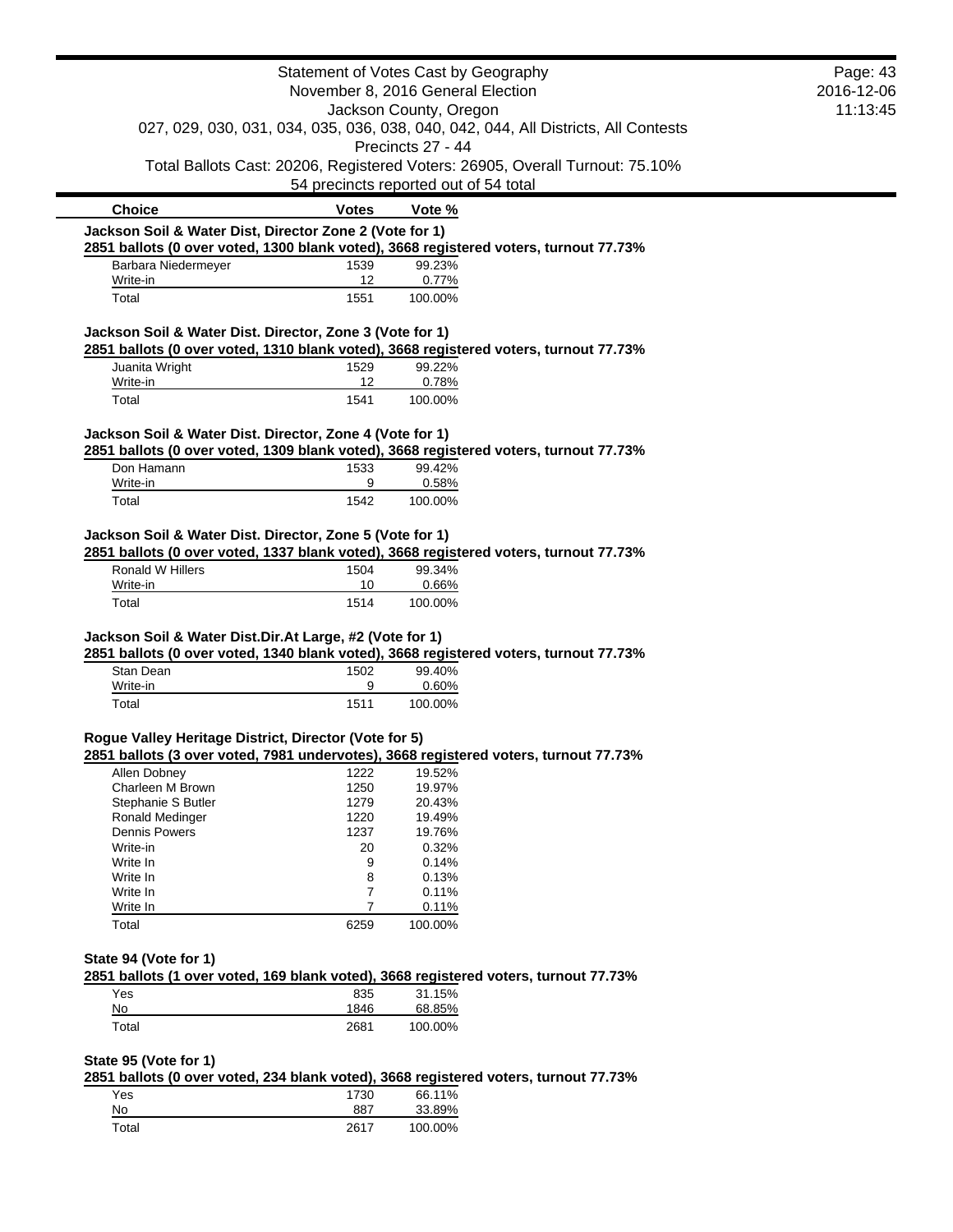Statement of Votes Cast by Geography
November 8, 2016 General Election
Jackson County, Oregon
027, 029, 030, 031, 034, 035, 036, 038, 040, 042, 044, All Districts, All Contests
Precincts 27 - 44
Total Ballots Cast: 20206, Registered Voters: 26905, Overall Turnout: 75.10%
54 precincts reported out of 54 total

### Jackson Soil & Water Dist, Director Zone 2 (Vote for 1)

**2851 ballots (0 over voted, 1300 blank voted), 3668 registered voters, turnout 77.73%**

| Choice | Votes | Vote % |
|---|---|---|
| Barbara Niedermeyer | 1539 | 99.23% |
| Write-in | 12 | 0.77% |
| Total | 1551 | 100.00% |

### Jackson Soil & Water Dist. Director, Zone 3 (Vote for 1)

**2851 ballots (0 over voted, 1310 blank voted), 3668 registered voters, turnout 77.73%**

| Choice | Votes | Vote % |
|---|---|---|
| Juanita Wright | 1529 | 99.22% |
| Write-in | 12 | 0.78% |
| Total | 1541 | 100.00% |

### Jackson Soil & Water Dist. Director, Zone 4 (Vote for 1)

**2851 ballots (0 over voted, 1309 blank voted), 3668 registered voters, turnout 77.73%**

| Choice | Votes | Vote % |
|---|---|---|
| Don Hamann | 1533 | 99.42% |
| Write-in | 9 | 0.58% |
| Total | 1542 | 100.00% |

### Jackson Soil & Water Dist. Director, Zone 5 (Vote for 1)

**2851 ballots (0 over voted, 1337 blank voted), 3668 registered voters, turnout 77.73%**

| Choice | Votes | Vote % |
|---|---|---|
| Ronald W Hillers | 1504 | 99.34% |
| Write-in | 10 | 0.66% |
| Total | 1514 | 100.00% |

### Jackson Soil & Water Dist.Dir.At Large, #2 (Vote for 1)

**2851 ballots (0 over voted, 1340 blank voted), 3668 registered voters, turnout 77.73%**

| Choice | Votes | Vote % |
|---|---|---|
| Stan Dean | 1502 | 99.40% |
| Write-in | 9 | 0.60% |
| Total | 1511 | 100.00% |

### Rogue Valley Heritage District, Director (Vote for 5)

**2851 ballots (3 over voted, 7981 undervotes), 3668 registered voters, turnout 77.73%**

| Choice | Votes | Vote % |
|---|---|---|
| Allen Dobney | 1222 | 19.52% |
| Charleen M Brown | 1250 | 19.97% |
| Stephanie S Butler | 1279 | 20.43% |
| Ronald Medinger | 1220 | 19.49% |
| Dennis Powers | 1237 | 19.76% |
| Write-in | 20 | 0.32% |
| Write In | 9 | 0.14% |
| Write In | 8 | 0.13% |
| Write In | 7 | 0.11% |
| Write In | 7 | 0.11% |
| Total | 6259 | 100.00% |

### State 94 (Vote for 1)

**2851 ballots (1 over voted, 169 blank voted), 3668 registered voters, turnout 77.73%**

| Choice | Votes | Vote % |
|---|---|---|
| Yes | 835 | 31.15% |
| No | 1846 | 68.85% |
| Total | 2681 | 100.00% |

### State 95 (Vote for 1)

**2851 ballots (0 over voted, 234 blank voted), 3668 registered voters, turnout 77.73%**

| Choice | Votes | Vote % |
|---|---|---|
| Yes | 1730 | 66.11% |
| No | 887 | 33.89% |
| Total | 2617 | 100.00% |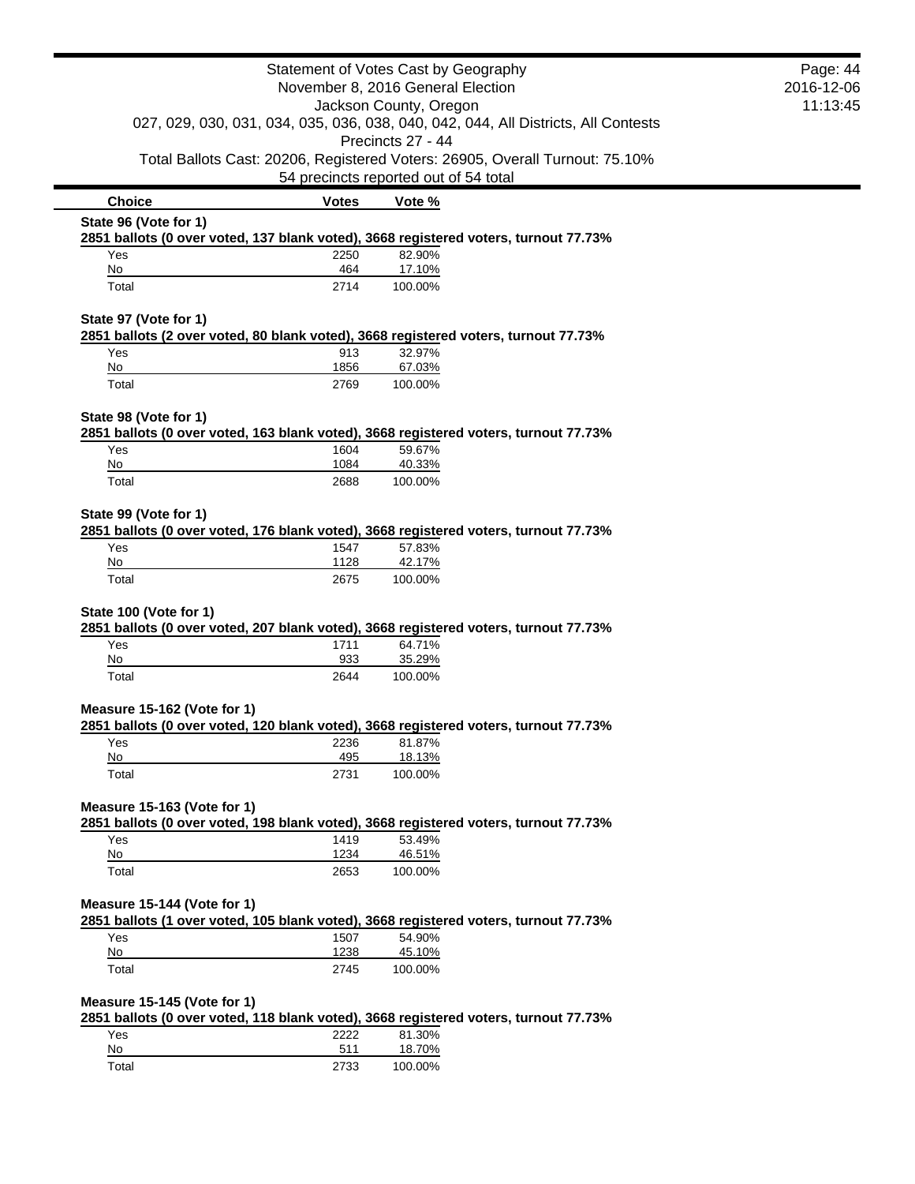Statement of Votes Cast by Geography
November 8, 2016 General Election
Jackson County, Oregon
027, 029, 030, 031, 034, 035, 036, 038, 040, 042, 044, All Districts, All Contests
Precincts 27 - 44
Total Ballots Cast: 20206, Registered Voters: 26905, Overall Turnout: 75.10%
54 precincts reported out of 54 total

| Choice | Votes | Vote % |
|---|---|---|

**State 96 (Vote for 1)**

**2851 ballots (0 over voted, 137 blank voted), 3668 registered voters, turnout 77.73%**

| Choice | Votes | Vote % |
|---|---|---|
| Yes | 2250 | 82.90% |
| No | 464 | 17.10% |
| Total | 2714 | 100.00% |

**State 97 (Vote for 1)**

**2851 ballots (2 over voted, 80 blank voted), 3668 registered voters, turnout 77.73%**

| Choice | Votes | Vote % |
|---|---|---|
| Yes | 913 | 32.97% |
| No | 1856 | 67.03% |
| Total | 2769 | 100.00% |

**State 98 (Vote for 1)**

**2851 ballots (0 over voted, 163 blank voted), 3668 registered voters, turnout 77.73%**

| Choice | Votes | Vote % |
|---|---|---|
| Yes | 1604 | 59.67% |
| No | 1084 | 40.33% |
| Total | 2688 | 100.00% |

**State 99 (Vote for 1)**

**2851 ballots (0 over voted, 176 blank voted), 3668 registered voters, turnout 77.73%**

| Choice | Votes | Vote % |
|---|---|---|
| Yes | 1547 | 57.83% |
| No | 1128 | 42.17% |
| Total | 2675 | 100.00% |

**State 100 (Vote for 1)**

**2851 ballots (0 over voted, 207 blank voted), 3668 registered voters, turnout 77.73%**

| Choice | Votes | Vote % |
|---|---|---|
| Yes | 1711 | 64.71% |
| No | 933 | 35.29% |
| Total | 2644 | 100.00% |

**Measure 15-162 (Vote for 1)**

**2851 ballots (0 over voted, 120 blank voted), 3668 registered voters, turnout 77.73%**

| Choice | Votes | Vote % |
|---|---|---|
| Yes | 2236 | 81.87% |
| No | 495 | 18.13% |
| Total | 2731 | 100.00% |

**Measure 15-163 (Vote for 1)**

**2851 ballots (0 over voted, 198 blank voted), 3668 registered voters, turnout 77.73%**

| Choice | Votes | Vote % |
|---|---|---|
| Yes | 1419 | 53.49% |
| No | 1234 | 46.51% |
| Total | 2653 | 100.00% |

**Measure 15-144 (Vote for 1)**

**2851 ballots (1 over voted, 105 blank voted), 3668 registered voters, turnout 77.73%**

| Choice | Votes | Vote % |
|---|---|---|
| Yes | 1507 | 54.90% |
| No | 1238 | 45.10% |
| Total | 2745 | 100.00% |

**Measure 15-145 (Vote for 1)**

**2851 ballots (0 over voted, 118 blank voted), 3668 registered voters, turnout 77.73%**

| Choice | Votes | Vote % |
|---|---|---|
| Yes | 2222 | 81.30% |
| No | 511 | 18.70% |
| Total | 2733 | 100.00% |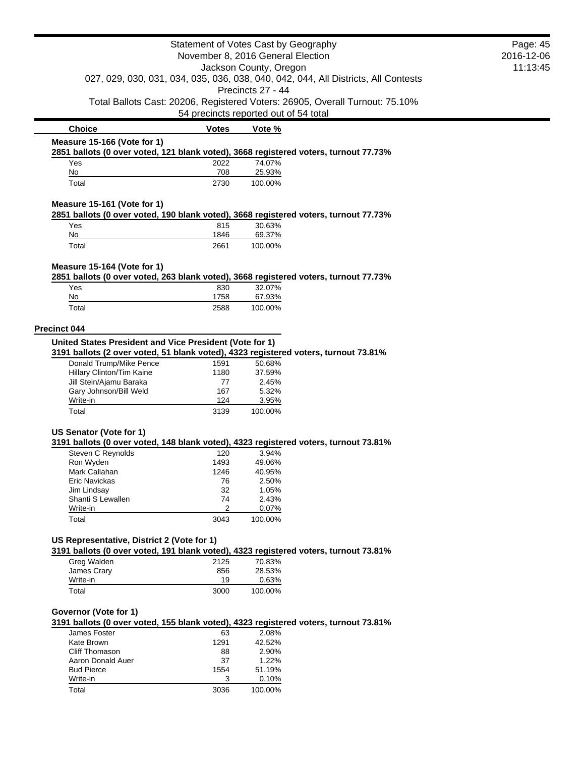Statement of Votes Cast by Geography
November 8, 2016 General Election
Jackson County, Oregon
027, 029, 030, 031, 034, 035, 036, 038, 040, 042, 044, All Districts, All Contests
Precincts 27 - 44
Total Ballots Cast: 20206, Registered Voters: 26905, Overall Turnout: 75.10%
54 precincts reported out of 54 total

| Choice | Votes | Vote % |
|---|---|---|

**Measure 15-166 (Vote for 1)**

**2851 ballots (0 over voted, 121 blank voted), 3668 registered voters, turnout 77.73%**

| Choice | Votes | Vote % |
|---|---|---|
| Yes | 2022 | 74.07% |
| No | 708 | 25.93% |
| Total | 2730 | 100.00% |

**Measure 15-161 (Vote for 1)**

**2851 ballots (0 over voted, 190 blank voted), 3668 registered voters, turnout 77.73%**

| Choice | Votes | Vote % |
|---|---|---|
| Yes | 815 | 30.63% |
| No | 1846 | 69.37% |
| Total | 2661 | 100.00% |

**Measure 15-164 (Vote for 1)**

**2851 ballots (0 over voted, 263 blank voted), 3668 registered voters, turnout 77.73%**

| Choice | Votes | Vote % |
|---|---|---|
| Yes | 830 | 32.07% |
| No | 1758 | 67.93% |
| Total | 2588 | 100.00% |

## Precinct 044

**United States President and Vice President (Vote for 1)**

**3191 ballots (2 over voted, 51 blank voted), 4323 registered voters, turnout 73.81%**

| Choice | Votes | Vote % |
|---|---|---|
| Donald Trump/Mike Pence | 1591 | 50.68% |
| Hillary Clinton/Tim Kaine | 1180 | 37.59% |
| Jill Stein/Ajamu Baraka | 77 | 2.45% |
| Gary Johnson/Bill Weld | 167 | 5.32% |
| Write-in | 124 | 3.95% |
| Total | 3139 | 100.00% |

**US Senator (Vote for 1)**

**3191 ballots (0 over voted, 148 blank voted), 4323 registered voters, turnout 73.81%**

| Choice | Votes | Vote % |
|---|---|---|
| Steven C Reynolds | 120 | 3.94% |
| Ron Wyden | 1493 | 49.06% |
| Mark Callahan | 1246 | 40.95% |
| Eric Navickas | 76 | 2.50% |
| Jim Lindsay | 32 | 1.05% |
| Shanti S Lewallen | 74 | 2.43% |
| Write-in | 2 | 0.07% |
| Total | 3043 | 100.00% |

**US Representative, District 2 (Vote for 1)**

**3191 ballots (0 over voted, 191 blank voted), 4323 registered voters, turnout 73.81%**

| Choice | Votes | Vote % |
|---|---|---|
| Greg Walden | 2125 | 70.83% |
| James Crary | 856 | 28.53% |
| Write-in | 19 | 0.63% |
| Total | 3000 | 100.00% |

**Governor (Vote for 1)**

**3191 ballots (0 over voted, 155 blank voted), 4323 registered voters, turnout 73.81%**

| Choice | Votes | Vote % |
|---|---|---|
| James Foster | 63 | 2.08% |
| Kate Brown | 1291 | 42.52% |
| Cliff Thomason | 88 | 2.90% |
| Aaron Donald Auer | 37 | 1.22% |
| Bud Pierce | 1554 | 51.19% |
| Write-in | 3 | 0.10% |
| Total | 3036 | 100.00% |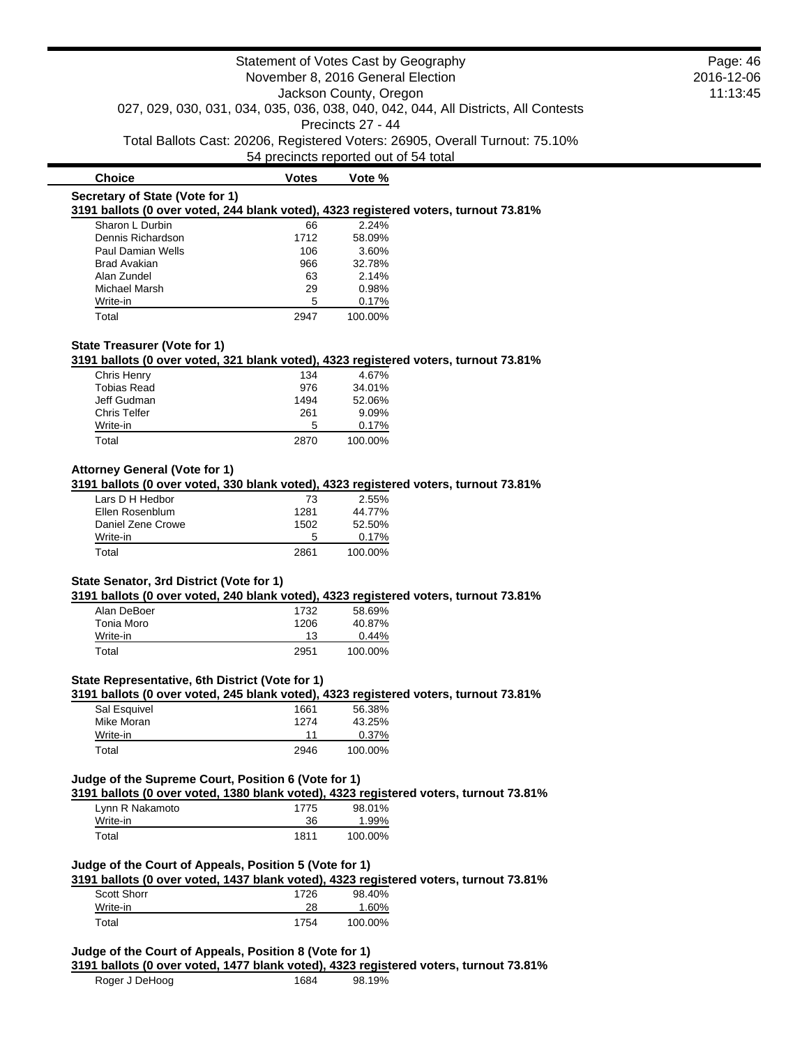Statement of Votes Cast by Geography
November 8, 2016 General Election
Jackson County, Oregon
027, 029, 030, 031, 034, 035, 036, 038, 040, 042, 044, All Districts, All Contests
Precincts 27 - 44
Total Ballots Cast: 20206, Registered Voters: 26905, Overall Turnout: 75.10%
54 precincts reported out of 54 total

### Secretary of State (Vote for 1)

**3191 ballots (0 over voted, 244 blank voted), 4323 registered voters, turnout 73.81%**

| Choice | Votes | Vote % |
|---|---|---|
| Sharon L Durbin | 66 | 2.24% |
| Dennis Richardson | 1712 | 58.09% |
| Paul Damian Wells | 106 | 3.60% |
| Brad Avakian | 966 | 32.78% |
| Alan Zundel | 63 | 2.14% |
| Michael Marsh | 29 | 0.98% |
| Write-in | 5 | 0.17% |
| Total | 2947 | 100.00% |

### State Treasurer (Vote for 1)

**3191 ballots (0 over voted, 321 blank voted), 4323 registered voters, turnout 73.81%**

| Choice | Votes | Vote % |
|---|---|---|
| Chris Henry | 134 | 4.67% |
| Tobias Read | 976 | 34.01% |
| Jeff Gudman | 1494 | 52.06% |
| Chris Telfer | 261 | 9.09% |
| Write-in | 5 | 0.17% |
| Total | 2870 | 100.00% |

### Attorney General (Vote for 1)

**3191 ballots (0 over voted, 330 blank voted), 4323 registered voters, turnout 73.81%**

| Choice | Votes | Vote % |
|---|---|---|
| Lars D H Hedbor | 73 | 2.55% |
| Ellen Rosenblum | 1281 | 44.77% |
| Daniel Zene Crowe | 1502 | 52.50% |
| Write-in | 5 | 0.17% |
| Total | 2861 | 100.00% |

### State Senator, 3rd District (Vote for 1)

**3191 ballots (0 over voted, 240 blank voted), 4323 registered voters, turnout 73.81%**

| Choice | Votes | Vote % |
|---|---|---|
| Alan DeBoer | 1732 | 58.69% |
| Tonia Moro | 1206 | 40.87% |
| Write-in | 13 | 0.44% |
| Total | 2951 | 100.00% |

### State Representative, 6th District (Vote for 1)

**3191 ballots (0 over voted, 245 blank voted), 4323 registered voters, turnout 73.81%**

| Choice | Votes | Vote % |
|---|---|---|
| Sal Esquivel | 1661 | 56.38% |
| Mike Moran | 1274 | 43.25% |
| Write-in | 11 | 0.37% |
| Total | 2946 | 100.00% |

### Judge of the Supreme Court, Position 6 (Vote for 1)

**3191 ballots (0 over voted, 1380 blank voted), 4323 registered voters, turnout 73.81%**

| Choice | Votes | Vote % |
|---|---|---|
| Lynn R Nakamoto | 1775 | 98.01% |
| Write-in | 36 | 1.99% |
| Total | 1811 | 100.00% |

### Judge of the Court of Appeals, Position 5 (Vote for 1)

**3191 ballots (0 over voted, 1437 blank voted), 4323 registered voters, turnout 73.81%**

| Choice | Votes | Vote % |
|---|---|---|
| Scott Shorr | 1726 | 98.40% |
| Write-in | 28 | 1.60% |
| Total | 1754 | 100.00% |

### Judge of the Court of Appeals, Position 8 (Vote for 1)

**3191 ballots (0 over voted, 1477 blank voted), 4323 registered voters, turnout 73.81%**

| Choice | Votes | Vote % |
|---|---|---|
| Roger J DeHoog | 1684 | 98.19% |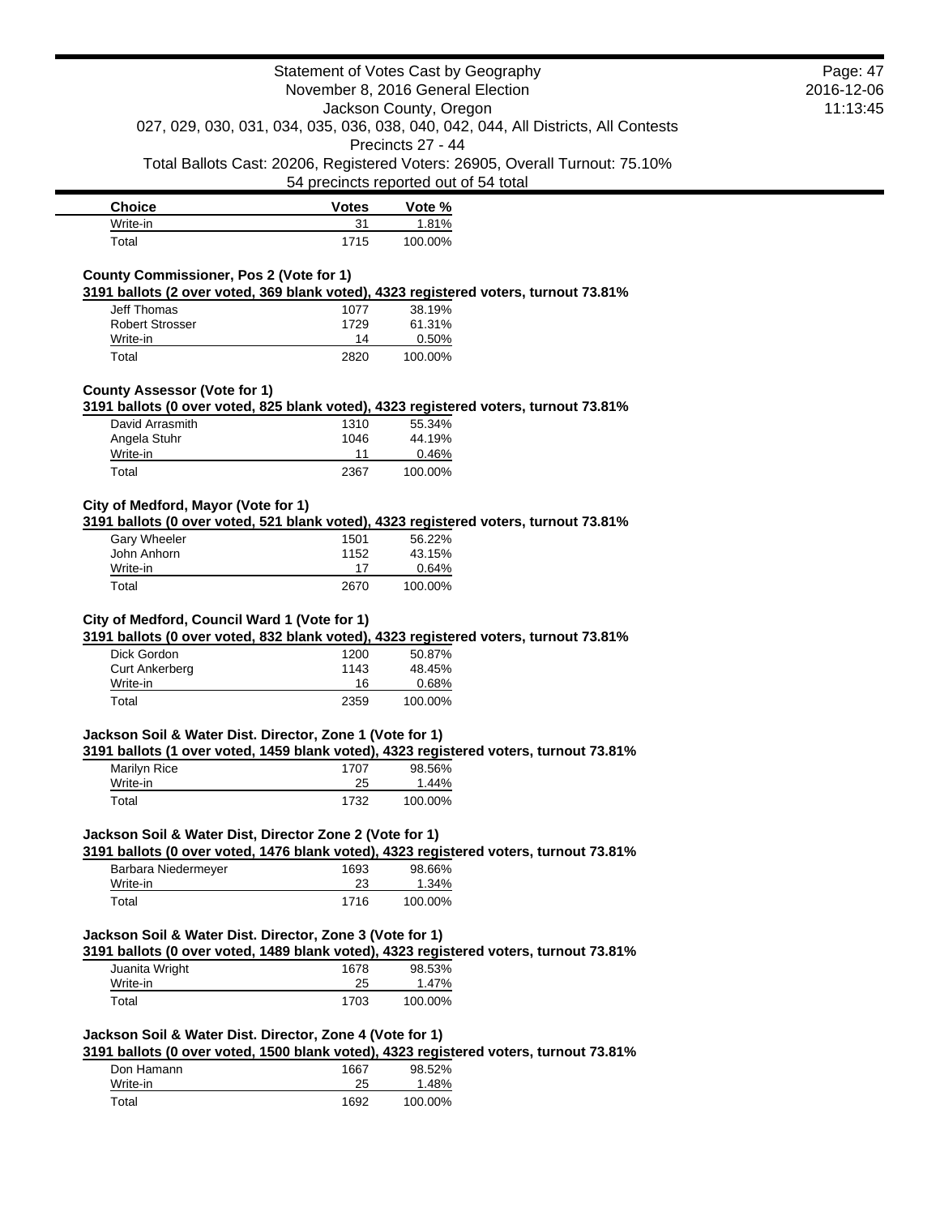| Choice | Votes | Vote % |
| --- | --- | --- |
| Write-in | 31 | 1.81% |
| Total | 1715 | 100.00% |

**County Commissioner, Pos 2 (Vote for 1)**

**3191 ballots (2 over voted, 369 blank voted), 4323 registered voters, turnout 73.81%**

| Choice | Votes | Vote % |
| --- | --- | --- |
| Jeff Thomas | 1077 | 38.19% |
| Robert Strosser | 1729 | 61.31% |
| Write-in | 14 | 0.50% |
| Total | 2820 | 100.00% |

**County Assessor (Vote for 1)**

**3191 ballots (0 over voted, 825 blank voted), 4323 registered voters, turnout 73.81%**

| Choice | Votes | Vote % |
| --- | --- | --- |
| David Arrasmith | 1310 | 55.34% |
| Angela Stuhr | 1046 | 44.19% |
| Write-in | 11 | 0.46% |
| Total | 2367 | 100.00% |

**City of Medford, Mayor (Vote for 1)**

**3191 ballots (0 over voted, 521 blank voted), 4323 registered voters, turnout 73.81%**

| Choice | Votes | Vote % |
| --- | --- | --- |
| Gary Wheeler | 1501 | 56.22% |
| John Anhorn | 1152 | 43.15% |
| Write-in | 17 | 0.64% |
| Total | 2670 | 100.00% |

**City of Medford, Council Ward 1 (Vote for 1)**

**3191 ballots (0 over voted, 832 blank voted), 4323 registered voters, turnout 73.81%**

| Choice | Votes | Vote % |
| --- | --- | --- |
| Dick Gordon | 1200 | 50.87% |
| Curt Ankerberg | 1143 | 48.45% |
| Write-in | 16 | 0.68% |
| Total | 2359 | 100.00% |

**Jackson Soil & Water Dist. Director, Zone 1 (Vote for 1)**

**3191 ballots (1 over voted, 1459 blank voted), 4323 registered voters, turnout 73.81%**

| Choice | Votes | Vote % |
| --- | --- | --- |
| Marilyn Rice | 1707 | 98.56% |
| Write-in | 25 | 1.44% |
| Total | 1732 | 100.00% |

**Jackson Soil & Water Dist, Director Zone 2 (Vote for 1)**

**3191 ballots (0 over voted, 1476 blank voted), 4323 registered voters, turnout 73.81%**

| Choice | Votes | Vote % |
| --- | --- | --- |
| Barbara Niedermeyer | 1693 | 98.66% |
| Write-in | 23 | 1.34% |
| Total | 1716 | 100.00% |

**Jackson Soil & Water Dist. Director, Zone 3 (Vote for 1)**

**3191 ballots (0 over voted, 1489 blank voted), 4323 registered voters, turnout 73.81%**

| Choice | Votes | Vote % |
| --- | --- | --- |
| Juanita Wright | 1678 | 98.53% |
| Write-in | 25 | 1.47% |
| Total | 1703 | 100.00% |

**Jackson Soil & Water Dist. Director, Zone 4 (Vote for 1)**

**3191 ballots (0 over voted, 1500 blank voted), 4323 registered voters, turnout 73.81%**

| Choice | Votes | Vote % |
| --- | --- | --- |
| Don Hamann | 1667 | 98.52% |
| Write-in | 25 | 1.48% |
| Total | 1692 | 100.00% |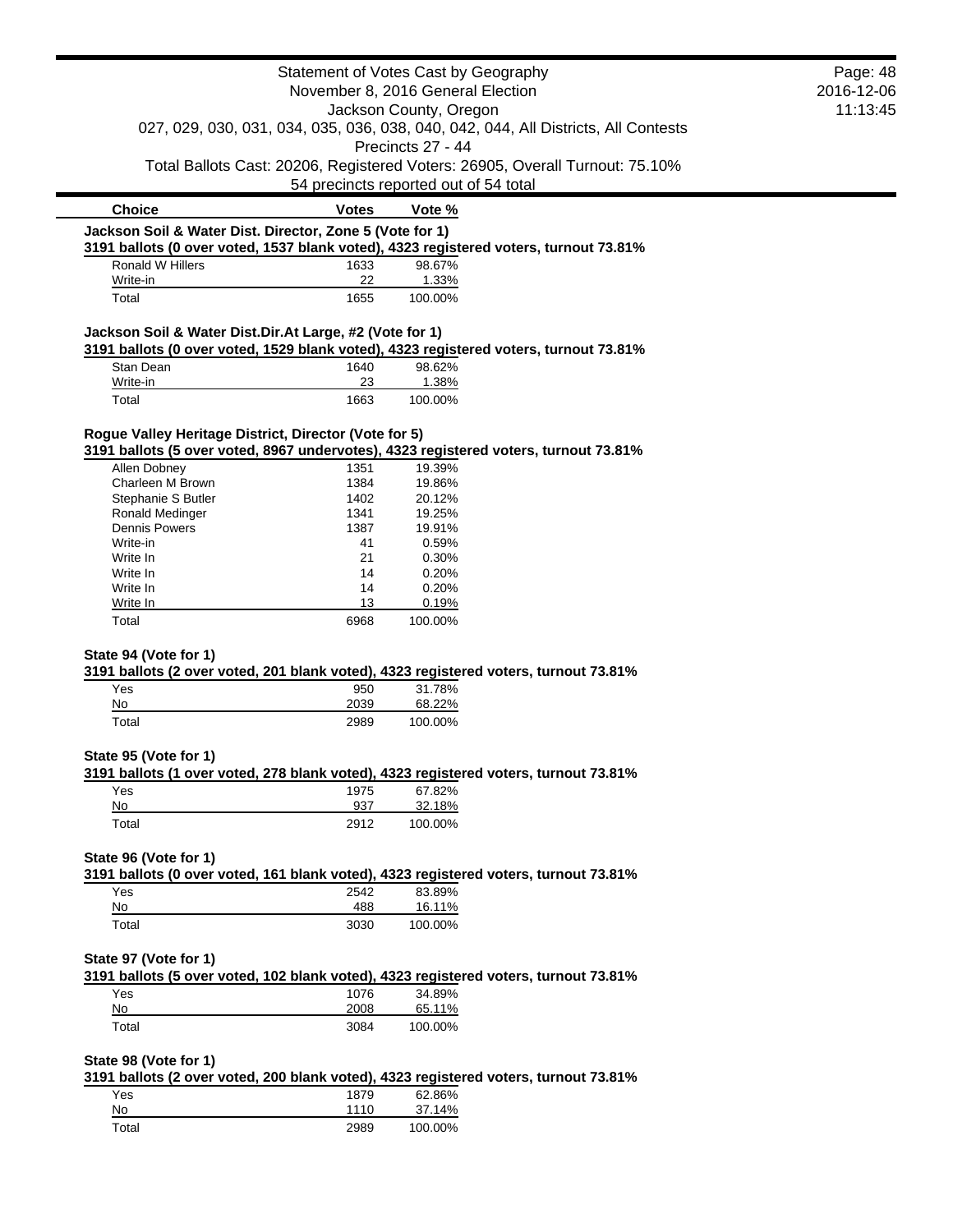Statement of Votes Cast by Geography
November 8, 2016 General Election
Jackson County, Oregon
027, 029, 030, 031, 034, 035, 036, 038, 040, 042, 044, All Districts, All Contests
Precincts 27 - 44
Total Ballots Cast: 20206, Registered Voters: 26905, Overall Turnout: 75.10%
54 precincts reported out of 54 total

**Jackson Soil & Water Dist. Director, Zone 5 (Vote for 1)**
**3191 ballots (0 over voted, 1537 blank voted), 4323 registered voters, turnout 73.81%**

| Choice | Votes | Vote % |
|---|---|---|
| Ronald W Hillers | 1633 | 98.67% |
| Write-in | 22 | 1.33% |
| Total | 1655 | 100.00% |

**Jackson Soil & Water Dist.Dir.At Large, #2 (Vote for 1)**
**3191 ballots (0 over voted, 1529 blank voted), 4323 registered voters, turnout 73.81%**

| Choice | Votes | Vote % |
|---|---|---|
| Stan Dean | 1640 | 98.62% |
| Write-in | 23 | 1.38% |
| Total | 1663 | 100.00% |

**Rogue Valley Heritage District, Director (Vote for 5)**
**3191 ballots (5 over voted, 8967 undervotes), 4323 registered voters, turnout 73.81%**

| Choice | Votes | Vote % |
|---|---|---|
| Allen Dobney | 1351 | 19.39% |
| Charleen M Brown | 1384 | 19.86% |
| Stephanie S Butler | 1402 | 20.12% |
| Ronald Medinger | 1341 | 19.25% |
| Dennis Powers | 1387 | 19.91% |
| Write-in | 41 | 0.59% |
| Write In | 21 | 0.30% |
| Write In | 14 | 0.20% |
| Write In | 14 | 0.20% |
| Write In | 13 | 0.19% |
| Total | 6968 | 100.00% |

**State 94 (Vote for 1)**
**3191 ballots (2 over voted, 201 blank voted), 4323 registered voters, turnout 73.81%**

| Choice | Votes | Vote % |
|---|---|---|
| Yes | 950 | 31.78% |
| No | 2039 | 68.22% |
| Total | 2989 | 100.00% |

**State 95 (Vote for 1)**
**3191 ballots (1 over voted, 278 blank voted), 4323 registered voters, turnout 73.81%**

| Choice | Votes | Vote % |
|---|---|---|
| Yes | 1975 | 67.82% |
| No | 937 | 32.18% |
| Total | 2912 | 100.00% |

**State 96 (Vote for 1)**
**3191 ballots (0 over voted, 161 blank voted), 4323 registered voters, turnout 73.81%**

| Choice | Votes | Vote % |
|---|---|---|
| Yes | 2542 | 83.89% |
| No | 488 | 16.11% |
| Total | 3030 | 100.00% |

**State 97 (Vote for 1)**
**3191 ballots (5 over voted, 102 blank voted), 4323 registered voters, turnout 73.81%**

| Choice | Votes | Vote % |
|---|---|---|
| Yes | 1076 | 34.89% |
| No | 2008 | 65.11% |
| Total | 3084 | 100.00% |

**State 98 (Vote for 1)**
**3191 ballots (2 over voted, 200 blank voted), 4323 registered voters, turnout 73.81%**

| Choice | Votes | Vote % |
|---|---|---|
| Yes | 1879 | 62.86% |
| No | 1110 | 37.14% |
| Total | 2989 | 100.00% |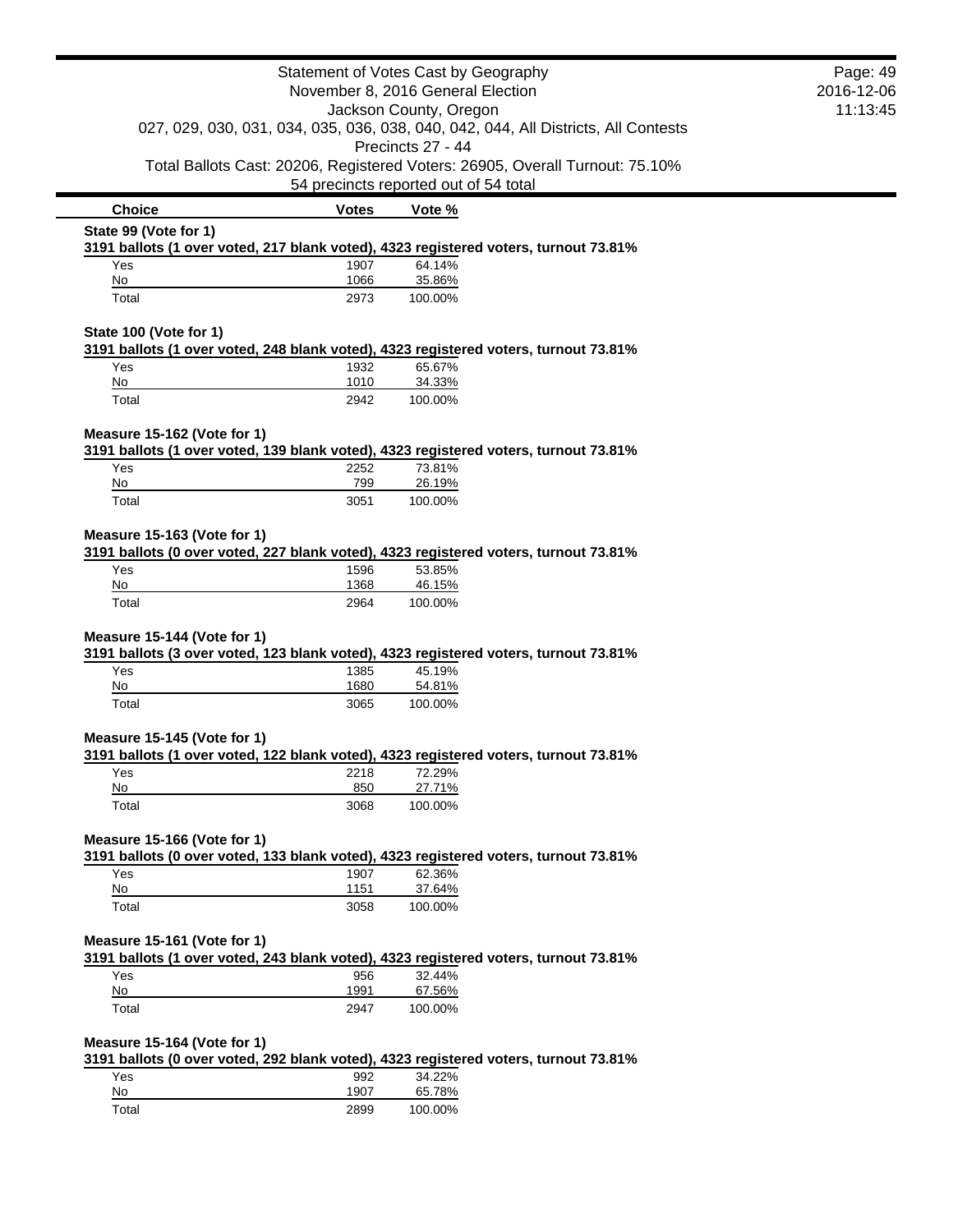Statement of Votes Cast by Geography
November 8, 2016 General Election
Jackson County, Oregon
027, 029, 030, 031, 034, 035, 036, 038, 040, 042, 044, All Districts, All Contests
Precincts 27 - 44
Total Ballots Cast: 20206, Registered Voters: 26905, Overall Turnout: 75.10%
54 precincts reported out of 54 total

| Choice | Votes | Vote % |
|---|---|---|

**State 99 (Vote for 1)**

**3191 ballots (1 over voted, 217 blank voted), 4323 registered voters, turnout 73.81%**

| Choice | Votes | Vote % |
|---|---|---|
| Yes | 1907 | 64.14% |
| No | 1066 | 35.86% |
| Total | 2973 | 100.00% |

**State 100 (Vote for 1)**

**3191 ballots (1 over voted, 248 blank voted), 4323 registered voters, turnout 73.81%**

| Choice | Votes | Vote % |
|---|---|---|
| Yes | 1932 | 65.67% |
| No | 1010 | 34.33% |
| Total | 2942 | 100.00% |

**Measure 15-162 (Vote for 1)**

**3191 ballots (1 over voted, 139 blank voted), 4323 registered voters, turnout 73.81%**

| Choice | Votes | Vote % |
|---|---|---|
| Yes | 2252 | 73.81% |
| No | 799 | 26.19% |
| Total | 3051 | 100.00% |

**Measure 15-163 (Vote for 1)**

**3191 ballots (0 over voted, 227 blank voted), 4323 registered voters, turnout 73.81%**

| Choice | Votes | Vote % |
|---|---|---|
| Yes | 1596 | 53.85% |
| No | 1368 | 46.15% |
| Total | 2964 | 100.00% |

**Measure 15-144 (Vote for 1)**

**3191 ballots (3 over voted, 123 blank voted), 4323 registered voters, turnout 73.81%**

| Choice | Votes | Vote % |
|---|---|---|
| Yes | 1385 | 45.19% |
| No | 1680 | 54.81% |
| Total | 3065 | 100.00% |

**Measure 15-145 (Vote for 1)**

**3191 ballots (1 over voted, 122 blank voted), 4323 registered voters, turnout 73.81%**

| Choice | Votes | Vote % |
|---|---|---|
| Yes | 2218 | 72.29% |
| No | 850 | 27.71% |
| Total | 3068 | 100.00% |

**Measure 15-166 (Vote for 1)**

**3191 ballots (0 over voted, 133 blank voted), 4323 registered voters, turnout 73.81%**

| Choice | Votes | Vote % |
|---|---|---|
| Yes | 1907 | 62.36% |
| No | 1151 | 37.64% |
| Total | 3058 | 100.00% |

**Measure 15-161 (Vote for 1)**

**3191 ballots (1 over voted, 243 blank voted), 4323 registered voters, turnout 73.81%**

| Choice | Votes | Vote % |
|---|---|---|
| Yes | 956 | 32.44% |
| No | 1991 | 67.56% |
| Total | 2947 | 100.00% |

**Measure 15-164 (Vote for 1)**

**3191 ballots (0 over voted, 292 blank voted), 4323 registered voters, turnout 73.81%**

| Choice | Votes | Vote % |
|---|---|---|
| Yes | 992 | 34.22% |
| No | 1907 | 65.78% |
| Total | 2899 | 100.00% |